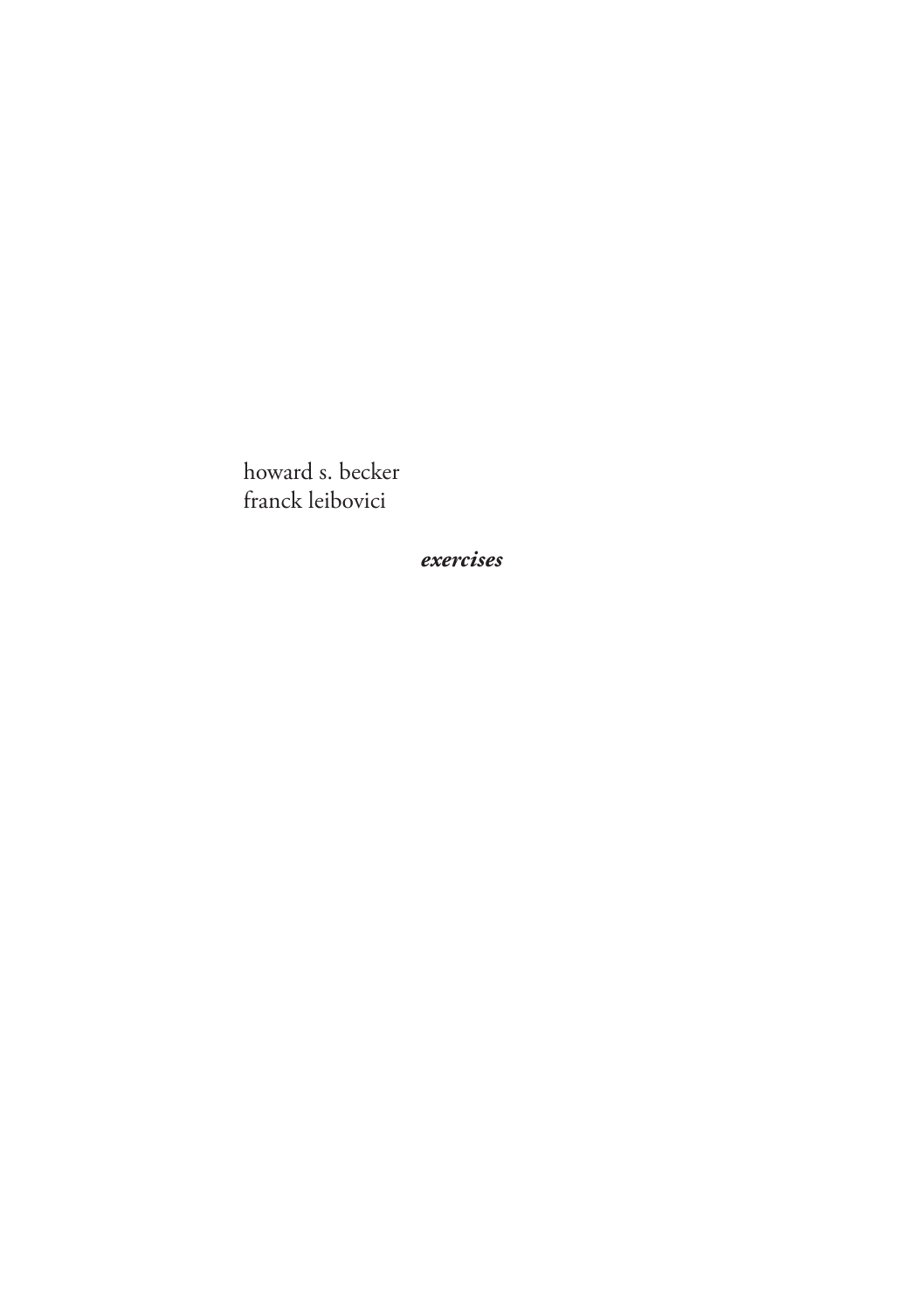howard s. becker
franck leibovici

***exercises***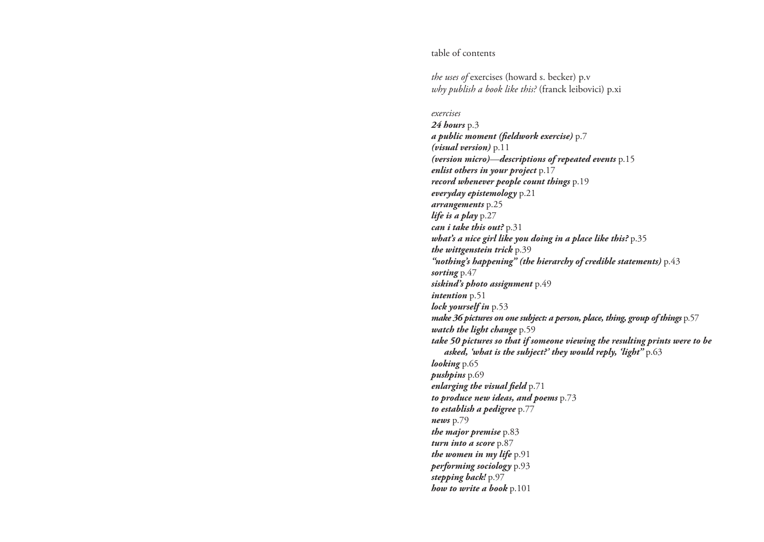# table of contents

*the uses of* exercises (howard s. becker) p.v
*why publish a book like this?* (franck leibovici) p.xi

*exercises*

***24 hours*** p.3
***a public moment (fieldwork exercise)*** p.7
***(visual version)*** p.11
***(version micro)—descriptions of repeated events*** p.15
***enlist others in your project*** p.17
***record whenever people count things*** p.19
***everyday epistemology*** p.21
***arrangements*** p.25
***life is a play*** p.27
***can i take this out?*** p.31
***what's a nice girl like you doing in a place like this?*** p.35
***the wittgenstein trick*** p.39
***"nothing's happening" (the hierarchy of credible statements)*** p.43
***sorting*** p.47
***siskind's photo assignment*** p.49
***intention*** p.51
***lock yourself in*** p.53
***make 36 pictures on one subject: a person, place, thing, group of things*** p.57
***watch the light change*** p.59
***take 50 pictures so that if someone viewing the resulting prints were to be asked, 'what is the subject?' they would reply, 'light'*** p.63
***looking*** p.65
***pushpins*** p.69
***enlarging the visual field*** p.71
***to produce new ideas, and poems*** p.73
***to establish a pedigree*** p.77
***news*** p.79
***the major premise*** p.83
***turn into a score*** p.87
***the women in my life*** p.91
***performing sociology*** p.93
***stepping back!*** p.97
***how to write a book*** p.101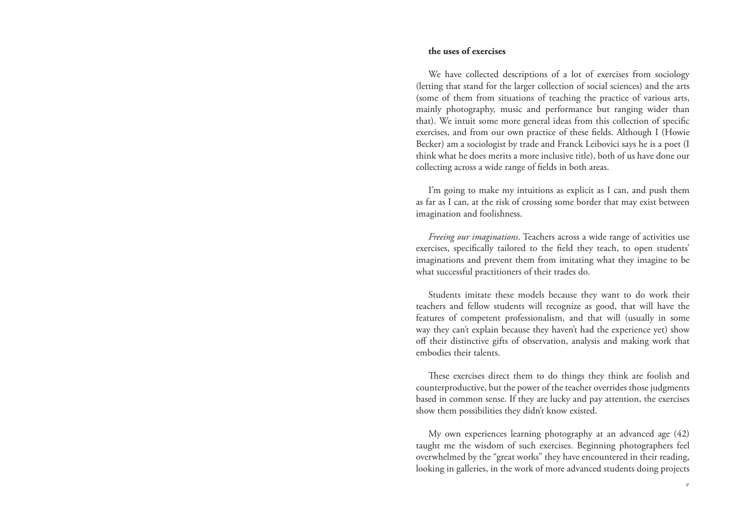**the uses of exercises**

We have collected descriptions of a lot of exercises from sociology (letting that stand for the larger collection of social sciences) and the arts (some of them from situations of teaching the practice of various arts, mainly photography, music and performance but ranging wider than that). We intuit some more general ideas from this collection of specific exercises, and from our own practice of these fields. Although I (Howie Becker) am a sociologist by trade and Franck Leibovici says he is a poet (I think what he does merits a more inclusive title), both of us have done our collecting across a wide range of fields in both areas.

I'm going to make my intuitions as explicit as I can, and push them as far as I can, at the risk of crossing some border that may exist between imagination and foolishness.

*Freeing our imaginations*. Teachers across a wide range of activities use exercises, specifically tailored to the field they teach, to open students' imaginations and prevent them from imitating what they imagine to be what successful practitioners of their trades do.

Students imitate these models because they want to do work their teachers and fellow students will recognize as good, that will have the features of competent professionalism, and that will (usually in some way they can't explain because they haven't had the experience yet) show off their distinctive gifts of observation, analysis and making work that embodies their talents.

These exercises direct them to do things they think are foolish and counterproductive, but the power of the teacher overrides those judgments based in common sense. If they are lucky and pay attention, the exercises show them possibilities they didn't know existed.

My own experiences learning photography at an advanced age (42) taught me the wisdom of such exercises. Beginning photographers feel overwhelmed by the "great works" they have encountered in their reading, looking in galleries, in the work of more advanced students doing projects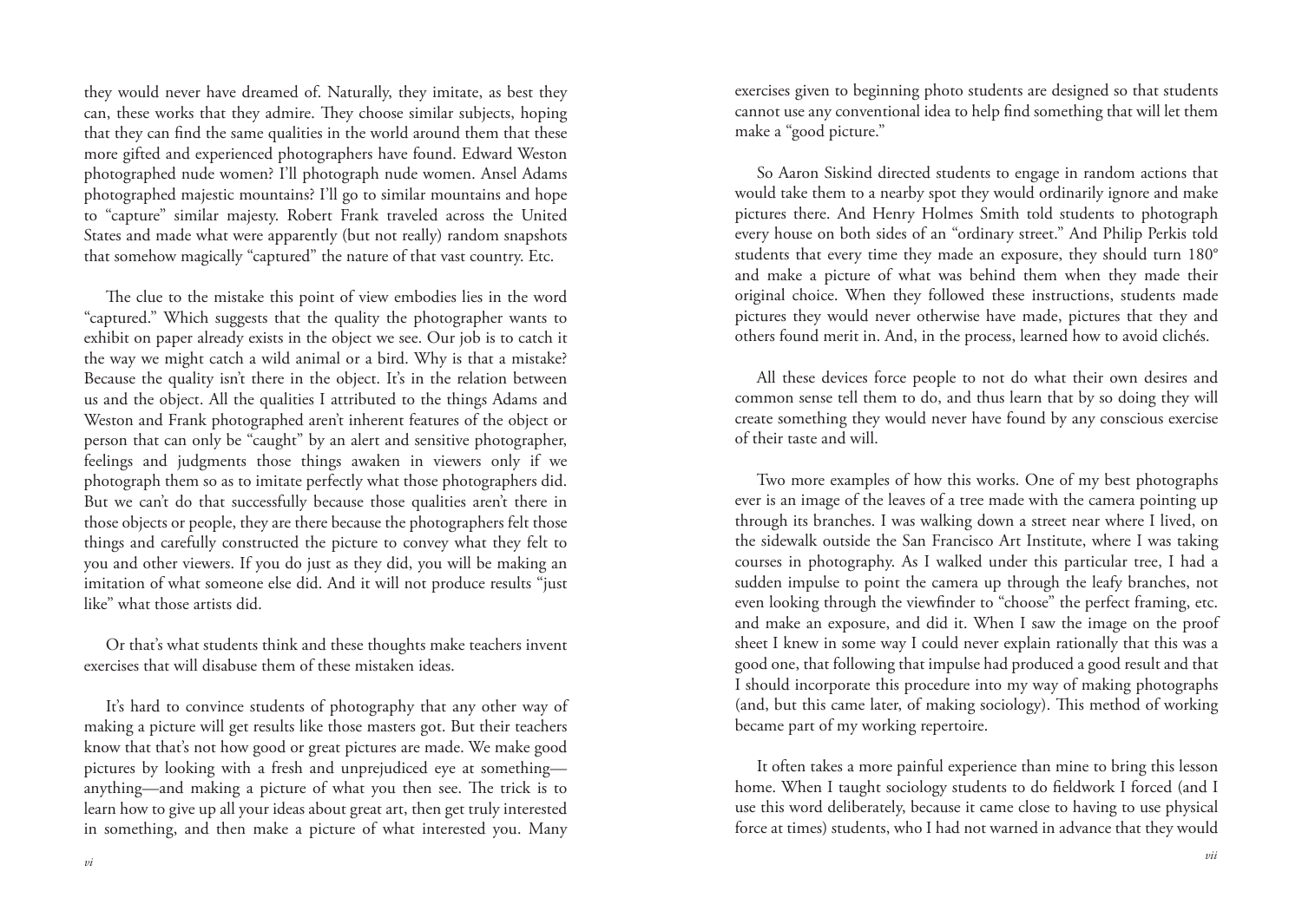they would never have dreamed of. Naturally, they imitate, as best they can, these works that they admire. They choose similar subjects, hoping that they can find the same qualities in the world around them that these more gifted and experienced photographers have found. Edward Weston photographed nude women? I'll photograph nude women. Ansel Adams photographed majestic mountains? I'll go to similar mountains and hope to "capture" similar majesty. Robert Frank traveled across the United States and made what were apparently (but not really) random snapshots that somehow magically "captured" the nature of that vast country. Etc.

The clue to the mistake this point of view embodies lies in the word "captured." Which suggests that the quality the photographer wants to exhibit on paper already exists in the object we see. Our job is to catch it the way we might catch a wild animal or a bird. Why is that a mistake? Because the quality isn't there in the object. It's in the relation between us and the object. All the qualities I attributed to the things Adams and Weston and Frank photographed aren't inherent features of the object or person that can only be "caught" by an alert and sensitive photographer, feelings and judgments those things awaken in viewers only if we photograph them so as to imitate perfectly what those photographers did. But we can't do that successfully because those qualities aren't there in those objects or people, they are there because the photographers felt those things and carefully constructed the picture to convey what they felt to you and other viewers. If you do just as they did, you will be making an imitation of what someone else did. And it will not produce results "just like" what those artists did.

Or that's what students think and these thoughts make teachers invent exercises that will disabuse them of these mistaken ideas.

It's hard to convince students of photography that any other way of making a picture will get results like those masters got. But their teachers know that that's not how good or great pictures are made. We make good pictures by looking with a fresh and unprejudiced eye at something—anything—and making a picture of what you then see. The trick is to learn how to give up all your ideas about great art, then get truly interested in something, and then make a picture of what interested you. Many exercises given to beginning photo students are designed so that students cannot use any conventional idea to help find something that will let them make a "good picture."

So Aaron Siskind directed students to engage in random actions that would take them to a nearby spot they would ordinarily ignore and make pictures there. And Henry Holmes Smith told students to photograph every house on both sides of an "ordinary street." And Philip Perkis told students that every time they made an exposure, they should turn 180° and make a picture of what was behind them when they made their original choice. When they followed these instructions, students made pictures they would never otherwise have made, pictures that they and others found merit in. And, in the process, learned how to avoid clichés.

All these devices force people to not do what their own desires and common sense tell them to do, and thus learn that by so doing they will create something they would never have found by any conscious exercise of their taste and will.

Two more examples of how this works. One of my best photographs ever is an image of the leaves of a tree made with the camera pointing up through its branches. I was walking down a street near where I lived, on the sidewalk outside the San Francisco Art Institute, where I was taking courses in photography. As I walked under this particular tree, I had a sudden impulse to point the camera up through the leafy branches, not even looking through the viewfinder to "choose" the perfect framing, etc. and make an exposure, and did it. When I saw the image on the proof sheet I knew in some way I could never explain rationally that this was a good one, that following that impulse had produced a good result and that I should incorporate this procedure into my way of making photographs (and, but this came later, of making sociology). This method of working became part of my working repertoire.

It often takes a more painful experience than mine to bring this lesson home. When I taught sociology students to do fieldwork I forced (and I use this word deliberately, because it came close to having to use physical force at times) students, who I had not warned in advance that they would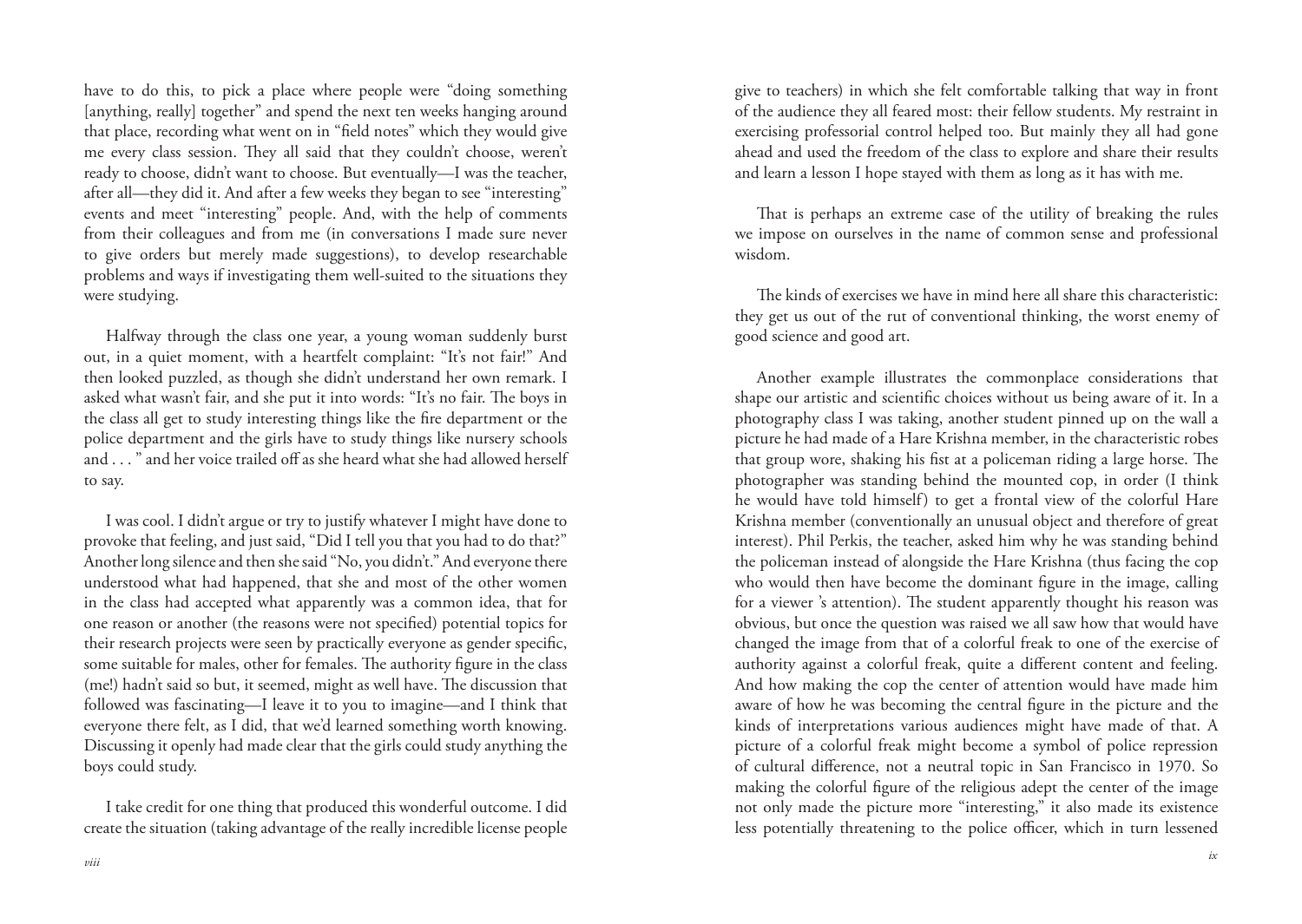have to do this, to pick a place where people were "doing something [anything, really] together" and spend the next ten weeks hanging around that place, recording what went on in "field notes" which they would give me every class session. They all said that they couldn't choose, weren't ready to choose, didn't want to choose. But eventually—I was the teacher, after all—they did it. And after a few weeks they began to see "interesting" events and meet "interesting" people. And, with the help of comments from their colleagues and from me (in conversations I made sure never to give orders but merely made suggestions), to develop researchable problems and ways if investigating them well-suited to the situations they were studying.

Halfway through the class one year, a young woman suddenly burst out, in a quiet moment, with a heartfelt complaint: "It's not fair!" And then looked puzzled, as though she didn't understand her own remark. I asked what wasn't fair, and she put it into words: "It's no fair. The boys in the class all get to study interesting things like the fire department or the police department and the girls have to study things like nursery schools and . . . " and her voice trailed off as she heard what she had allowed herself to say.

I was cool. I didn't argue or try to justify whatever I might have done to provoke that feeling, and just said, "Did I tell you that you had to do that?" Another long silence and then she said "No, you didn't." And everyone there understood what had happened, that she and most of the other women in the class had accepted what apparently was a common idea, that for one reason or another (the reasons were not specified) potential topics for their research projects were seen by practically everyone as gender specific, some suitable for males, other for females. The authority figure in the class (me!) hadn't said so but, it seemed, might as well have. The discussion that followed was fascinating—I leave it to you to imagine—and I think that everyone there felt, as I did, that we'd learned something worth knowing. Discussing it openly had made clear that the girls could study anything the boys could study.

I take credit for one thing that produced this wonderful outcome. I did create the situation (taking advantage of the really incredible license people give to teachers) in which she felt comfortable talking that way in front of the audience they all feared most: their fellow students. My restraint in exercising professorial control helped too. But mainly they all had gone ahead and used the freedom of the class to explore and share their results and learn a lesson I hope stayed with them as long as it has with me.

That is perhaps an extreme case of the utility of breaking the rules we impose on ourselves in the name of common sense and professional wisdom.

The kinds of exercises we have in mind here all share this characteristic: they get us out of the rut of conventional thinking, the worst enemy of good science and good art.

Another example illustrates the commonplace considerations that shape our artistic and scientific choices without us being aware of it. In a photography class I was taking, another student pinned up on the wall a picture he had made of a Hare Krishna member, in the characteristic robes that group wore, shaking his fist at a policeman riding a large horse. The photographer was standing behind the mounted cop, in order (I think he would have told himself) to get a frontal view of the colorful Hare Krishna member (conventionally an unusual object and therefore of great interest). Phil Perkis, the teacher, asked him why he was standing behind the policeman instead of alongside the Hare Krishna (thus facing the cop who would then have become the dominant figure in the image, calling for a viewer 's attention). The student apparently thought his reason was obvious, but once the question was raised we all saw how that would have changed the image from that of a colorful freak to one of the exercise of authority against a colorful freak, quite a different content and feeling. And how making the cop the center of attention would have made him aware of how he was becoming the central figure in the picture and the kinds of interpretations various audiences might have made of that. A picture of a colorful freak might become a symbol of police repression of cultural difference, not a neutral topic in San Francisco in 1970. So making the colorful figure of the religious adept the center of the image not only made the picture more "interesting," it also made its existence less potentially threatening to the police officer, which in turn lessened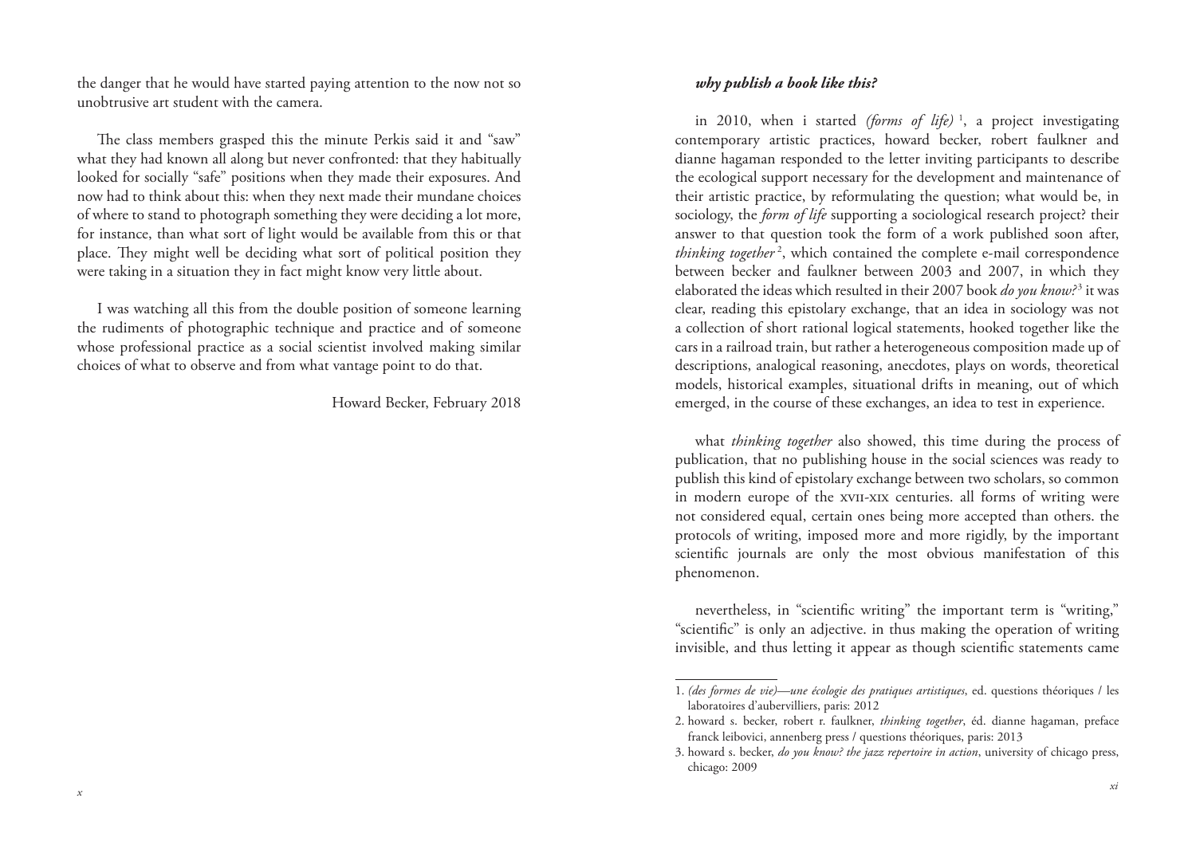the danger that he would have started paying attention to the now not so unobtrusive art student with the camera.

The class members grasped this the minute Perkis said it and "saw" what they had known all along but never confronted: that they habitually looked for socially "safe" positions when they made their exposures. And now had to think about this: when they next made their mundane choices of where to stand to photograph something they were deciding a lot more, for instance, than what sort of light would be available from this or that place. They might well be deciding what sort of political position they were taking in a situation they in fact might know very little about.

I was watching all this from the double position of someone learning the rudiments of photographic technique and practice and of someone whose professional practice as a social scientist involved making similar choices of what to observe and from what vantage point to do that.

Howard Becker, February 2018

### *why publish a book like this?*

in 2010, when i started *(forms of life)* [1], a project investigating contemporary artistic practices, howard becker, robert faulkner and dianne hagaman responded to the letter inviting participants to describe the ecological support necessary for the development and maintenance of their artistic practice, by reformulating the question; what would be, in sociology, the *form of life* supporting a sociological research project? their answer to that question took the form of a work published soon after, *thinking together* [2], which contained the complete e-mail correspondence between becker and faulkner between 2003 and 2007, in which they elaborated the ideas which resulted in their 2007 book *do you know?* [3] it was clear, reading this epistolary exchange, that an idea in sociology was not a collection of short rational logical statements, hooked together like the cars in a railroad train, but rather a heterogeneous composition made up of descriptions, analogical reasoning, anecdotes, plays on words, theoretical models, historical examples, situational drifts in meaning, out of which emerged, in the course of these exchanges, an idea to test in experience.

what *thinking together* also showed, this time during the process of publication, that no publishing house in the social sciences was ready to publish this kind of epistolary exchange between two scholars, so common in modern europe of the xvii-xix centuries. all forms of writing were not considered equal, certain ones being more accepted than others. the protocols of writing, imposed more and more rigidly, by the important scientific journals are only the most obvious manifestation of this phenomenon.

nevertheless, in "scientific writing" the important term is "writing," "scientific" is only an adjective. in thus making the operation of writing invisible, and thus letting it appear as though scientific statements came

---

1. *(des formes de vie)—une écologie des pratiques artistiques*, ed. questions théoriques / les laboratoires d'aubervilliers, paris: 2012
2. howard s. becker, robert r. faulkner, *thinking together*, éd. dianne hagaman, preface franck leibovici, annenberg press / questions théoriques, paris: 2013
3. howard s. becker, *do you know? the jazz repertoire in action*, university of chicago press, chicago: 2009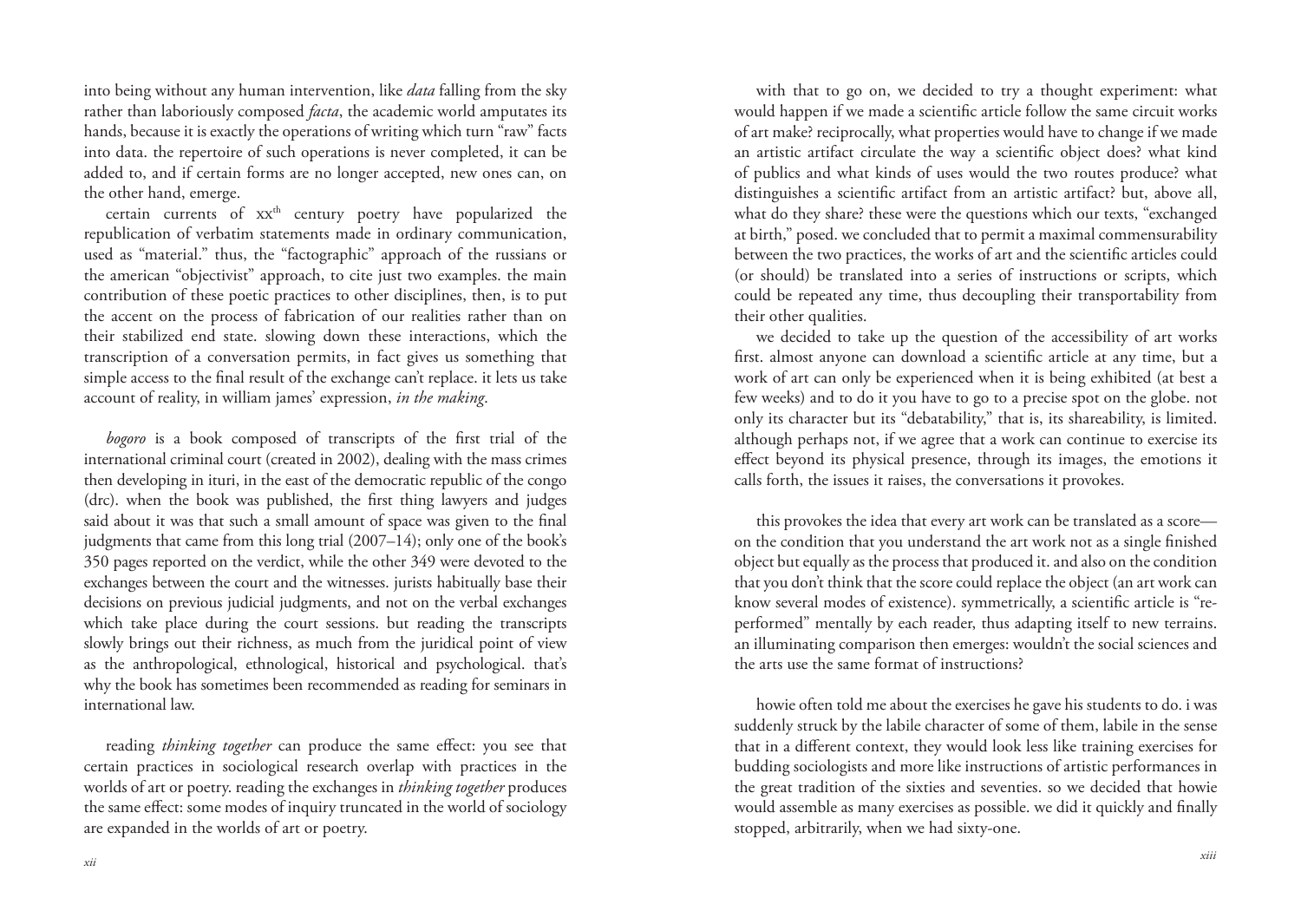into being without any human intervention, like *data* falling from the sky rather than laboriously composed *facta*, the academic world amputates its hands, because it is exactly the operations of writing which turn "raw" facts into data. the repertoire of such operations is never completed, it can be added to, and if certain forms are no longer accepted, new ones can, on the other hand, emerge.

certain currents of xx[th] century poetry have popularized the republication of verbatim statements made in ordinary communication, used as "material." thus, the "factographic" approach of the russians or the american "objectivist" approach, to cite just two examples. the main contribution of these poetic practices to other disciplines, then, is to put the accent on the process of fabrication of our realities rather than on their stabilized end state. slowing down these interactions, which the transcription of a conversation permits, in fact gives us something that simple access to the final result of the exchange can't replace. it lets us take account of reality, in william james' expression, *in the making*.

*bogoro* is a book composed of transcripts of the first trial of the international criminal court (created in 2002), dealing with the mass crimes then developing in ituri, in the east of the democratic republic of the congo (drc). when the book was published, the first thing lawyers and judges said about it was that such a small amount of space was given to the final judgments that came from this long trial (2007–14); only one of the book's 350 pages reported on the verdict, while the other 349 were devoted to the exchanges between the court and the witnesses. jurists habitually base their decisions on previous judicial judgments, and not on the verbal exchanges which take place during the court sessions. but reading the transcripts slowly brings out their richness, as much from the juridical point of view as the anthropological, ethnological, historical and psychological. that's why the book has sometimes been recommended as reading for seminars in international law.

reading *thinking together* can produce the same effect: you see that certain practices in sociological research overlap with practices in the worlds of art or poetry. reading the exchanges in *thinking together* produces the same effect: some modes of inquiry truncated in the world of sociology are expanded in the worlds of art or poetry.

with that to go on, we decided to try a thought experiment: what would happen if we made a scientific article follow the same circuit works of art make? reciprocally, what properties would have to change if we made an artistic artifact circulate the way a scientific object does? what kind of publics and what kinds of uses would the two routes produce? what distinguishes a scientific artifact from an artistic artifact? but, above all, what do they share? these were the questions which our texts, "exchanged at birth," posed. we concluded that to permit a maximal commensurability between the two practices, the works of art and the scientific articles could (or should) be translated into a series of instructions or scripts, which could be repeated any time, thus decoupling their transportability from their other qualities.

we decided to take up the question of the accessibility of art works first. almost anyone can download a scientific article at any time, but a work of art can only be experienced when it is being exhibited (at best a few weeks) and to do it you have to go to a precise spot on the globe. not only its character but its "debatability," that is, its shareability, is limited. although perhaps not, if we agree that a work can continue to exercise its effect beyond its physical presence, through its images, the emotions it calls forth, the issues it raises, the conversations it provokes.

this provokes the idea that every art work can be translated as a score—on the condition that you understand the art work not as a single finished object but equally as the process that produced it. and also on the condition that you don't think that the score could replace the object (an art work can know several modes of existence). symmetrically, a scientific article is "re-performed" mentally by each reader, thus adapting itself to new terrains. an illuminating comparison then emerges: wouldn't the social sciences and the arts use the same format of instructions?

howie often told me about the exercises he gave his students to do. i was suddenly struck by the labile character of some of them, labile in the sense that in a different context, they would look less like training exercises for budding sociologists and more like instructions of artistic performances in the great tradition of the sixties and seventies. so we decided that howie would assemble as many exercises as possible. we did it quickly and finally stopped, arbitrarily, when we had sixty-one.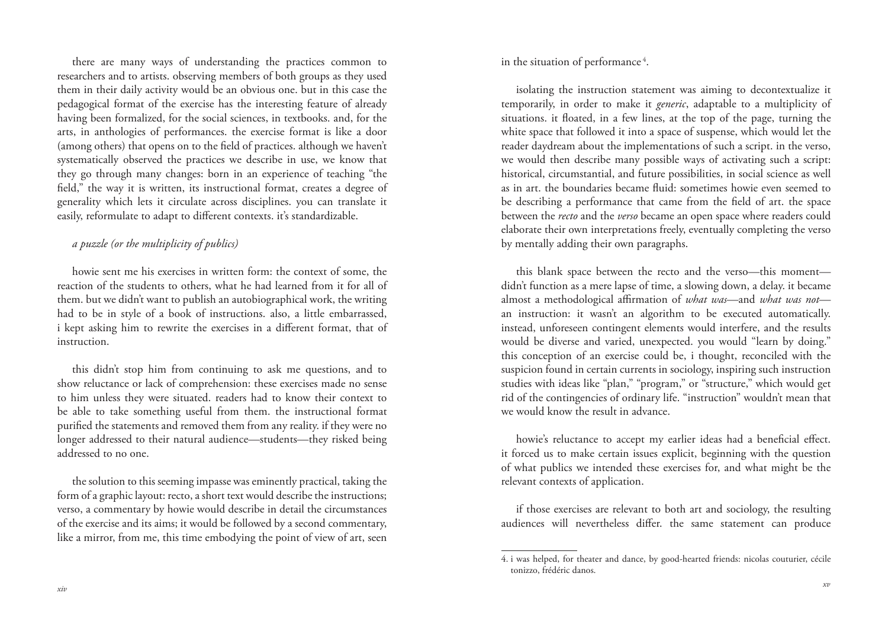there are many ways of understanding the practices common to researchers and to artists. observing members of both groups as they used them in their daily activity would be an obvious one. but in this case the pedagogical format of the exercise has the interesting feature of already having been formalized, for the social sciences, in textbooks. and, for the arts, in anthologies of performances. the exercise format is like a door (among others) that opens on to the field of practices. although we haven't systematically observed the practices we describe in use, we know that they go through many changes: born in an experience of teaching "the field," the way it is written, its instructional format, creates a degree of generality which lets it circulate across disciplines. you can translate it easily, reformulate to adapt to different contexts. it's standardizable.

*a puzzle (or the multiplicity of publics)*

howie sent me his exercises in written form: the context of some, the reaction of the students to others, what he had learned from it for all of them. but we didn't want to publish an autobiographical work, the writing had to be in style of a book of instructions. also, a little embarrassed, i kept asking him to rewrite the exercises in a different format, that of instruction.

this didn't stop him from continuing to ask me questions, and to show reluctance or lack of comprehension: these exercises made no sense to him unless they were situated. readers had to know their context to be able to take something useful from them. the instructional format purified the statements and removed them from any reality. if they were no longer addressed to their natural audience—students—they risked being addressed to no one.

the solution to this seeming impasse was eminently practical, taking the form of a graphic layout: recto, a short text would describe the instructions; verso, a commentary by howie would describe in detail the circumstances of the exercise and its aims; it would be followed by a second commentary, like a mirror, from me, this time embodying the point of view of art, seen in the situation of performance [4].

isolating the instruction statement was aiming to decontextualize it temporarily, in order to make it *generic*, adaptable to a multiplicity of situations. it floated, in a few lines, at the top of the page, turning the white space that followed it into a space of suspense, which would let the reader daydream about the implementations of such a script. in the verso, we would then describe many possible ways of activating such a script: historical, circumstantial, and future possibilities, in social science as well as in art. the boundaries became fluid: sometimes howie even seemed to be describing a performance that came from the field of art. the space between the *recto* and the *verso* became an open space where readers could elaborate their own interpretations freely, eventually completing the verso by mentally adding their own paragraphs.

this blank space between the recto and the verso—this moment—didn't function as a mere lapse of time, a slowing down, a delay. it became almost a methodological affirmation of *what was*—and *what was not*—an instruction: it wasn't an algorithm to be executed automatically. instead, unforeseen contingent elements would interfere, and the results would be diverse and varied, unexpected. you would "learn by doing." this conception of an exercise could be, i thought, reconciled with the suspicion found in certain currents in sociology, inspiring such instruction studies with ideas like "plan," "program," or "structure," which would get rid of the contingencies of ordinary life. "instruction" wouldn't mean that we would know the result in advance.

howie's reluctance to accept my earlier ideas had a beneficial effect. it forced us to make certain issues explicit, beginning with the question of what publics we intended these exercises for, and what might be the relevant contexts of application.

if those exercises are relevant to both art and sociology, the resulting audiences will nevertheless differ. the same statement can produce

4. i was helped, for theater and dance, by good-hearted friends: nicolas couturier, cécile tonizzo, frédéric danos.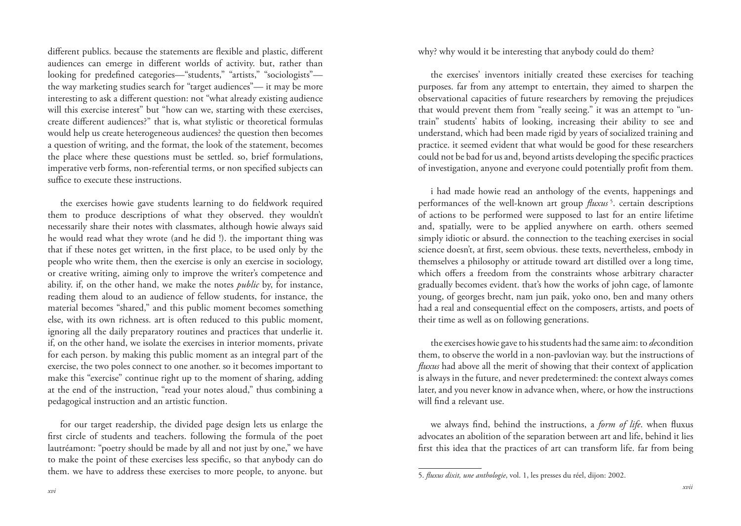different publics. because the statements are flexible and plastic, different audiences can emerge in different worlds of activity. but, rather than looking for predefined categories—"students," "artists," "sociologists"— the way marketing studies search for "target audiences"— it may be more interesting to ask a different question: not "what already existing audience will this exercise interest" but "how can we, starting with these exercises, create different audiences?" that is, what stylistic or theoretical formulas would help us create heterogeneous audiences? the question then becomes a question of writing, and the format, the look of the statement, becomes the place where these questions must be settled. so, brief formulations, imperative verb forms, non-referential terms, or non specified subjects can suffice to execute these instructions.

the exercises howie gave students learning to do fieldwork required them to produce descriptions of what they observed. they wouldn't necessarily share their notes with classmates, although howie always said he would read what they wrote (and he did !). the important thing was that if these notes get written, in the first place, to be used only by the people who write them, then the exercise is only an exercise in sociology, or creative writing, aiming only to improve the writer's competence and ability. if, on the other hand, we make the notes *public* by, for instance, reading them aloud to an audience of fellow students, for instance, the material becomes "shared," and this public moment becomes something else, with its own richness. art is often reduced to this public moment, ignoring all the daily preparatory routines and practices that underlie it. if, on the other hand, we isolate the exercises in interior moments, private for each person. by making this public moment as an integral part of the exercise, the two poles connect to one another. so it becomes important to make this "exercise" continue right up to the moment of sharing, adding at the end of the instruction, "read your notes aloud," thus combining a pedagogical instruction and an artistic function.

for our target readership, the divided page design lets us enlarge the first circle of students and teachers. following the formula of the poet lautréamont: "poetry should be made by all and not just by one," we have to make the point of these exercises less specific, so that anybody can do them. we have to address these exercises to more people, to anyone. but why? why would it be interesting that anybody could do them?

the exercises' inventors initially created these exercises for teaching purposes. far from any attempt to entertain, they aimed to sharpen the observational capacities of future researchers by removing the prejudices that would prevent them from "really seeing." it was an attempt to "untrain" students' habits of looking, increasing their ability to see and understand, which had been made rigid by years of socialized training and practice. it seemed evident that what would be good for these researchers could not be bad for us and, beyond artists developing the specific practices of investigation, anyone and everyone could potentially profit from them.

i had made howie read an anthology of the events, happenings and performances of the well-known art group *fluxus*[5]. certain descriptions of actions to be performed were supposed to last for an entire lifetime and, spatially, were to be applied anywhere on earth. others seemed simply idiotic or absurd. the connection to the teaching exercises in social science doesn't, at first, seem obvious. these texts, nevertheless, embody in themselves a philosophy or attitude toward art distilled over a long time, which offers a freedom from the constraints whose arbitrary character gradually becomes evident. that's how the works of john cage, of lamonte young, of georges brecht, nam jun paik, yoko ono, ben and many others had a real and consequential effect on the composers, artists, and poets of their time as well as on following generations.

the exercises howie gave to his students had the same aim: to *de*condition them, to observe the world in a non-pavlovian way. but the instructions of *fluxus* had above all the merit of showing that their context of application is always in the future, and never predetermined: the context always comes later, and you never know in advance when, where, or how the instructions will find a relevant use.

we always find, behind the instructions, a *form of life*. when fluxus advocates an abolition of the separation between art and life, behind it lies first this idea that the practices of art can transform life. far from being

5. *fluxus dixit, une anthologie*, vol. 1, les presses du réel, dijon: 2002.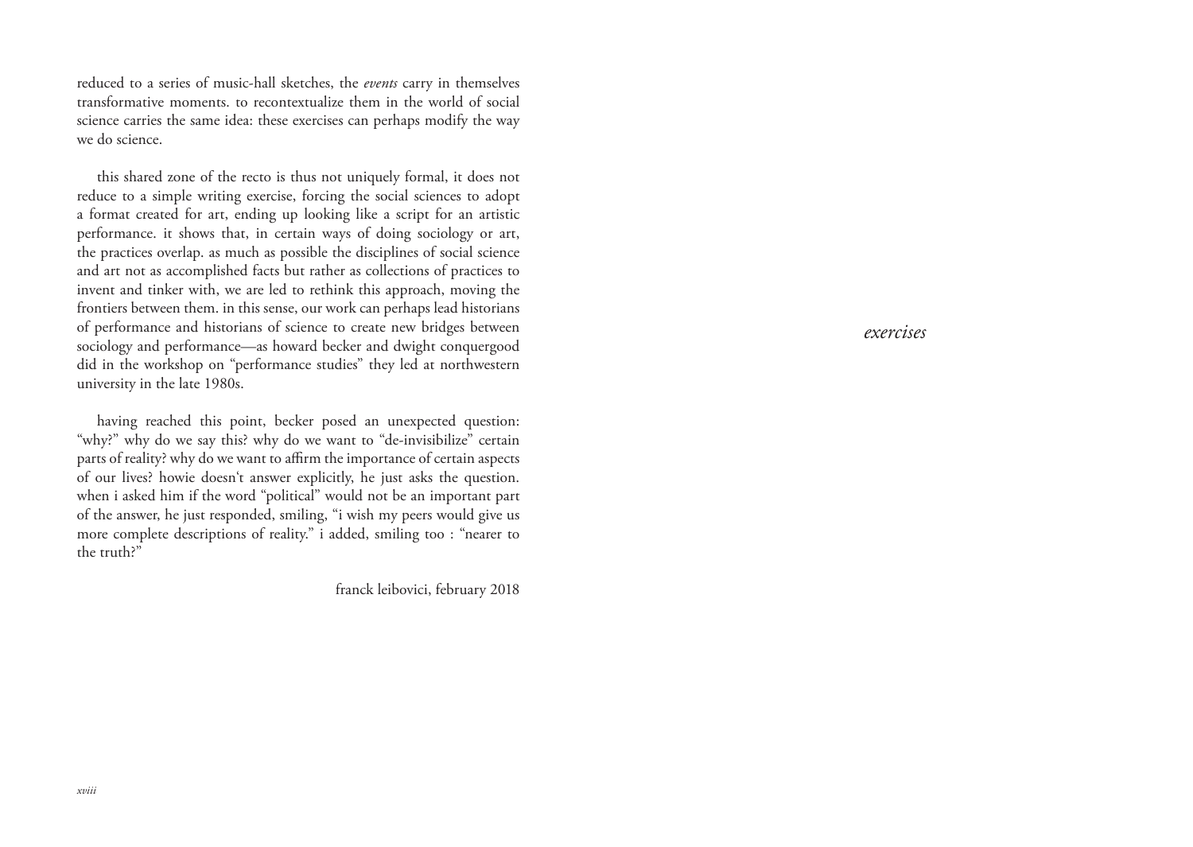reduced to a series of music-hall sketches, the *events* carry in themselves transformative moments. to recontextualize them in the world of social science carries the same idea: these exercises can perhaps modify the way we do science.

this shared zone of the recto is thus not uniquely formal, it does not reduce to a simple writing exercise, forcing the social sciences to adopt a format created for art, ending up looking like a script for an artistic performance. it shows that, in certain ways of doing sociology or art, the practices overlap. as much as possible the disciplines of social science and art not as accomplished facts but rather as collections of practices to invent and tinker with, we are led to rethink this approach, moving the frontiers between them. in this sense, our work can perhaps lead historians of performance and historians of science to create new bridges between sociology and performance—as howard becker and dwight conquergood did in the workshop on "performance studies" they led at northwestern university in the late 1980s.

having reached this point, becker posed an unexpected question: "why?" why do we say this? why do we want to "de-invisibilize" certain parts of reality? why do we want to affirm the importance of certain aspects of our lives? howie doesn't answer explicitly, he just asks the question. when i asked him if the word "political" would not be an important part of the answer, he just responded, smiling, "i wish my peers would give us more complete descriptions of reality." i added, smiling too : "nearer to the truth?"

franck leibovici, february 2018

# *exercises*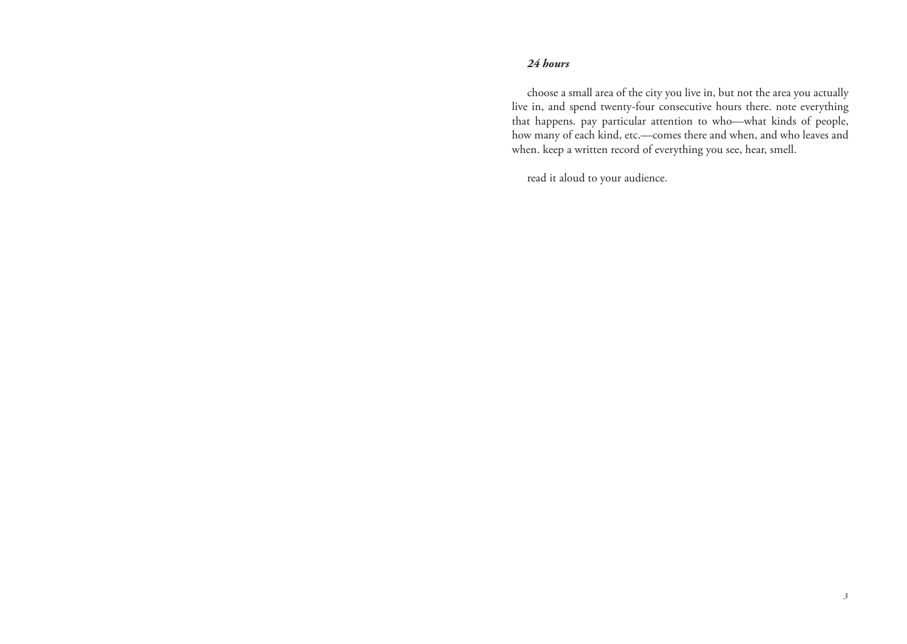### ***24 hours***

choose a small area of the city you live in, but not the area you actually live in, and spend twenty-four consecutive hours there. note everything that happens. pay particular attention to who—what kinds of people, how many of each kind, etc.—comes there and when, and who leaves and when. keep a written record of everything you see, hear, smell.

read it aloud to your audience.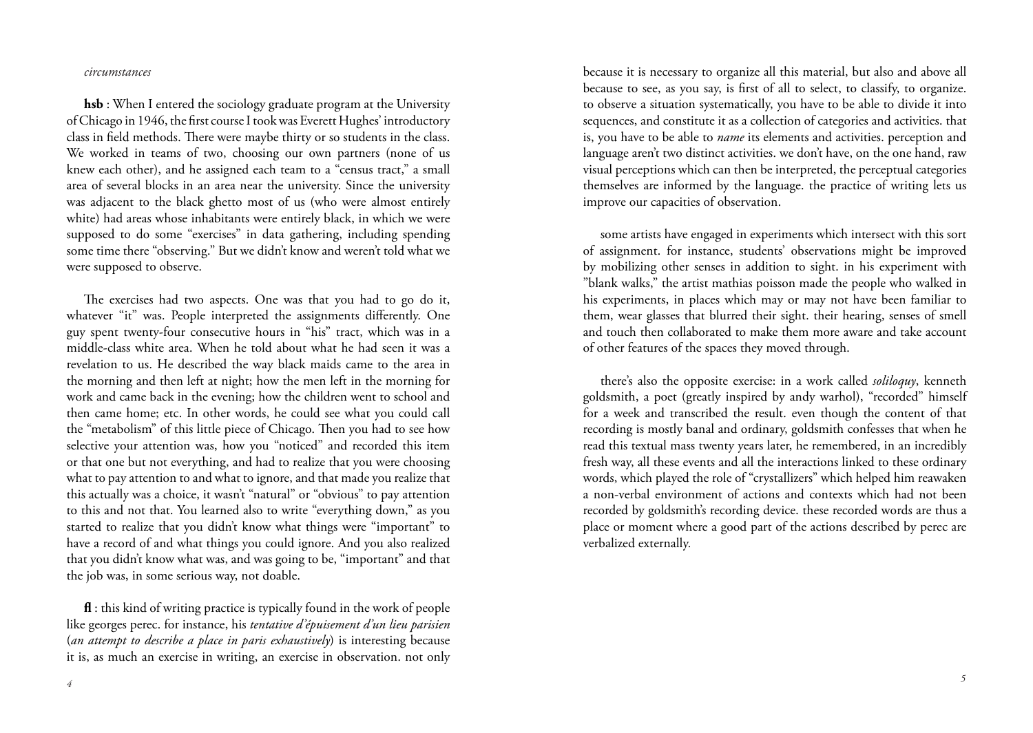*circumstances*

**hsb** : When I entered the sociology graduate program at the University of Chicago in 1946, the first course I took was Everett Hughes' introductory class in field methods. There were maybe thirty or so students in the class. We worked in teams of two, choosing our own partners (none of us knew each other), and he assigned each team to a "census tract," a small area of several blocks in an area near the university. Since the university was adjacent to the black ghetto most of us (who were almost entirely white) had areas whose inhabitants were entirely black, in which we were supposed to do some "exercises" in data gathering, including spending some time there "observing." But we didn't know and weren't told what we were supposed to observe.

The exercises had two aspects. One was that you had to go do it, whatever "it" was. People interpreted the assignments differently. One guy spent twenty-four consecutive hours in "his" tract, which was in a middle-class white area. When he told about what he had seen it was a revelation to us. He described the way black maids came to the area in the morning and then left at night; how the men left in the morning for work and came back in the evening; how the children went to school and then came home; etc. In other words, he could see what you could call the "metabolism" of this little piece of Chicago. Then you had to see how selective your attention was, how you "noticed" and recorded this item or that one but not everything, and had to realize that you were choosing what to pay attention to and what to ignore, and that made you realize that this actually was a choice, it wasn't "natural" or "obvious" to pay attention to this and not that. You learned also to write "everything down," as you started to realize that you didn't know what things were "important" to have a record of and what things you could ignore. And you also realized that you didn't know what was, and was going to be, "important" and that the job was, in some serious way, not doable.

**fl** : this kind of writing practice is typically found in the work of people like georges perec. for instance, his *tentative d'épuisement d'un lieu parisien* (*an attempt to describe a place in paris exhaustively*) is interesting because it is, as much an exercise in writing, an exercise in observation. not only because it is necessary to organize all this material, but also and above all because to see, as you say, is first of all to select, to classify, to organize. to observe a situation systematically, you have to be able to divide it into sequences, and constitute it as a collection of categories and activities. that is, you have to be able to *name* its elements and activities. perception and language aren't two distinct activities. we don't have, on the one hand, raw visual perceptions which can then be interpreted, the perceptual categories themselves are informed by the language. the practice of writing lets us improve our capacities of observation.

some artists have engaged in experiments which intersect with this sort of assignment. for instance, students' observations might be improved by mobilizing other senses in addition to sight. in his experiment with "blank walks," the artist mathias poisson made the people who walked in his experiments, in places which may or may not have been familiar to them, wear glasses that blurred their sight. their hearing, senses of smell and touch then collaborated to make them more aware and take account of other features of the spaces they moved through.

there's also the opposite exercise: in a work called *soliloquy*, kenneth goldsmith, a poet (greatly inspired by andy warhol), "recorded" himself for a week and transcribed the result. even though the content of that recording is mostly banal and ordinary, goldsmith confesses that when he read this textual mass twenty years later, he remembered, in an incredibly fresh way, all these events and all the interactions linked to these ordinary words, which played the role of "crystallizers" which helped him reawaken a non-verbal environment of actions and contexts which had not been recorded by goldsmith's recording device. these recorded words are thus a place or moment where a good part of the actions described by perec are verbalized externally.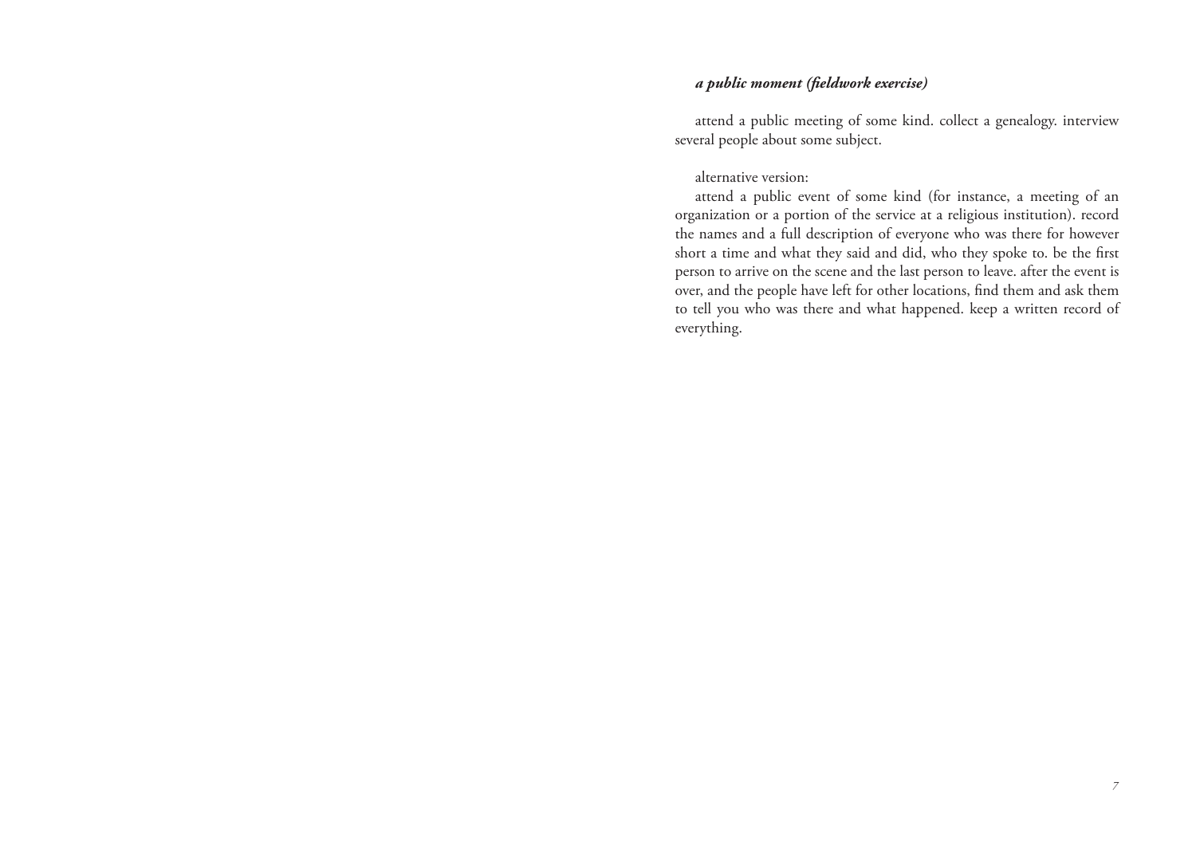***a public moment (fieldwork exercise)***

attend a public meeting of some kind. collect a genealogy. interview several people about some subject.

alternative version:

attend a public event of some kind (for instance, a meeting of an organization or a portion of the service at a religious institution). record the names and a full description of everyone who was there for however short a time and what they said and did, who they spoke to. be the first person to arrive on the scene and the last person to leave. after the event is over, and the people have left for other locations, find them and ask them to tell you who was there and what happened. keep a written record of everything.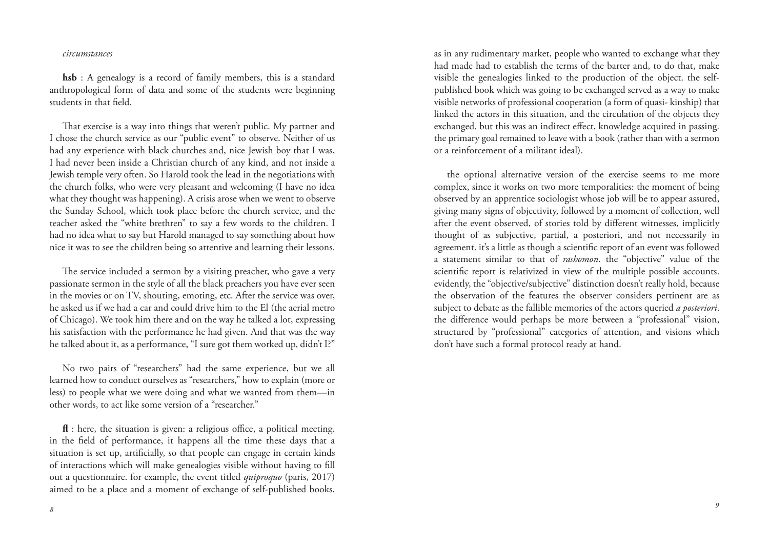*circumstances*

**hsb** : A genealogy is a record of family members, this is a standard anthropological form of data and some of the students were beginning students in that field.

That exercise is a way into things that weren't public. My partner and I chose the church service as our "public event" to observe. Neither of us had any experience with black churches and, nice Jewish boy that I was, I had never been inside a Christian church of any kind, and not inside a Jewish temple very often. So Harold took the lead in the negotiations with the church folks, who were very pleasant and welcoming (I have no idea what they thought was happening). A crisis arose when we went to observe the Sunday School, which took place before the church service, and the teacher asked the "white brethren" to say a few words to the children. I had no idea what to say but Harold managed to say something about how nice it was to see the children being so attentive and learning their lessons.

The service included a sermon by a visiting preacher, who gave a very passionate sermon in the style of all the black preachers you have ever seen in the movies or on TV, shouting, emoting, etc. After the service was over, he asked us if we had a car and could drive him to the El (the aerial metro of Chicago). We took him there and on the way he talked a lot, expressing his satisfaction with the performance he had given. And that was the way he talked about it, as a performance, "I sure got them worked up, didn't I?"

No two pairs of "researchers" had the same experience, but we all learned how to conduct ourselves as "researchers," how to explain (more or less) to people what we were doing and what we wanted from them—in other words, to act like some version of a "researcher."

**fl** : here, the situation is given: a religious office, a political meeting. in the field of performance, it happens all the time these days that a situation is set up, artificially, so that people can engage in certain kinds of interactions which will make genealogies visible without having to fill out a questionnaire. for example, the event titled *quiproquo* (paris, 2017) aimed to be a place and a moment of exchange of self-published books. as in any rudimentary market, people who wanted to exchange what they had made had to establish the terms of the barter and, to do that, make visible the genealogies linked to the production of the object. the self-published book which was going to be exchanged served as a way to make visible networks of professional cooperation (a form of quasi- kinship) that linked the actors in this situation, and the circulation of the objects they exchanged. but this was an indirect effect, knowledge acquired in passing. the primary goal remained to leave with a book (rather than with a sermon or a reinforcement of a militant ideal).

the optional alternative version of the exercise seems to me more complex, since it works on two more temporalities: the moment of being observed by an apprentice sociologist whose job will be to appear assured, giving many signs of objectivity, followed by a moment of collection, well after the event observed, of stories told by different witnesses, implicitly thought of as subjective, partial, a posteriori, and not necessarily in agreement. it's a little as though a scientific report of an event was followed a statement similar to that of *rashomon*. the "objective" value of the scientific report is relativized in view of the multiple possible accounts. evidently, the "objective/subjective" distinction doesn't really hold, because the observation of the features the observer considers pertinent are as subject to debate as the fallible memories of the actors queried *a posteriori*. the difference would perhaps be more between a "professional" vision, structured by "professional" categories of attention, and visions which don't have such a formal protocol ready at hand.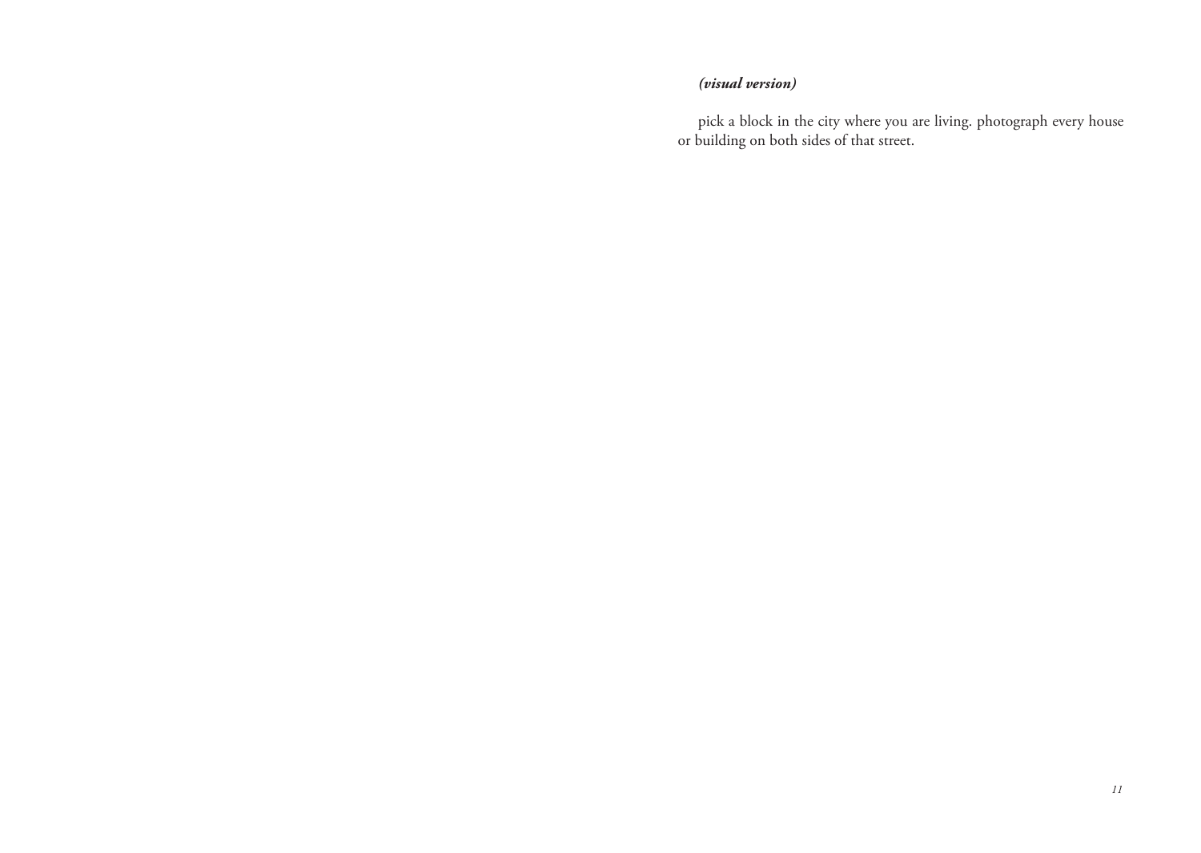***(visual version)***

pick a block in the city where you are living. photograph every house or building on both sides of that street.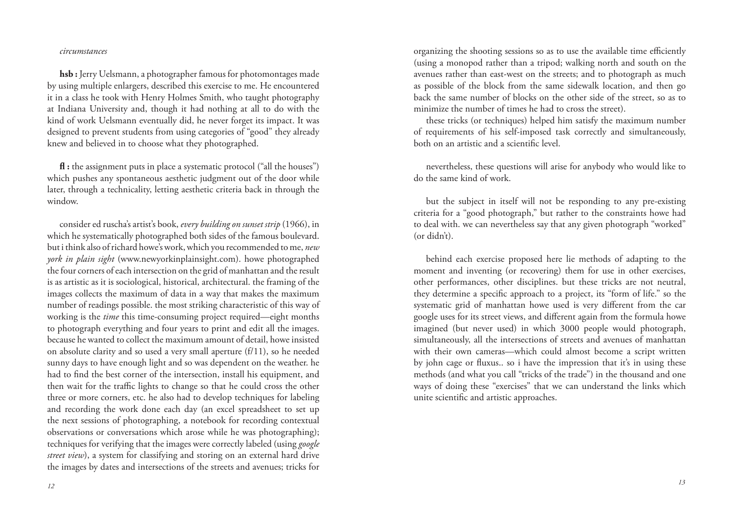*circumstances*

**hsb :** Jerry Uelsmann, a photographer famous for photomontages made by using multiple enlargers, described this exercise to me. He encountered it in a class he took with Henry Holmes Smith, who taught photography at Indiana University and, though it had nothing at all to do with the kind of work Uelsmann eventually did, he never forget its impact. It was designed to prevent students from using categories of "good" they already knew and believed in to choose what they photographed.

**fl :** the assignment puts in place a systematic protocol ("all the houses") which pushes any spontaneous aesthetic judgment out of the door while later, through a technicality, letting aesthetic criteria back in through the window.

consider ed ruscha's artist's book, *every building on sunset strip* (1966), in which he systematically photographed both sides of the famous boulevard. but i think also of richard howe's work, which you recommended to me, *new york in plain sight* (www.newyorkinplainsight.com). howe photographed the four corners of each intersection on the grid of manhattan and the result is as artistic as it is sociological, historical, architectural. the framing of the images collects the maximum of data in a way that makes the maximum number of readings possible. the most striking characteristic of this way of working is the *time* this time-consuming project required—eight months to photograph everything and four years to print and edit all the images. because he wanted to collect the maximum amount of detail, howe insisted on absolute clarity and so used a very small aperture (f/11), so he needed sunny days to have enough light and so was dependent on the weather. he had to find the best corner of the intersection, install his equipment, and then wait for the traffic lights to change so that he could cross the other three or more corners, etc. he also had to develop techniques for labeling and recording the work done each day (an excel spreadsheet to set up the next sessions of photographing, a notebook for recording contextual observations or conversations which arose while he was photographing); techniques for verifying that the images were correctly labeled (using *google street view*), a system for classifying and storing on an external hard drive the images by dates and intersections of the streets and avenues; tricks for organizing the shooting sessions so as to use the available time efficiently (using a monopod rather than a tripod; walking north and south on the avenues rather than east-west on the streets; and to photograph as much as possible of the block from the same sidewalk location, and then go back the same number of blocks on the other side of the street, so as to minimize the number of times he had to cross the street).

these tricks (or techniques) helped him satisfy the maximum number of requirements of his self-imposed task correctly and simultaneously, both on an artistic and a scientific level.

nevertheless, these questions will arise for anybody who would like to do the same kind of work.

but the subject in itself will not be responding to any pre-existing criteria for a "good photograph," but rather to the constraints howe had to deal with. we can nevertheless say that any given photograph "worked" (or didn't).

behind each exercise proposed here lie methods of adapting to the moment and inventing (or recovering) them for use in other exercises, other performances, other disciplines. but these tricks are not neutral, they determine a specific approach to a project, its "form of life." so the systematic grid of manhattan howe used is very different from the car google uses for its street views, and different again from the formula howe imagined (but never used) in which 3000 people would photograph, simultaneously, all the intersections of streets and avenues of manhattan with their own cameras—which could almost become a script written by john cage or fluxus.. so i have the impression that it's in using these methods (and what you call "tricks of the trade") in the thousand and one ways of doing these "exercises" that we can understand the links which unite scientific and artistic approaches.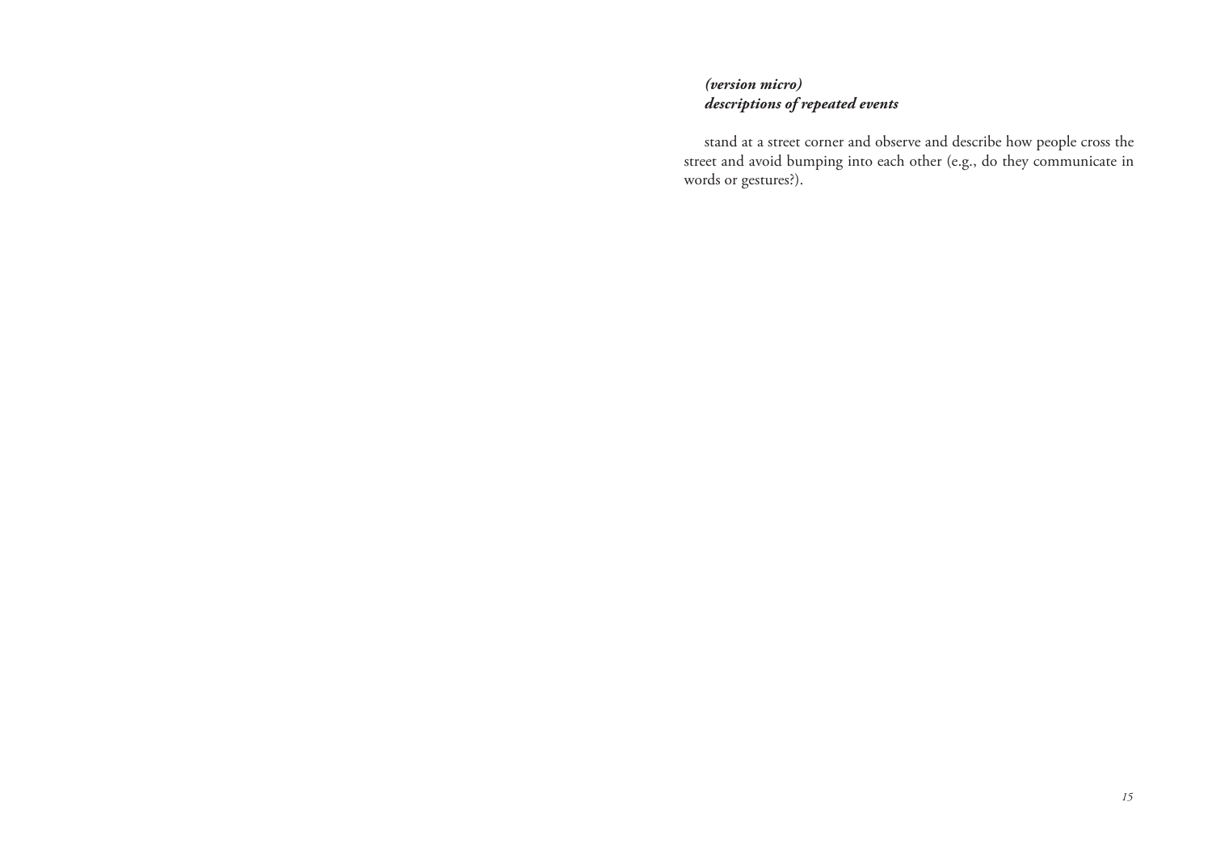***(version micro)***
***descriptions of repeated events***

stand at a street corner and observe and describe how people cross the street and avoid bumping into each other (e.g., do they communicate in words or gestures?).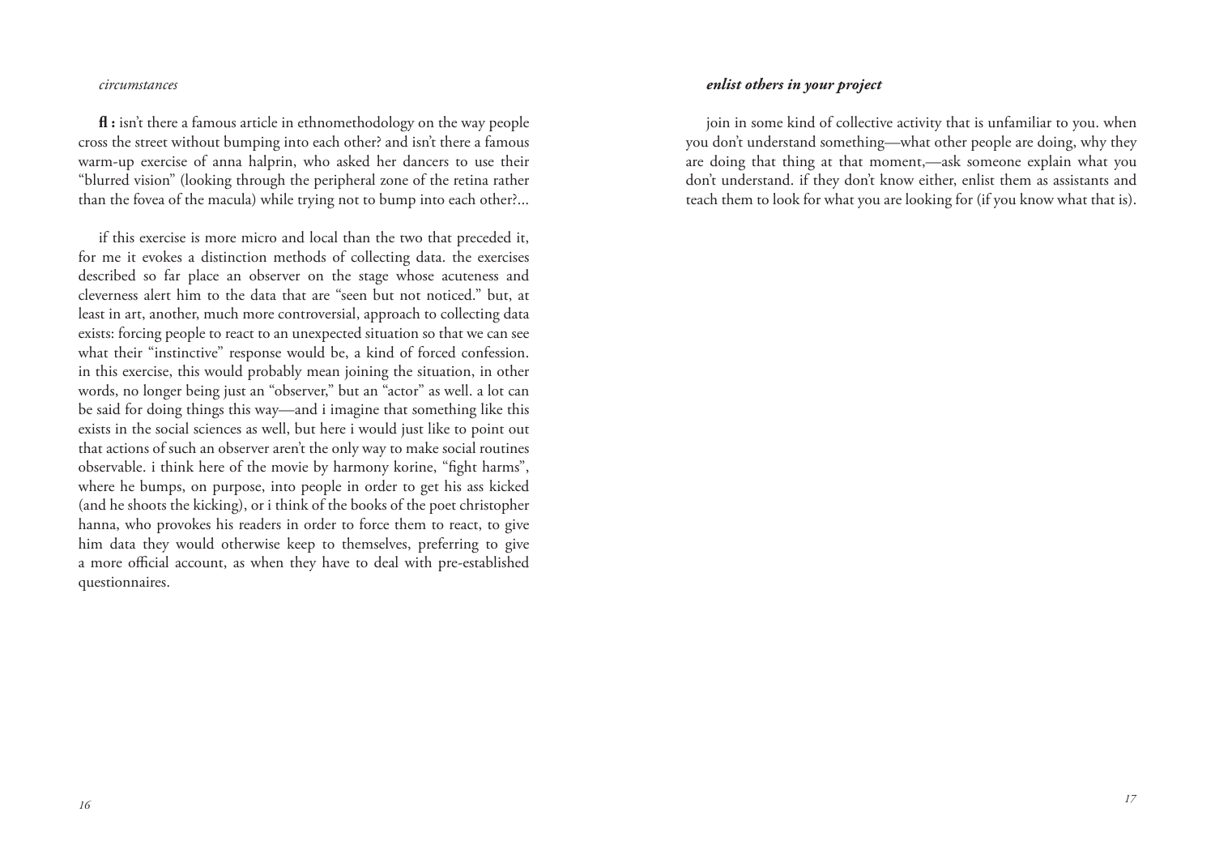*circumstances*

**fl :** isn't there a famous article in ethnomethodology on the way people cross the street without bumping into each other? and isn't there a famous warm-up exercise of anna halprin, who asked her dancers to use their "blurred vision" (looking through the peripheral zone of the retina rather than the fovea of the macula) while trying not to bump into each other?...

if this exercise is more micro and local than the two that preceded it, for me it evokes a distinction methods of collecting data. the exercises described so far place an observer on the stage whose acuteness and cleverness alert him to the data that are "seen but not noticed." but, at least in art, another, much more controversial, approach to collecting data exists: forcing people to react to an unexpected situation so that we can see what their "instinctive" response would be, a kind of forced confession. in this exercise, this would probably mean joining the situation, in other words, no longer being just an "observer," but an "actor" as well. a lot can be said for doing things this way—and i imagine that something like this exists in the social sciences as well, but here i would just like to point out that actions of such an observer aren't the only way to make social routines observable. i think here of the movie by harmony korine, "fight harms", where he bumps, on purpose, into people in order to get his ass kicked (and he shoots the kicking), or i think of the books of the poet christopher hanna, who provokes his readers in order to force them to react, to give him data they would otherwise keep to themselves, preferring to give a more official account, as when they have to deal with pre-established questionnaires.

### *enlist others in your project*

join in some kind of collective activity that is unfamiliar to you. when you don't understand something—what other people are doing, why they are doing that thing at that moment,—ask someone explain what you don't understand. if they don't know either, enlist them as assistants and teach them to look for what you are looking for (if you know what that is).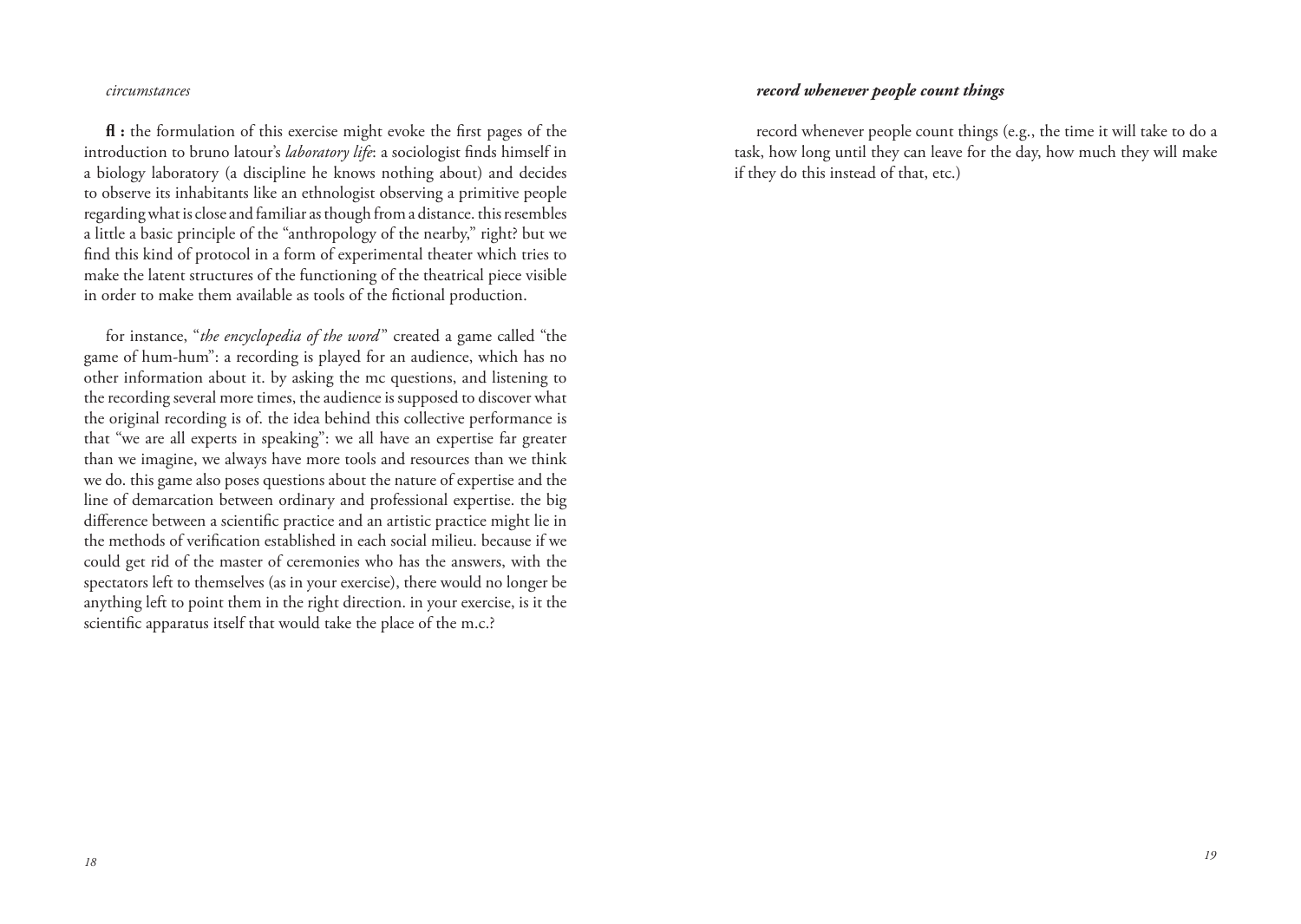*circumstances*

**fl :** the formulation of this exercise might evoke the first pages of the introduction to bruno latour's *laboratory life*: a sociologist finds himself in a biology laboratory (a discipline he knows nothing about) and decides to observe its inhabitants like an ethnologist observing a primitive people regarding what is close and familiar as though from a distance. this resembles a little a basic principle of the "anthropology of the nearby," right? but we find this kind of protocol in a form of experimental theater which tries to make the latent structures of the functioning of the theatrical piece visible in order to make them available as tools of the fictional production.

for instance, "*the encyclopedia of the word*" created a game called "the game of hum-hum": a recording is played for an audience, which has no other information about it. by asking the mc questions, and listening to the recording several more times, the audience is supposed to discover what the original recording is of. the idea behind this collective performance is that "we are all experts in speaking": we all have an expertise far greater than we imagine, we always have more tools and resources than we think we do. this game also poses questions about the nature of expertise and the line of demarcation between ordinary and professional expertise. the big difference between a scientific practice and an artistic practice might lie in the methods of verification established in each social milieu. because if we could get rid of the master of ceremonies who has the answers, with the spectators left to themselves (as in your exercise), there would no longer be anything left to point them in the right direction. in your exercise, is it the scientific apparatus itself that would take the place of the m.c.?

***record whenever people count things***

record whenever people count things (e.g., the time it will take to do a task, how long until they can leave for the day, how much they will make if they do this instead of that, etc.)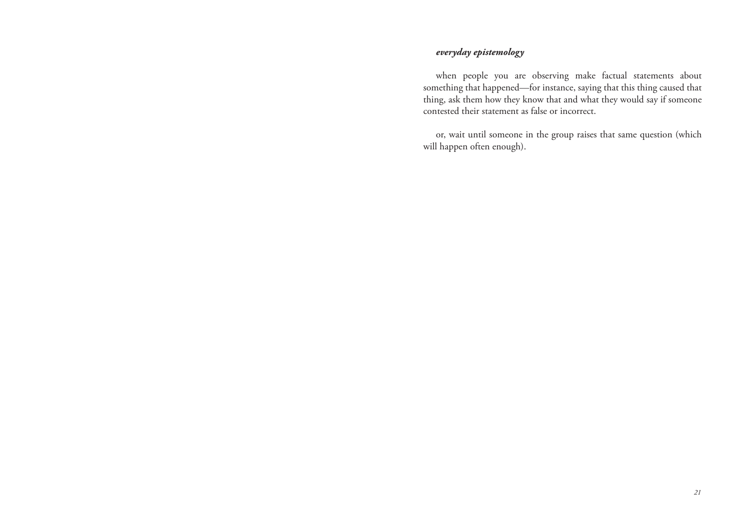***everyday epistemology***

when people you are observing make factual statements about something that happened—for instance, saying that this thing caused that thing, ask them how they know that and what they would say if someone contested their statement as false or incorrect.

or, wait until someone in the group raises that same question (which will happen often enough).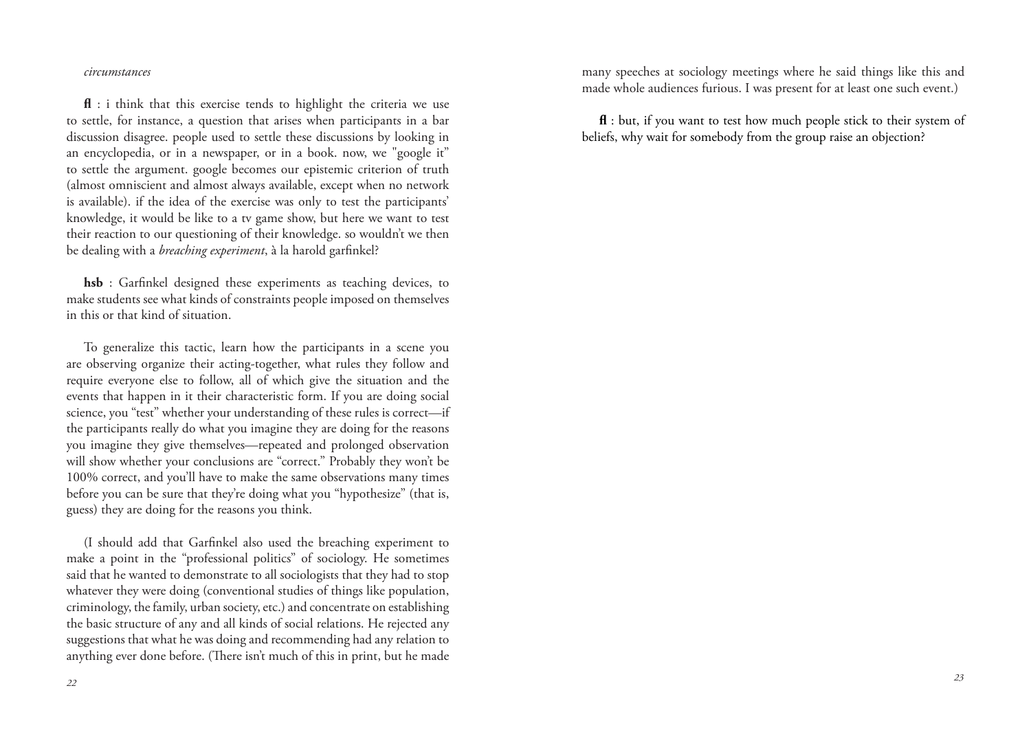*circumstances*

**fl** : i think that this exercise tends to highlight the criteria we use to settle, for instance, a question that arises when participants in a bar discussion disagree. people used to settle these discussions by looking in an encyclopedia, or in a newspaper, or in a book. now, we "google it" to settle the argument. google becomes our epistemic criterion of truth (almost omniscient and almost always available, except when no network is available). if the idea of the exercise was only to test the participants' knowledge, it would be like to a tv game show, but here we want to test their reaction to our questioning of their knowledge. so wouldn't we then be dealing with a *breaching experiment*, à la harold garfinkel?

**hsb** : Garfinkel designed these experiments as teaching devices, to make students see what kinds of constraints people imposed on themselves in this or that kind of situation.

To generalize this tactic, learn how the participants in a scene you are observing organize their acting-together, what rules they follow and require everyone else to follow, all of which give the situation and the events that happen in it their characteristic form. If you are doing social science, you "test" whether your understanding of these rules is correct—if the participants really do what you imagine they are doing for the reasons you imagine they give themselves—repeated and prolonged observation will show whether your conclusions are "correct." Probably they won't be 100% correct, and you'll have to make the same observations many times before you can be sure that they're doing what you "hypothesize" (that is, guess) they are doing for the reasons you think.

(I should add that Garfinkel also used the breaching experiment to make a point in the "professional politics" of sociology. He sometimes said that he wanted to demonstrate to all sociologists that they had to stop whatever they were doing (conventional studies of things like population, criminology, the family, urban society, etc.) and concentrate on establishing the basic structure of any and all kinds of social relations. He rejected any suggestions that what he was doing and recommending had any relation to anything ever done before. (There isn't much of this in print, but he made many speeches at sociology meetings where he said things like this and made whole audiences furious. I was present for at least one such event.)

**fl** : but, if you want to test how much people stick to their system of beliefs, why wait for somebody from the group raise an objection?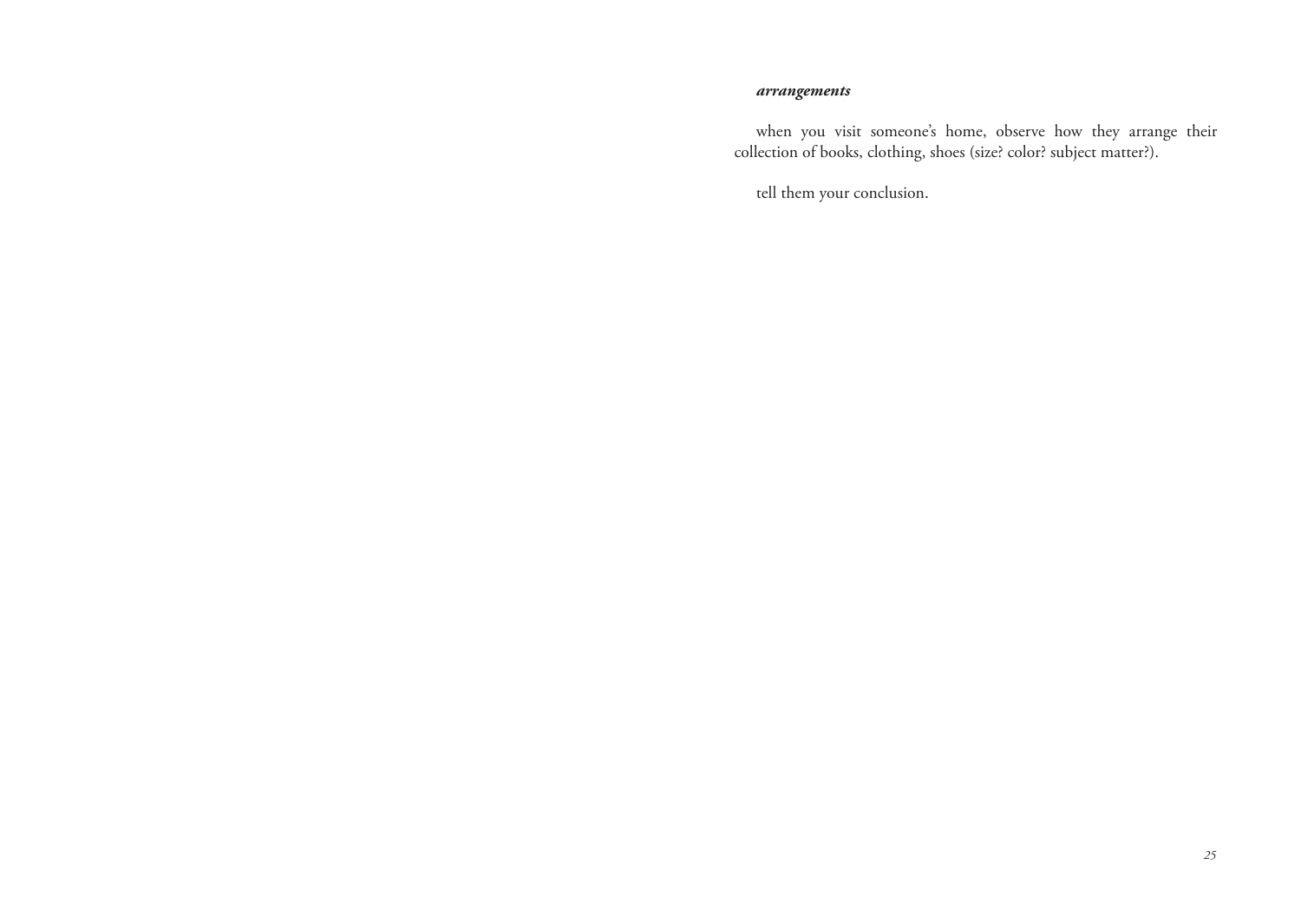### ***arrangements***

when you visit someone's home, observe how they arrange their collection of books, clothing, shoes (size? color? subject matter?).

tell them your conclusion.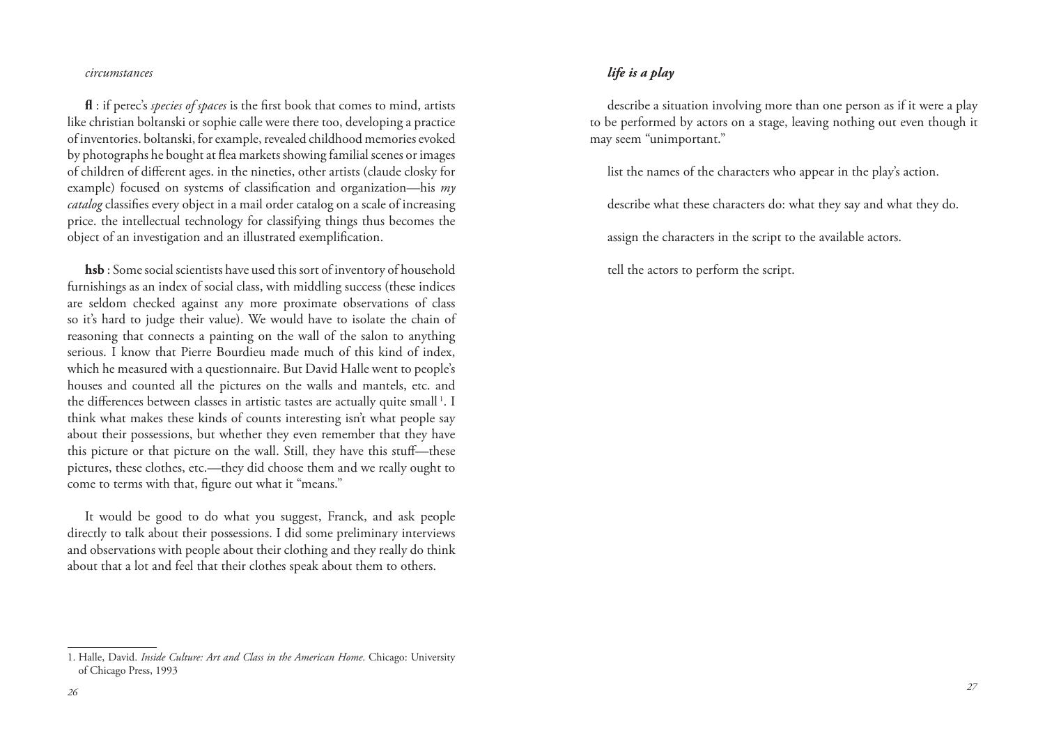*circumstances*

**fl** : if perec's *species of spaces* is the first book that comes to mind, artists like christian boltanski or sophie calle were there too, developing a practice of inventories. boltanski, for example, revealed childhood memories evoked by photographs he bought at flea markets showing familial scenes or images of children of different ages. in the nineties, other artists (claude closky for example) focused on systems of classification and organization—his *my catalog* classifies every object in a mail order catalog on a scale of increasing price. the intellectual technology for classifying things thus becomes the object of an investigation and an illustrated exemplification.

**hsb** : Some social scientists have used this sort of inventory of household furnishings as an index of social class, with middling success (these indices are seldom checked against any more proximate observations of class so it's hard to judge their value). We would have to isolate the chain of reasoning that connects a painting on the wall of the salon to anything serious. I know that Pierre Bourdieu made much of this kind of index, which he measured with a questionnaire. But David Halle went to people's houses and counted all the pictures on the walls and mantels, etc. and the differences between classes in artistic tastes are actually quite small [1]. I think what makes these kinds of counts interesting isn't what people say about their possessions, but whether they even remember that they have this picture or that picture on the wall. Still, they have this stuff—these pictures, these clothes, etc.—they did choose them and we really ought to come to terms with that, figure out what it "means."

It would be good to do what you suggest, Franck, and ask people directly to talk about their possessions. I did some preliminary interviews and observations with people about their clothing and they really do think about that a lot and feel that their clothes speak about them to others.

1. Halle, David. *Inside Culture: Art and Class in the American Home*. Chicago: University of Chicago Press, 1993

### ***life is a play***

describe a situation involving more than one person as if it were a play to be performed by actors on a stage, leaving nothing out even though it may seem "unimportant."

list the names of the characters who appear in the play's action.

describe what these characters do: what they say and what they do.

assign the characters in the script to the available actors.

tell the actors to perform the script.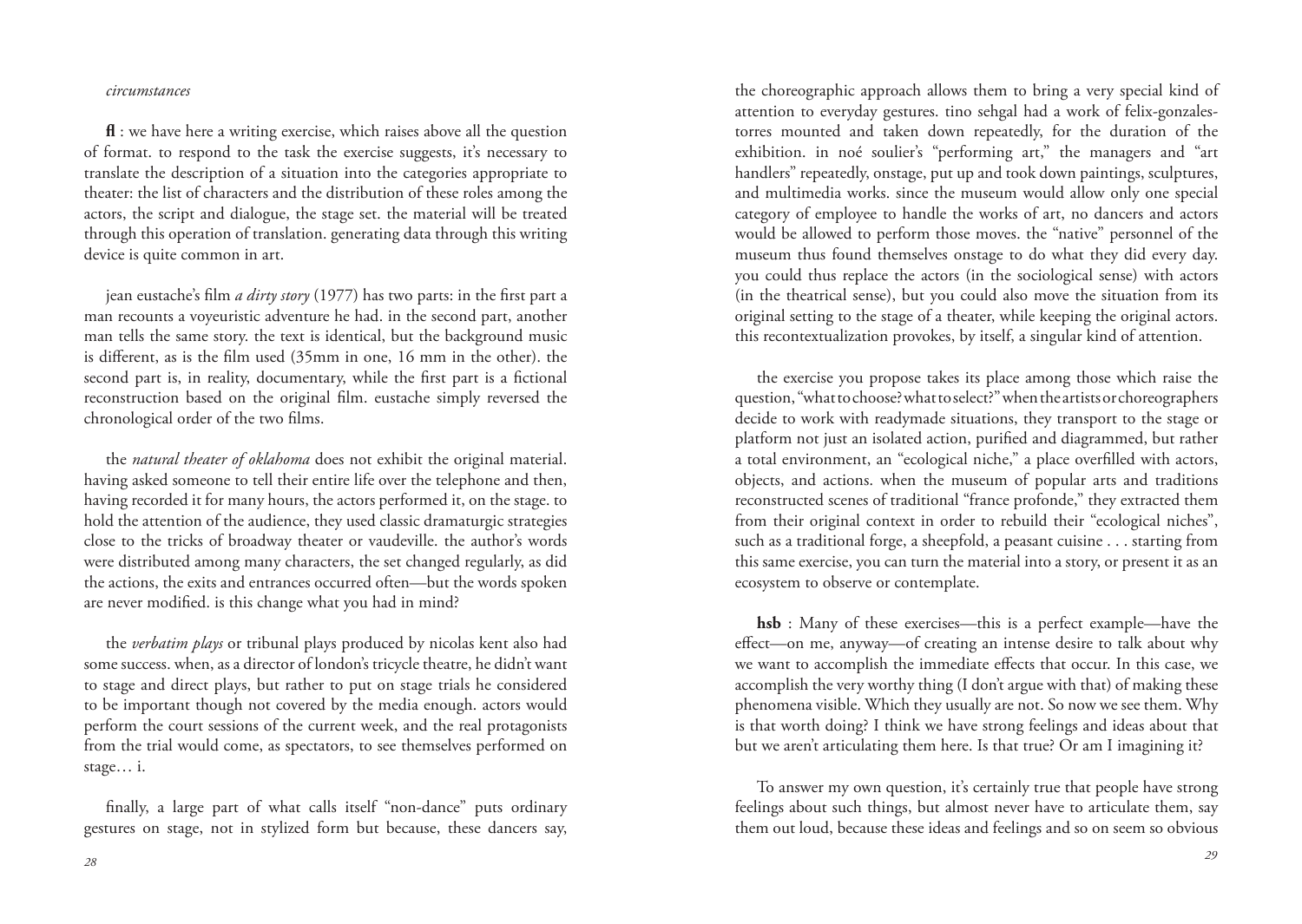*circumstances*

**fl** : we have here a writing exercise, which raises above all the question of format. to respond to the task the exercise suggests, it's necessary to translate the description of a situation into the categories appropriate to theater: the list of characters and the distribution of these roles among the actors, the script and dialogue, the stage set. the material will be treated through this operation of translation. generating data through this writing device is quite common in art.

jean eustache's film *a dirty story* (1977) has two parts: in the first part a man recounts a voyeuristic adventure he had. in the second part, another man tells the same story. the text is identical, but the background music is different, as is the film used (35mm in one, 16 mm in the other). the second part is, in reality, documentary, while the first part is a fictional reconstruction based on the original film. eustache simply reversed the chronological order of the two films.

the *natural theater of oklahoma* does not exhibit the original material. having asked someone to tell their entire life over the telephone and then, having recorded it for many hours, the actors performed it, on the stage. to hold the attention of the audience, they used classic dramaturgic strategies close to the tricks of broadway theater or vaudeville. the author's words were distributed among many characters, the set changed regularly, as did the actions, the exits and entrances occurred often—but the words spoken are never modified. is this change what you had in mind?

the *verbatim plays* or tribunal plays produced by nicolas kent also had some success. when, as a director of london's tricycle theatre, he didn't want to stage and direct plays, but rather to put on stage trials he considered to be important though not covered by the media enough. actors would perform the court sessions of the current week, and the real protagonists from the trial would come, as spectators, to see themselves performed on stage… i.

finally, a large part of what calls itself "non-dance" puts ordinary gestures on stage, not in stylized form but because, these dancers say, the choreographic approach allows them to bring a very special kind of attention to everyday gestures. tino sehgal had a work of felix-gonzales-torres mounted and taken down repeatedly, for the duration of the exhibition. in noé soulier's "performing art," the managers and "art handlers" repeatedly, onstage, put up and took down paintings, sculptures, and multimedia works. since the museum would allow only one special category of employee to handle the works of art, no dancers and actors would be allowed to perform those moves. the "native" personnel of the museum thus found themselves onstage to do what they did every day. you could thus replace the actors (in the sociological sense) with actors (in the theatrical sense), but you could also move the situation from its original setting to the stage of a theater, while keeping the original actors. this recontextualization provokes, by itself, a singular kind of attention.

the exercise you propose takes its place among those which raise the question, "what to choose? what to select?" when the artists or choreographers decide to work with readymade situations, they transport to the stage or platform not just an isolated action, purified and diagrammed, but rather a total environment, an "ecological niche," a place overfilled with actors, objects, and actions. when the museum of popular arts and traditions reconstructed scenes of traditional "france profonde," they extracted them from their original context in order to rebuild their "ecological niches", such as a traditional forge, a sheepfold, a peasant cuisine . . . starting from this same exercise, you can turn the material into a story, or present it as an ecosystem to observe or contemplate.

**hsb** : Many of these exercises—this is a perfect example—have the effect—on me, anyway—of creating an intense desire to talk about why we want to accomplish the immediate effects that occur. In this case, we accomplish the very worthy thing (I don't argue with that) of making these phenomena visible. Which they usually are not. So now we see them. Why is that worth doing? I think we have strong feelings and ideas about that but we aren't articulating them here. Is that true? Or am I imagining it?

To answer my own question, it's certainly true that people have strong feelings about such things, but almost never have to articulate them, say them out loud, because these ideas and feelings and so on seem so obvious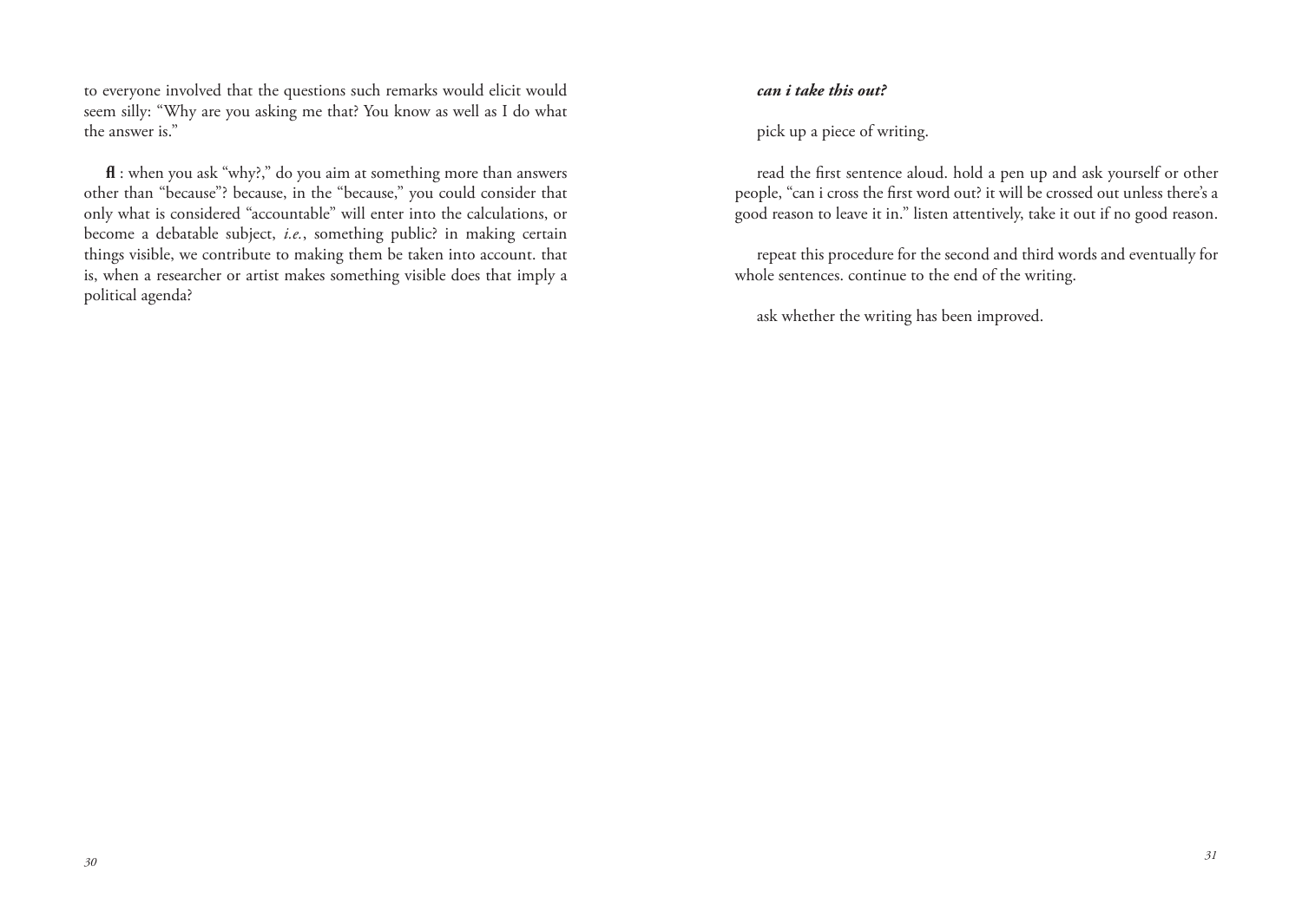to everyone involved that the questions such remarks would elicit would seem silly: "Why are you asking me that? You know as well as I do what the answer is."

**fl** : when you ask "why?," do you aim at something more than answers other than "because"? because, in the "because," you could consider that only what is considered "accountable" will enter into the calculations, or become a debatable subject, *i.e.*, something public? in making certain things visible, we contribute to making them be taken into account. that is, when a researcher or artist makes something visible does that imply a political agenda?

***can i take this out?***

pick up a piece of writing.

read the first sentence aloud. hold a pen up and ask yourself or other people, "can i cross the first word out? it will be crossed out unless there's a good reason to leave it in." listen attentively, take it out if no good reason.

repeat this procedure for the second and third words and eventually for whole sentences. continue to the end of the writing.

ask whether the writing has been improved.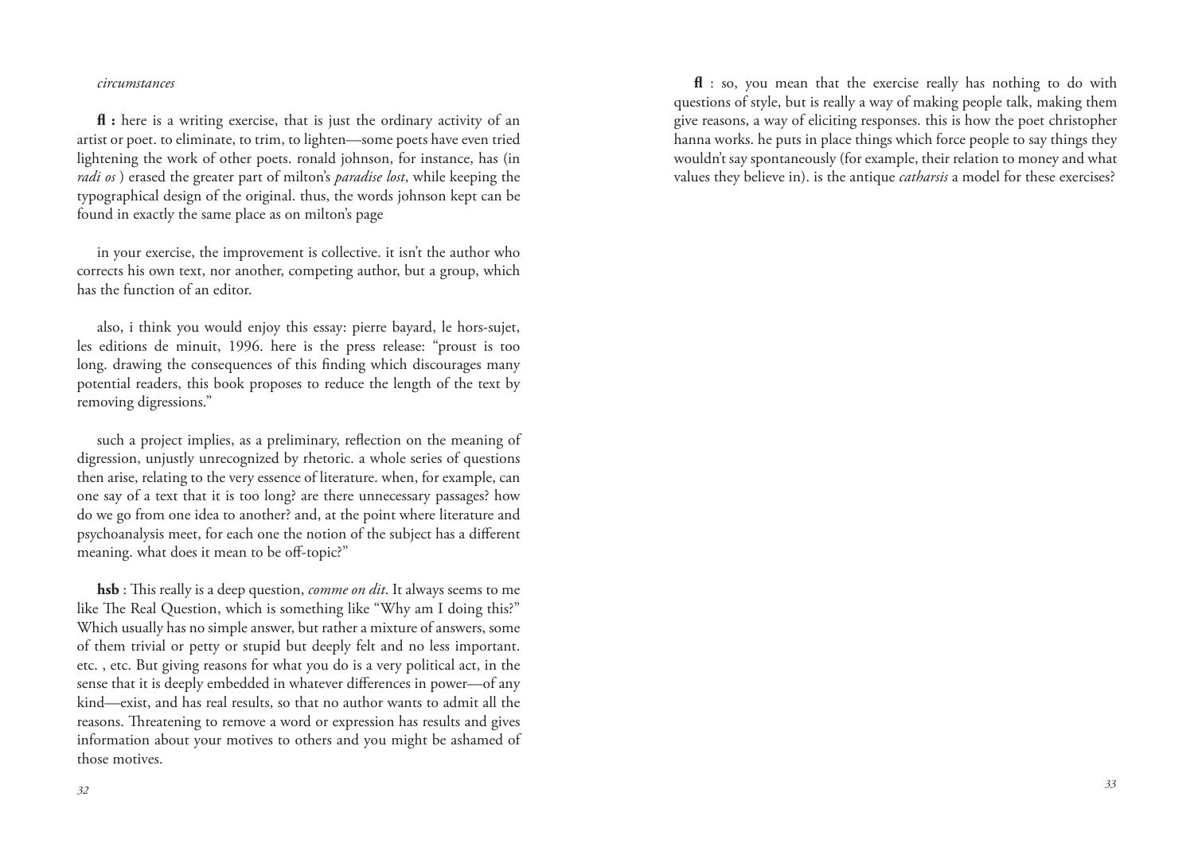*circumstances*

**fl :** here is a writing exercise, that is just the ordinary activity of an artist or poet. to eliminate, to trim, to lighten—some poets have even tried lightening the work of other poets. ronald johnson, for instance, has (in *radi os* ) erased the greater part of milton's *paradise lost*, while keeping the typographical design of the original. thus, the words johnson kept can be found in exactly the same place as on milton's page

in your exercise, the improvement is collective. it isn't the author who corrects his own text, nor another, competing author, but a group, which has the function of an editor.

also, i think you would enjoy this essay: pierre bayard, le hors-sujet, les editions de minuit, 1996. here is the press release: "proust is too long. drawing the consequences of this finding which discourages many potential readers, this book proposes to reduce the length of the text by removing digressions."

such a project implies, as a preliminary, reflection on the meaning of digression, unjustly unrecognized by rhetoric. a whole series of questions then arise, relating to the very essence of literature. when, for example, can one say of a text that it is too long? are there unnecessary passages? how do we go from one idea to another? and, at the point where literature and psychoanalysis meet, for each one the notion of the subject has a different meaning. what does it mean to be off-topic?"

**hsb** : This really is a deep question, *comme on dit*. It always seems to me like The Real Question, which is something like "Why am I doing this?" Which usually has no simple answer, but rather a mixture of answers, some of them trivial or petty or stupid but deeply felt and no less important. etc. , etc. But giving reasons for what you do is a very political act, in the sense that it is deeply embedded in whatever differences in power—of any kind—exist, and has real results, so that no author wants to admit all the reasons. Threatening to remove a word or expression has results and gives information about your motives to others and you might be ashamed of those motives.

**fl** : so, you mean that the exercise really has nothing to do with questions of style, but is really a way of making people talk, making them give reasons, a way of eliciting responses. this is how the poet christopher hanna works. he puts in place things which force people to say things they wouldn't say spontaneously (for example, their relation to money and what values they believe in). is the antique *catharsis* a model for these exercises?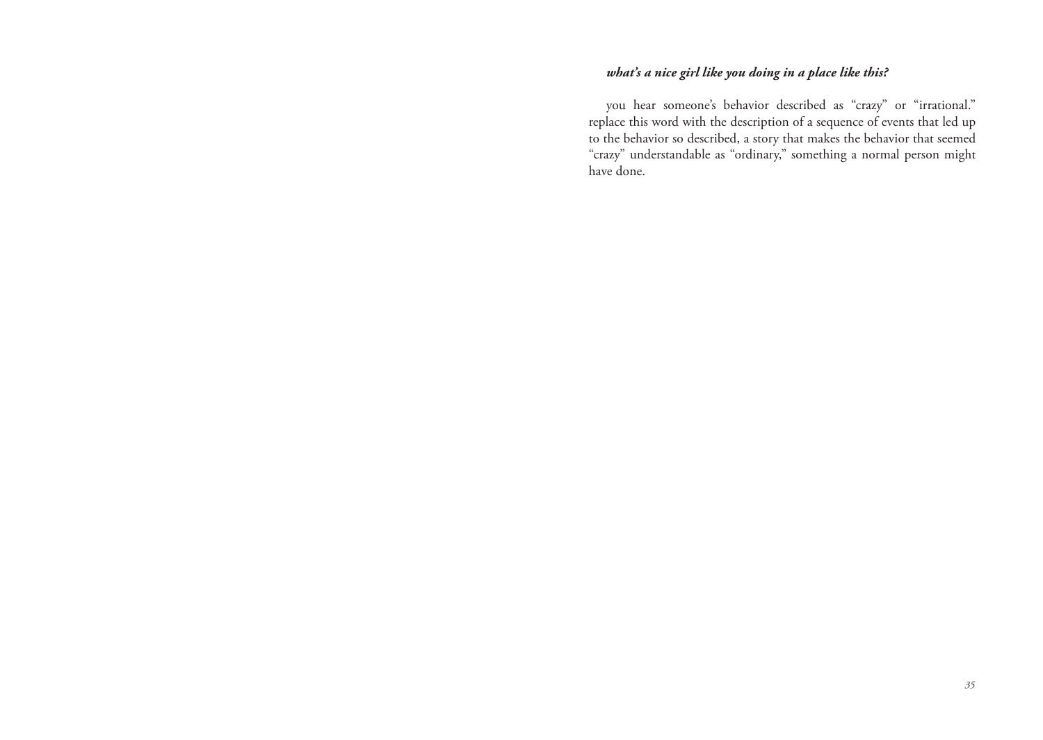***what's a nice girl like you doing in a place like this?***

you hear someone's behavior described as "crazy" or "irrational." replace this word with the description of a sequence of events that led up to the behavior so described, a story that makes the behavior that seemed "crazy" understandable as "ordinary," something a normal person might have done.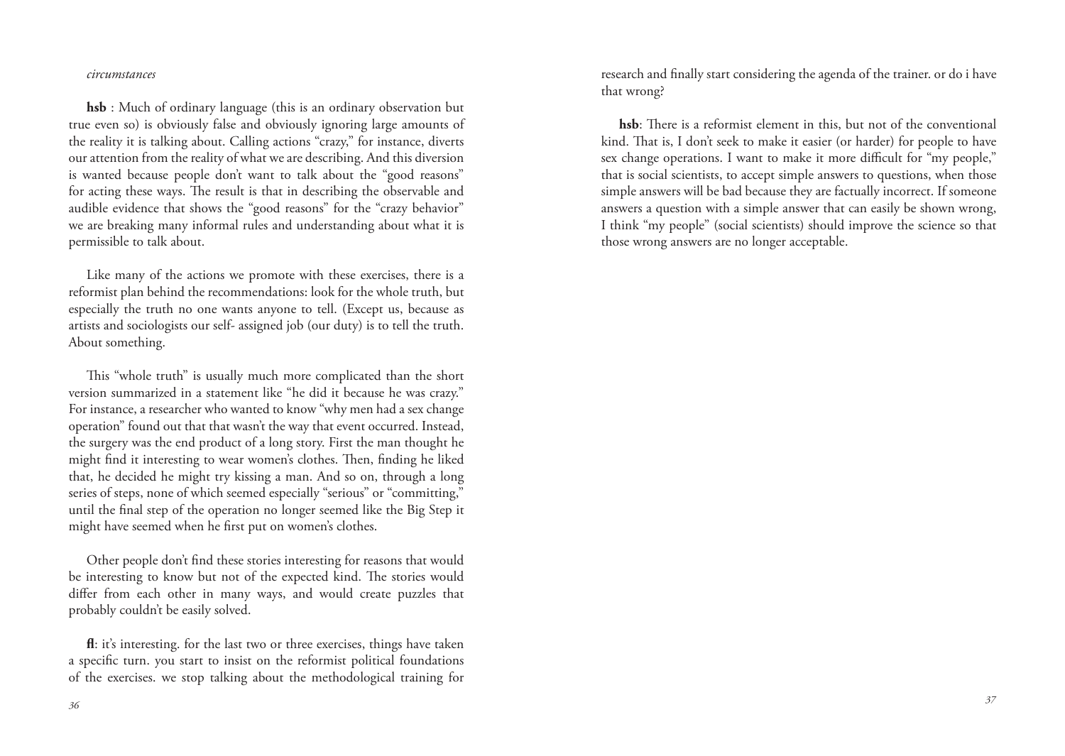*circumstances*

**hsb** : Much of ordinary language (this is an ordinary observation but true even so) is obviously false and obviously ignoring large amounts of the reality it is talking about. Calling actions "crazy," for instance, diverts our attention from the reality of what we are describing. And this diversion is wanted because people don't want to talk about the "good reasons" for acting these ways. The result is that in describing the observable and audible evidence that shows the "good reasons" for the "crazy behavior" we are breaking many informal rules and understanding about what it is permissible to talk about.

Like many of the actions we promote with these exercises, there is a reformist plan behind the recommendations: look for the whole truth, but especially the truth no one wants anyone to tell. (Except us, because as artists and sociologists our self- assigned job (our duty) is to tell the truth. About something.

This "whole truth" is usually much more complicated than the short version summarized in a statement like "he did it because he was crazy." For instance, a researcher who wanted to know "why men had a sex change operation" found out that that wasn't the way that event occurred. Instead, the surgery was the end product of a long story. First the man thought he might find it interesting to wear women's clothes. Then, finding he liked that, he decided he might try kissing a man. And so on, through a long series of steps, none of which seemed especially "serious" or "committing," until the final step of the operation no longer seemed like the Big Step it might have seemed when he first put on women's clothes.

Other people don't find these stories interesting for reasons that would be interesting to know but not of the expected kind. The stories would differ from each other in many ways, and would create puzzles that probably couldn't be easily solved.

**fl**: it's interesting. for the last two or three exercises, things have taken a specific turn. you start to insist on the reformist political foundations of the exercises. we stop talking about the methodological training for research and finally start considering the agenda of the trainer. or do i have that wrong?

**hsb**: There is a reformist element in this, but not of the conventional kind. That is, I don't seek to make it easier (or harder) for people to have sex change operations. I want to make it more difficult for "my people," that is social scientists, to accept simple answers to questions, when those simple answers will be bad because they are factually incorrect. If someone answers a question with a simple answer that can easily be shown wrong, I think "my people" (social scientists) should improve the science so that those wrong answers are no longer acceptable.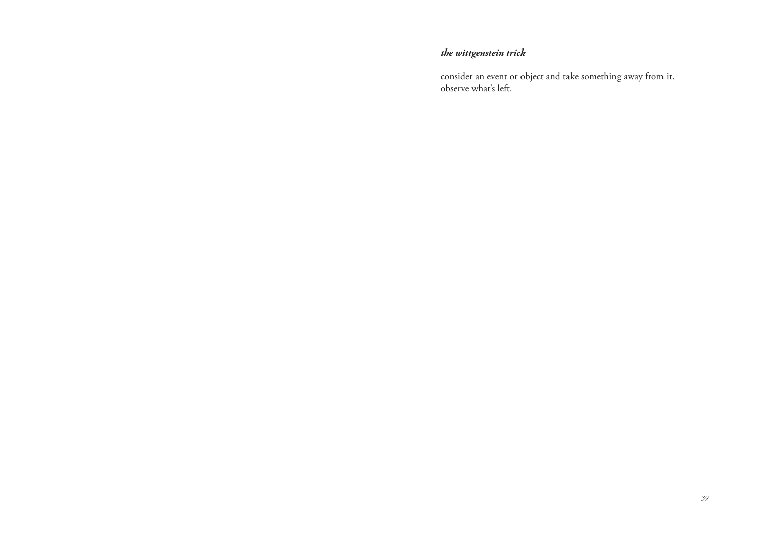***the wittgenstein trick***

consider an event or object and take something away from it. observe what's left.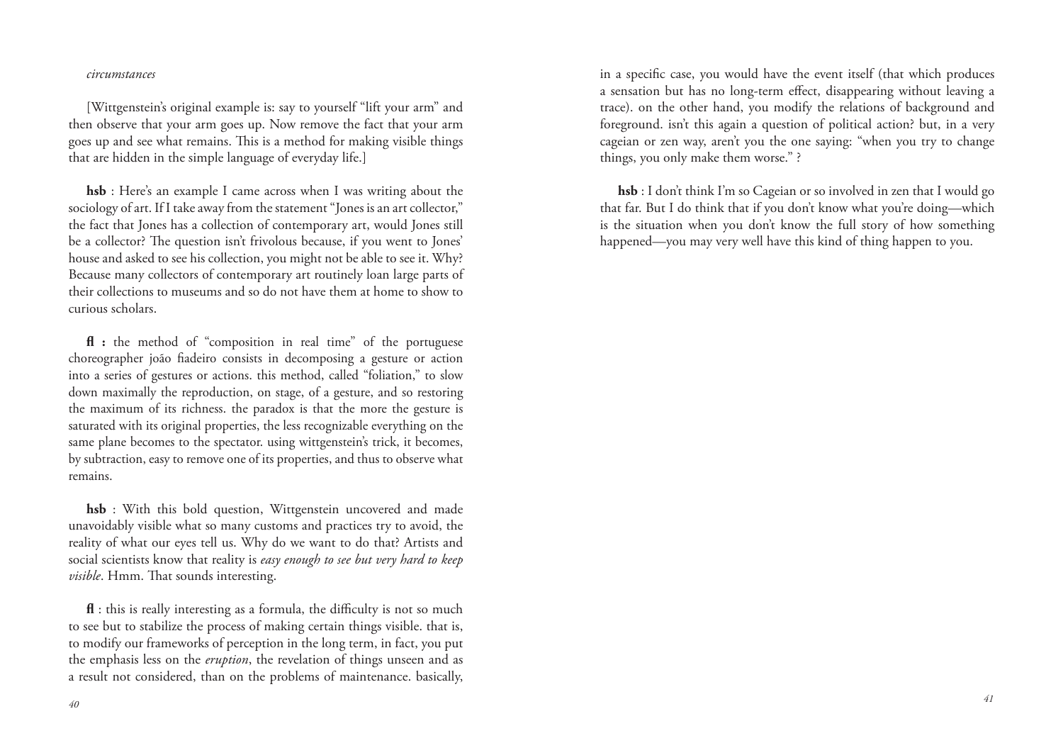*circumstances*

[Wittgenstein's original example is: say to yourself "lift your arm" and then observe that your arm goes up. Now remove the fact that your arm goes up and see what remains. This is a method for making visible things that are hidden in the simple language of everyday life.]

**hsb** : Here's an example I came across when I was writing about the sociology of art. If I take away from the statement "Jones is an art collector," the fact that Jones has a collection of contemporary art, would Jones still be a collector? The question isn't frivolous because, if you went to Jones' house and asked to see his collection, you might not be able to see it. Why? Because many collectors of contemporary art routinely loan large parts of their collections to museums and so do not have them at home to show to curious scholars.

**fl :** the method of "composition in real time" of the portuguese choreographer joão fiadeiro consists in decomposing a gesture or action into a series of gestures or actions. this method, called "foliation," to slow down maximally the reproduction, on stage, of a gesture, and so restoring the maximum of its richness. the paradox is that the more the gesture is saturated with its original properties, the less recognizable everything on the same plane becomes to the spectator. using wittgenstein's trick, it becomes, by subtraction, easy to remove one of its properties, and thus to observe what remains.

**hsb** : With this bold question, Wittgenstein uncovered and made unavoidably visible what so many customs and practices try to avoid, the reality of what our eyes tell us. Why do we want to do that? Artists and social scientists know that reality is *easy enough to see but very hard to keep visible*. Hmm. That sounds interesting.

**fl** : this is really interesting as a formula, the difficulty is not so much to see but to stabilize the process of making certain things visible. that is, to modify our frameworks of perception in the long term, in fact, you put the emphasis less on the *eruption*, the revelation of things unseen and as a result not considered, than on the problems of maintenance. basically, in a specific case, you would have the event itself (that which produces a sensation but has no long-term effect, disappearing without leaving a trace). on the other hand, you modify the relations of background and foreground. isn't this again a question of political action? but, in a very cageian or zen way, aren't you the one saying: "when you try to change things, you only make them worse." ?

**hsb** : I don't think I'm so Cageian or so involved in zen that I would go that far. But I do think that if you don't know what you're doing—which is the situation when you don't know the full story of how something happened—you may very well have this kind of thing happen to you.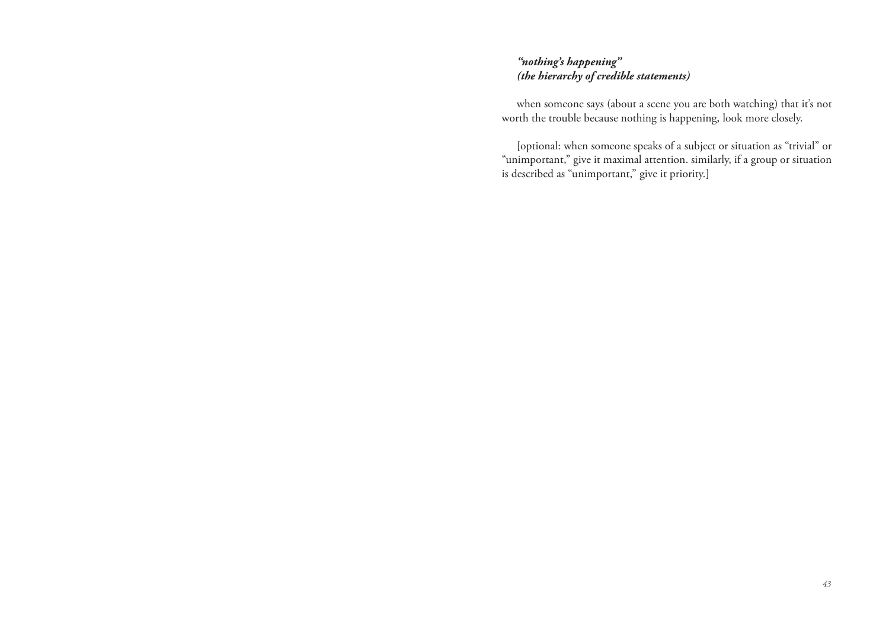***"nothing's happening"***
***(the hierarchy of credible statements)***

when someone says (about a scene you are both watching) that it's not worth the trouble because nothing is happening, look more closely.

[optional: when someone speaks of a subject or situation as "trivial" or "unimportant," give it maximal attention. similarly, if a group or situation is described as "unimportant," give it priority.]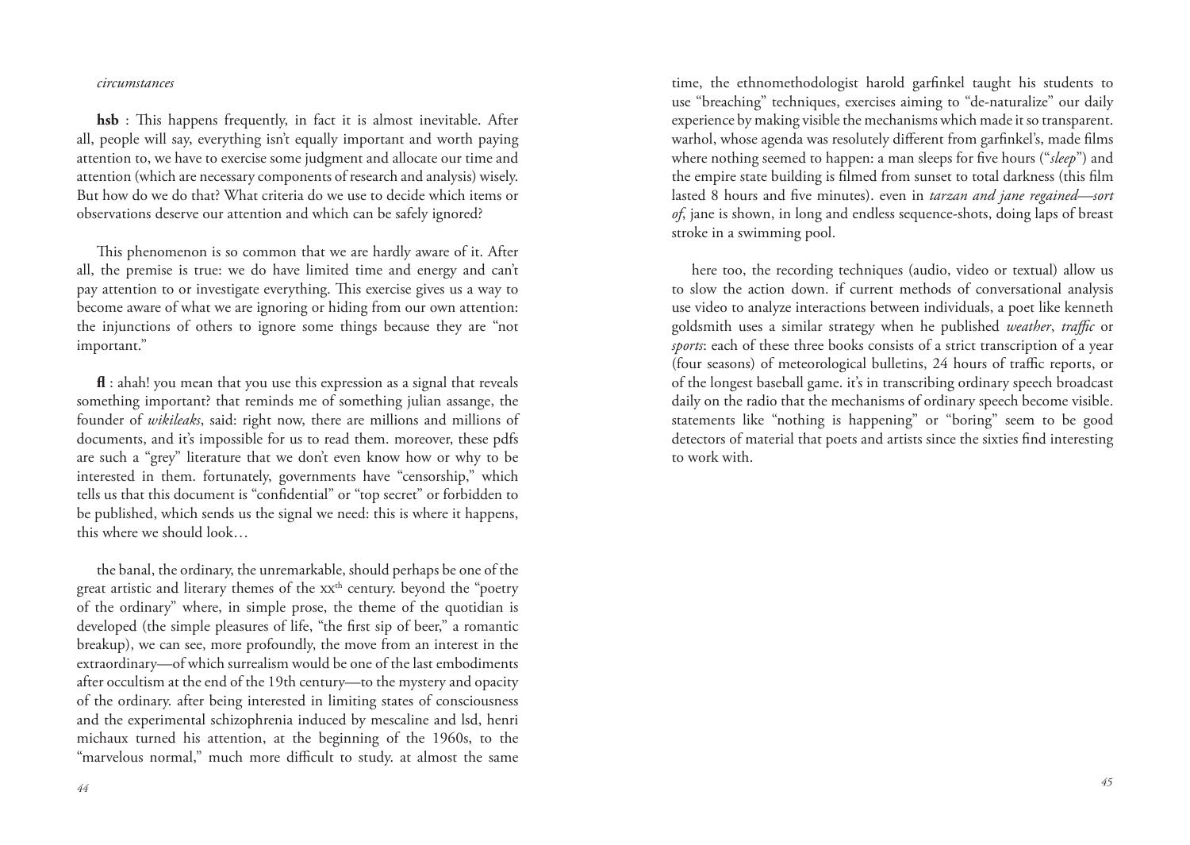*circumstances*

**hsb** : This happens frequently, in fact it is almost inevitable. After all, people will say, everything isn't equally important and worth paying attention to, we have to exercise some judgment and allocate our time and attention (which are necessary components of research and analysis) wisely. But how do we do that? What criteria do we use to decide which items or observations deserve our attention and which can be safely ignored?

This phenomenon is so common that we are hardly aware of it. After all, the premise is true: we do have limited time and energy and can't pay attention to or investigate everything. This exercise gives us a way to become aware of what we are ignoring or hiding from our own attention: the injunctions of others to ignore some things because they are "not important."

**fl** : ahah! you mean that you use this expression as a signal that reveals something important? that reminds me of something julian assange, the founder of *wikileaks*, said: right now, there are millions and millions of documents, and it's impossible for us to read them. moreover, these pdfs are such a "grey" literature that we don't even know how or why to be interested in them. fortunately, governments have "censorship," which tells us that this document is "confidential" or "top secret" or forbidden to be published, which sends us the signal we need: this is where it happens, this where we should look…

the banal, the ordinary, the unremarkable, should perhaps be one of the great artistic and literary themes of the xx[th] century. beyond the "poetry of the ordinary" where, in simple prose, the theme of the quotidian is developed (the simple pleasures of life, "the first sip of beer," a romantic breakup), we can see, more profoundly, the move from an interest in the extraordinary—of which surrealism would be one of the last embodiments after occultism at the end of the 19th century—to the mystery and opacity of the ordinary. after being interested in limiting states of consciousness and the experimental schizophrenia induced by mescaline and lsd, henri michaux turned his attention, at the beginning of the 1960s, to the "marvelous normal," much more difficult to study. at almost the same time, the ethnomethodologist harold garfinkel taught his students to use "breaching" techniques, exercises aiming to "de-naturalize" our daily experience by making visible the mechanisms which made it so transparent. warhol, whose agenda was resolutely different from garfinkel's, made films where nothing seemed to happen: a man sleeps for five hours ("*sleep*") and the empire state building is filmed from sunset to total darkness (this film lasted 8 hours and five minutes). even in *tarzan and jane regained—sort of*, jane is shown, in long and endless sequence-shots, doing laps of breast stroke in a swimming pool.

here too, the recording techniques (audio, video or textual) allow us to slow the action down. if current methods of conversational analysis use video to analyze interactions between individuals, a poet like kenneth goldsmith uses a similar strategy when he published *weather*, *traffic* or *sports*: each of these three books consists of a strict transcription of a year (four seasons) of meteorological bulletins, 24 hours of traffic reports, or of the longest baseball game. it's in transcribing ordinary speech broadcast daily on the radio that the mechanisms of ordinary speech become visible. statements like "nothing is happening" or "boring" seem to be good detectors of material that poets and artists since the sixties find interesting to work with.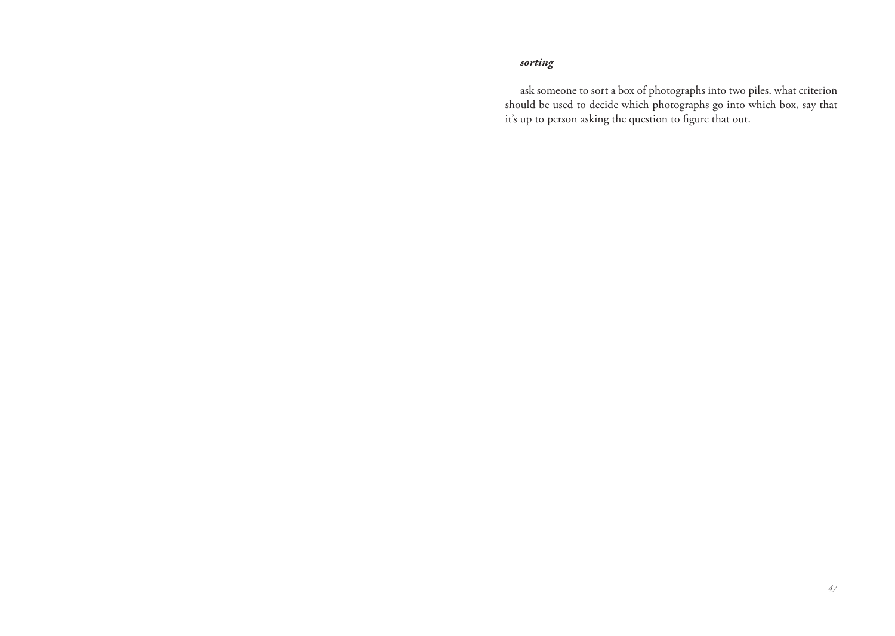***sorting***

ask someone to sort a box of photographs into two piles. what criterion should be used to decide which photographs go into which box, say that it's up to person asking the question to figure that out.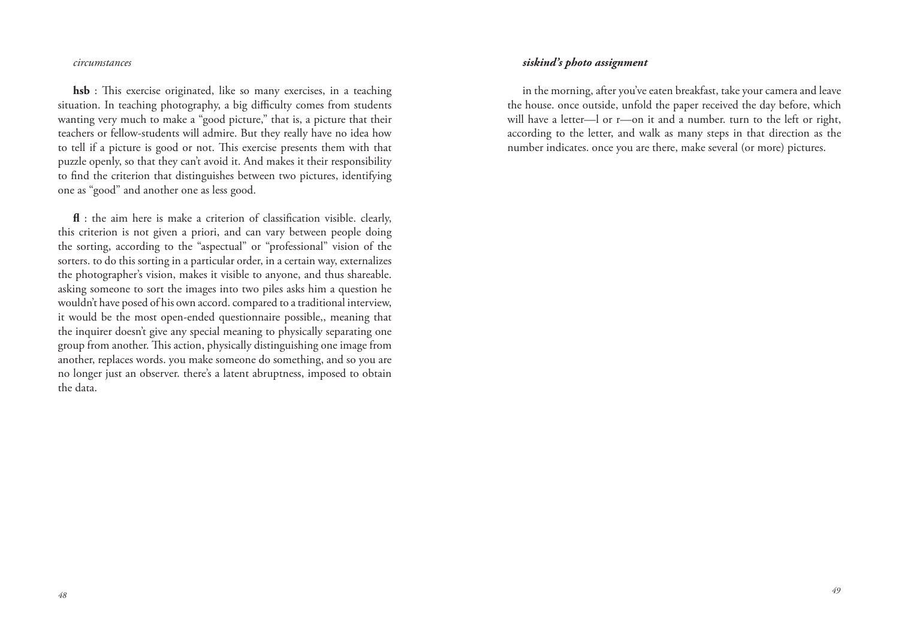*circumstances*

**hsb** : This exercise originated, like so many exercises, in a teaching situation. In teaching photography, a big difficulty comes from students wanting very much to make a "good picture," that is, a picture that their teachers or fellow-students will admire. But they really have no idea how to tell if a picture is good or not. This exercise presents them with that puzzle openly, so that they can't avoid it. And makes it their responsibility to find the criterion that distinguishes between two pictures, identifying one as "good" and another one as less good.

**fl** : the aim here is make a criterion of classification visible. clearly, this criterion is not given a priori, and can vary between people doing the sorting, according to the "aspectual" or "professional" vision of the sorters. to do this sorting in a particular order, in a certain way, externalizes the photographer's vision, makes it visible to anyone, and thus shareable. asking someone to sort the images into two piles asks him a question he wouldn't have posed of his own accord. compared to a traditional interview, it would be the most open-ended questionnaire possible,, meaning that the inquirer doesn't give any special meaning to physically separating one group from another. This action, physically distinguishing one image from another, replaces words. you make someone do something, and so you are no longer just an observer. there's a latent abruptness, imposed to obtain the data.

***siskind's photo assignment***

in the morning, after you've eaten breakfast, take your camera and leave the house. once outside, unfold the paper received the day before, which will have a letter—l or r—on it and a number. turn to the left or right, according to the letter, and walk as many steps in that direction as the number indicates. once you are there, make several (or more) pictures.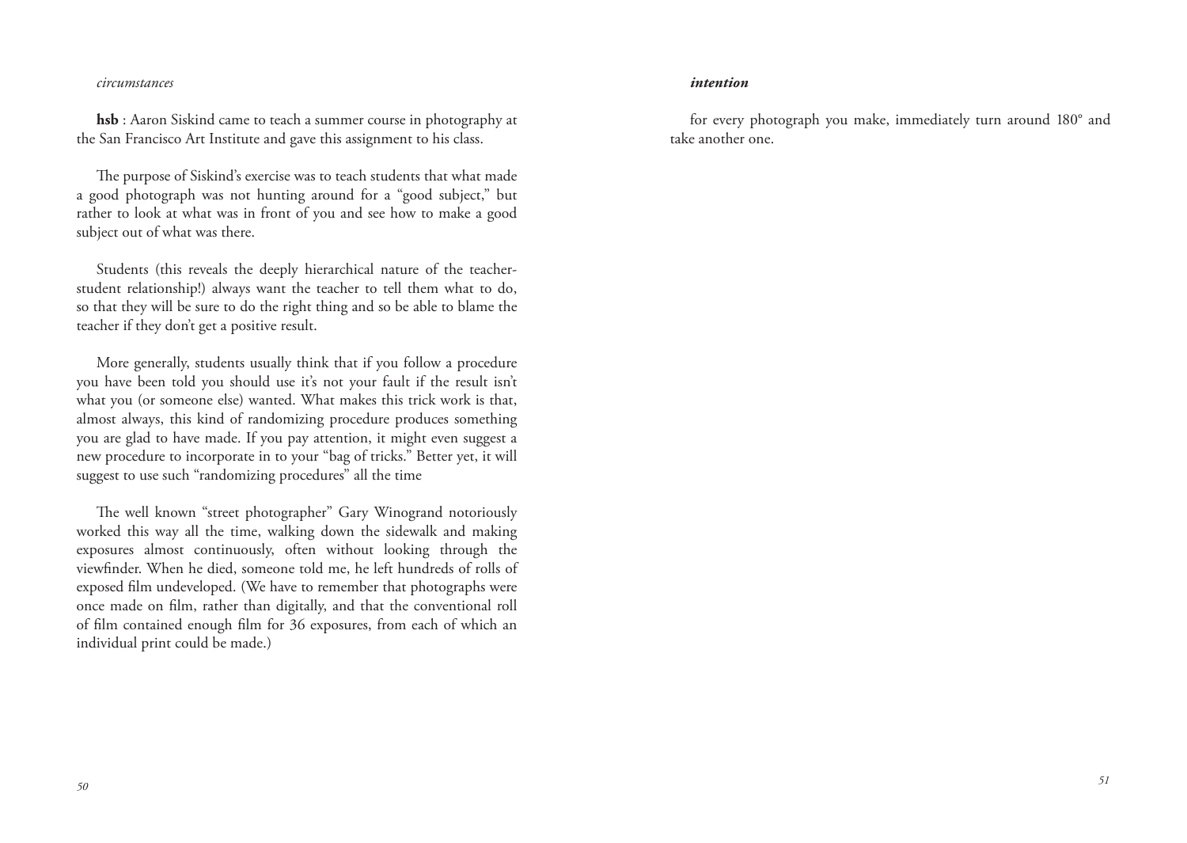*circumstances*

**hsb** : Aaron Siskind came to teach a summer course in photography at the San Francisco Art Institute and gave this assignment to his class.

The purpose of Siskind's exercise was to teach students that what made a good photograph was not hunting around for a "good subject," but rather to look at what was in front of you and see how to make a good subject out of what was there.

Students (this reveals the deeply hierarchical nature of the teacher-student relationship!) always want the teacher to tell them what to do, so that they will be sure to do the right thing and so be able to blame the teacher if they don't get a positive result.

More generally, students usually think that if you follow a procedure you have been told you should use it's not your fault if the result isn't what you (or someone else) wanted. What makes this trick work is that, almost always, this kind of randomizing procedure produces something you are glad to have made. If you pay attention, it might even suggest a new procedure to incorporate in to your "bag of tricks." Better yet, it will suggest to use such "randomizing procedures" all the time

The well known "street photographer" Gary Winogrand notoriously worked this way all the time, walking down the sidewalk and making exposures almost continuously, often without looking through the viewfinder. When he died, someone told me, he left hundreds of rolls of exposed film undeveloped. (We have to remember that photographs were once made on film, rather than digitally, and that the conventional roll of film contained enough film for 36 exposures, from each of which an individual print could be made.)

***intention***

for every photograph you make, immediately turn around 180° and take another one.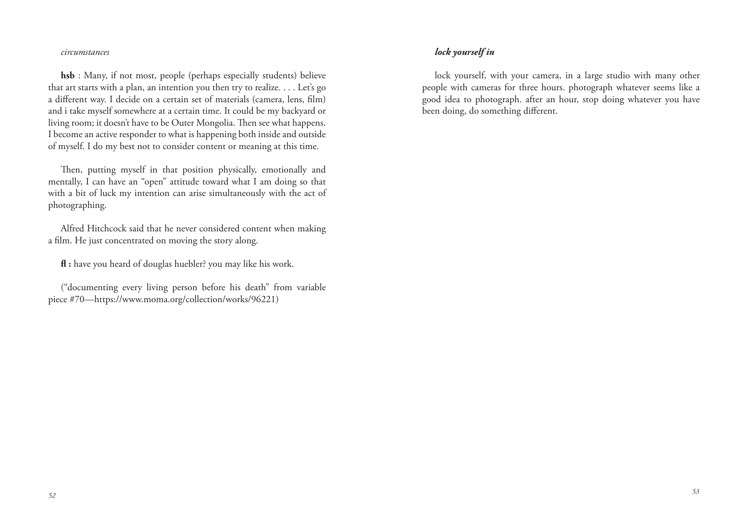*circumstances*

**hsb** : Many, if not most, people (perhaps especially students) believe that art starts with a plan, an intention you then try to realize. . . . Let's go a different way. I decide on a certain set of materials (camera, lens, film) and i take myself somewhere at a certain time. It could be my backyard or living room; it doesn't have to be Outer Mongolia. Then see what happens. I become an active responder to what is happening both inside and outside of myself. I do my best not to consider content or meaning at this time.

Then, putting myself in that position physically, emotionally and mentally, I can have an "open" attitude toward what I am doing so that with a bit of luck my intention can arise simultaneously with the act of photographing.

Alfred Hitchcock said that he never considered content when making a film. He just concentrated on moving the story along.

**fl :** have you heard of douglas huebler? you may like his work.

("documenting every living person before his death" from variable piece #70—https://www.moma.org/collection/works/96221)

***lock yourself in***

lock yourself, with your camera, in a large studio with many other people with cameras for three hours. photograph whatever seems like a good idea to photograph. after an hour, stop doing whatever you have been doing, do something different.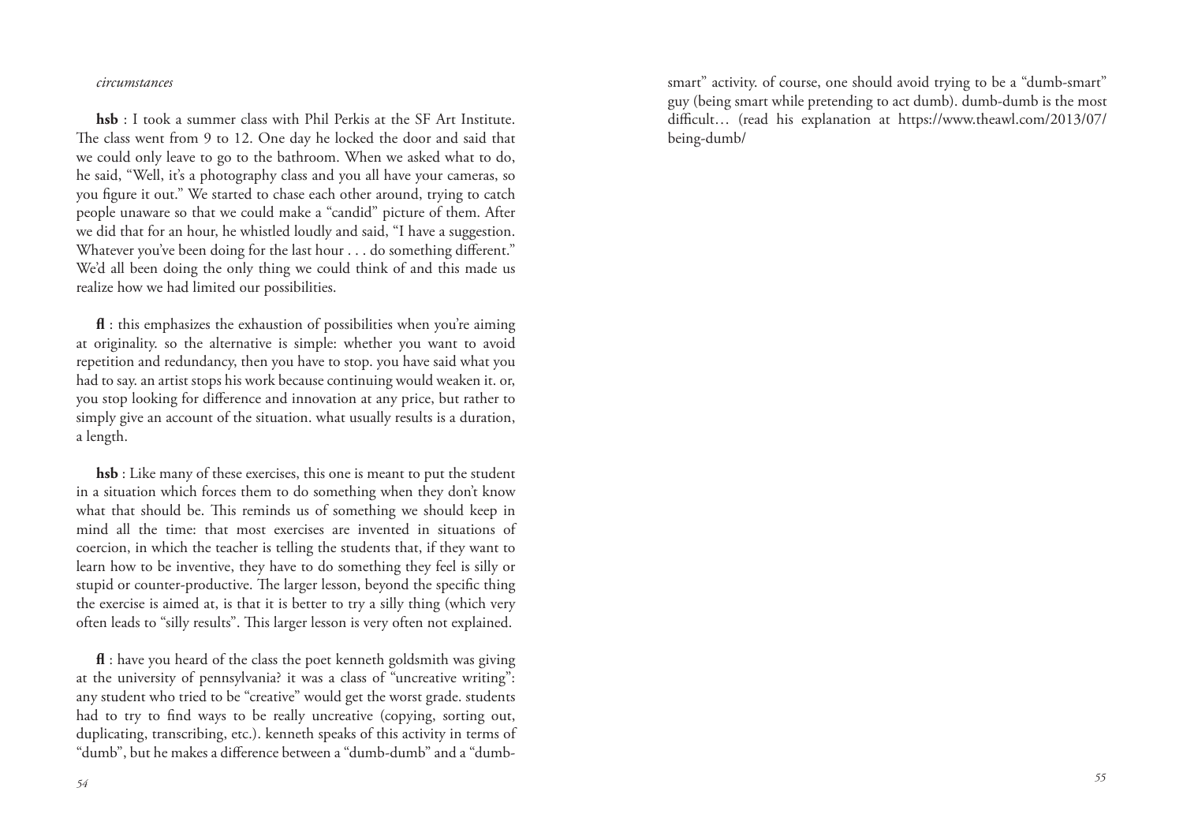*circumstances*

**hsb** : I took a summer class with Phil Perkis at the SF Art Institute. The class went from 9 to 12. One day he locked the door and said that we could only leave to go to the bathroom. When we asked what to do, he said, "Well, it's a photography class and you all have your cameras, so you figure it out." We started to chase each other around, trying to catch people unaware so that we could make a "candid" picture of them. After we did that for an hour, he whistled loudly and said, "I have a suggestion. Whatever you've been doing for the last hour . . . do something different." We'd all been doing the only thing we could think of and this made us realize how we had limited our possibilities.

**fl** : this emphasizes the exhaustion of possibilities when you're aiming at originality. so the alternative is simple: whether you want to avoid repetition and redundancy, then you have to stop. you have said what you had to say. an artist stops his work because continuing would weaken it. or, you stop looking for difference and innovation at any price, but rather to simply give an account of the situation. what usually results is a duration, a length.

**hsb** : Like many of these exercises, this one is meant to put the student in a situation which forces them to do something when they don't know what that should be. This reminds us of something we should keep in mind all the time: that most exercises are invented in situations of coercion, in which the teacher is telling the students that, if they want to learn how to be inventive, they have to do something they feel is silly or stupid or counter-productive. The larger lesson, beyond the specific thing the exercise is aimed at, is that it is better to try a silly thing (which very often leads to "silly results". This larger lesson is very often not explained.

**fl** : have you heard of the class the poet kenneth goldsmith was giving at the university of pennsylvania? it was a class of "uncreative writing": any student who tried to be "creative" would get the worst grade. students had to try to find ways to be really uncreative (copying, sorting out, duplicating, transcribing, etc.). kenneth speaks of this activity in terms of "dumb", but he makes a difference between a "dumb-dumb" and a "dumb-smart" activity. of course, one should avoid trying to be a "dumb-smart" guy (being smart while pretending to act dumb). dumb-dumb is the most difficult… (read his explanation at https://www.theawl.com/2013/07/being-dumb/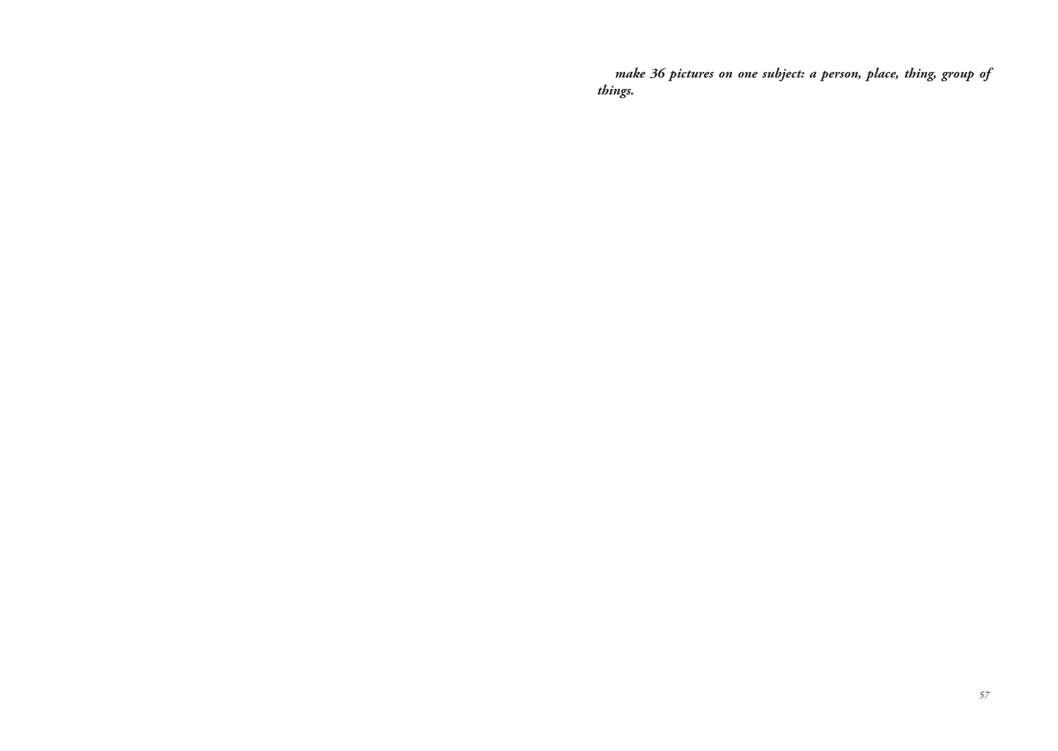***make 36 pictures on one subject: a person, place, thing, group of things.***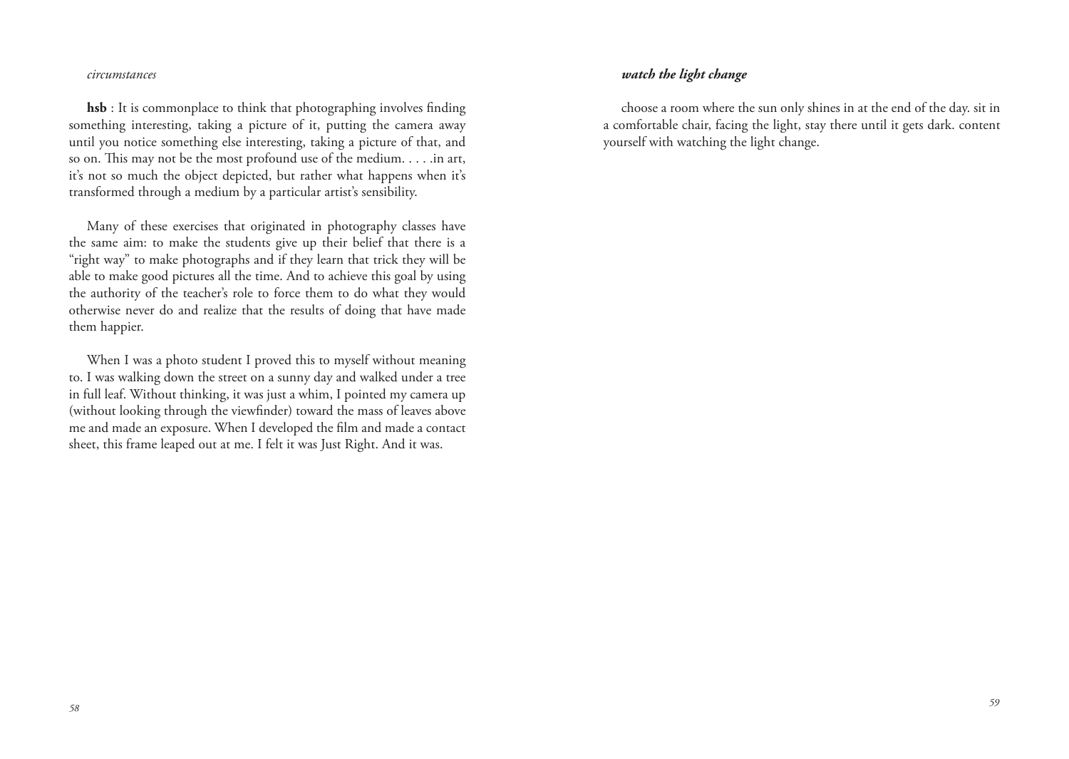*circumstances*

**hsb** : It is commonplace to think that photographing involves finding something interesting, taking a picture of it, putting the camera away until you notice something else interesting, taking a picture of that, and so on. This may not be the most profound use of the medium. . . . .in art, it's not so much the object depicted, but rather what happens when it's transformed through a medium by a particular artist's sensibility.

Many of these exercises that originated in photography classes have the same aim: to make the students give up their belief that there is a "right way" to make photographs and if they learn that trick they will be able to make good pictures all the time. And to achieve this goal by using the authority of the teacher's role to force them to do what they would otherwise never do and realize that the results of doing that have made them happier.

When I was a photo student I proved this to myself without meaning to. I was walking down the street on a sunny day and walked under a tree in full leaf. Without thinking, it was just a whim, I pointed my camera up (without looking through the viewfinder) toward the mass of leaves above me and made an exposure. When I developed the film and made a contact sheet, this frame leaped out at me. I felt it was Just Right. And it was.

## ***watch the light change***

choose a room where the sun only shines in at the end of the day. sit in a comfortable chair, facing the light, stay there until it gets dark. content yourself with watching the light change.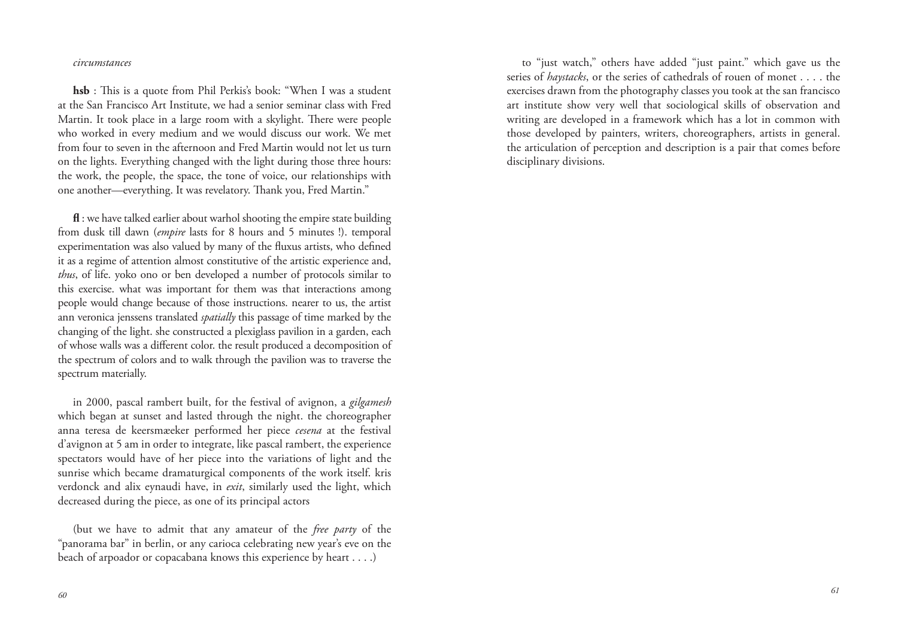*circumstances*

**hsb** : This is a quote from Phil Perkis's book: "When I was a student at the San Francisco Art Institute, we had a senior seminar class with Fred Martin. It took place in a large room with a skylight. There were people who worked in every medium and we would discuss our work. We met from four to seven in the afternoon and Fred Martin would not let us turn on the lights. Everything changed with the light during those three hours: the work, the people, the space, the tone of voice, our relationships with one another—everything. It was revelatory. Thank you, Fred Martin."

**fl** : we have talked earlier about warhol shooting the empire state building from dusk till dawn (*empire* lasts for 8 hours and 5 minutes !). temporal experimentation was also valued by many of the fluxus artists, who defined it as a regime of attention almost constitutive of the artistic experience and, *thus*, of life. yoko ono or ben developed a number of protocols similar to this exercise. what was important for them was that interactions among people would change because of those instructions. nearer to us, the artist ann veronica jenssens translated *spatially* this passage of time marked by the changing of the light. she constructed a plexiglass pavilion in a garden, each of whose walls was a different color. the result produced a decomposition of the spectrum of colors and to walk through the pavilion was to traverse the spectrum materially.

in 2000, pascal rambert built, for the festival of avignon, a *gilgamesh* which began at sunset and lasted through the night. the choreographer anna teresa de keersmæeker performed her piece *cesena* at the festival d'avignon at 5 am in order to integrate, like pascal rambert, the experience spectators would have of her piece into the variations of light and the sunrise which became dramaturgical components of the work itself. kris verdonck and alix eynaudi have, in *exit*, similarly used the light, which decreased during the piece, as one of its principal actors

(but we have to admit that any amateur of the *free party* of the "panorama bar" in berlin, or any carioca celebrating new year's eve on the beach of arpoador or copacabana knows this experience by heart . . . .)

to "just watch," others have added "just paint." which gave us the series of *haystacks*, or the series of cathedrals of rouen of monet . . . . the exercises drawn from the photography classes you took at the san francisco art institute show very well that sociological skills of observation and writing are developed in a framework which has a lot in common with those developed by painters, writers, choreographers, artists in general. the articulation of perception and description is a pair that comes before disciplinary divisions.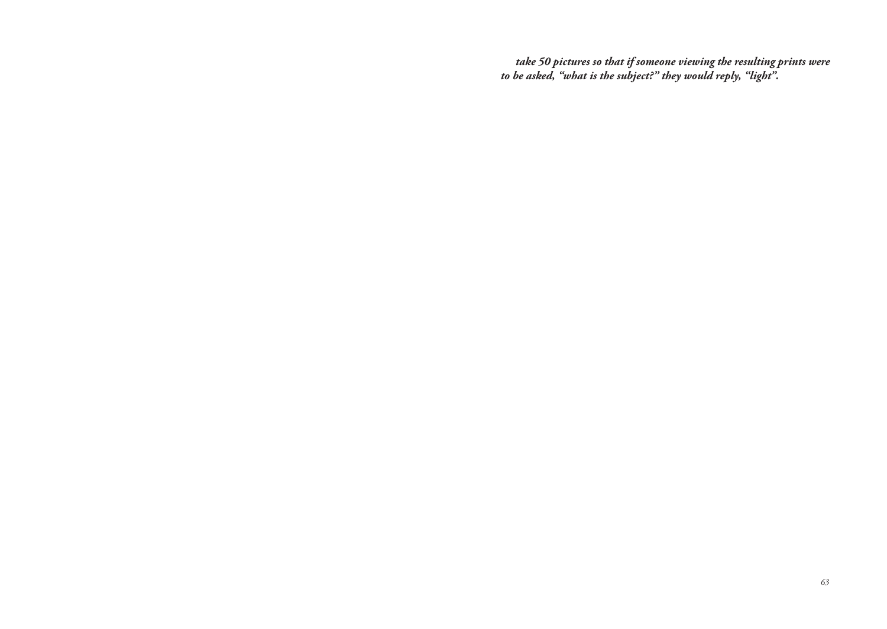***take 50 pictures so that if someone viewing the resulting prints were to be asked, "what is the subject?" they would reply, "light".***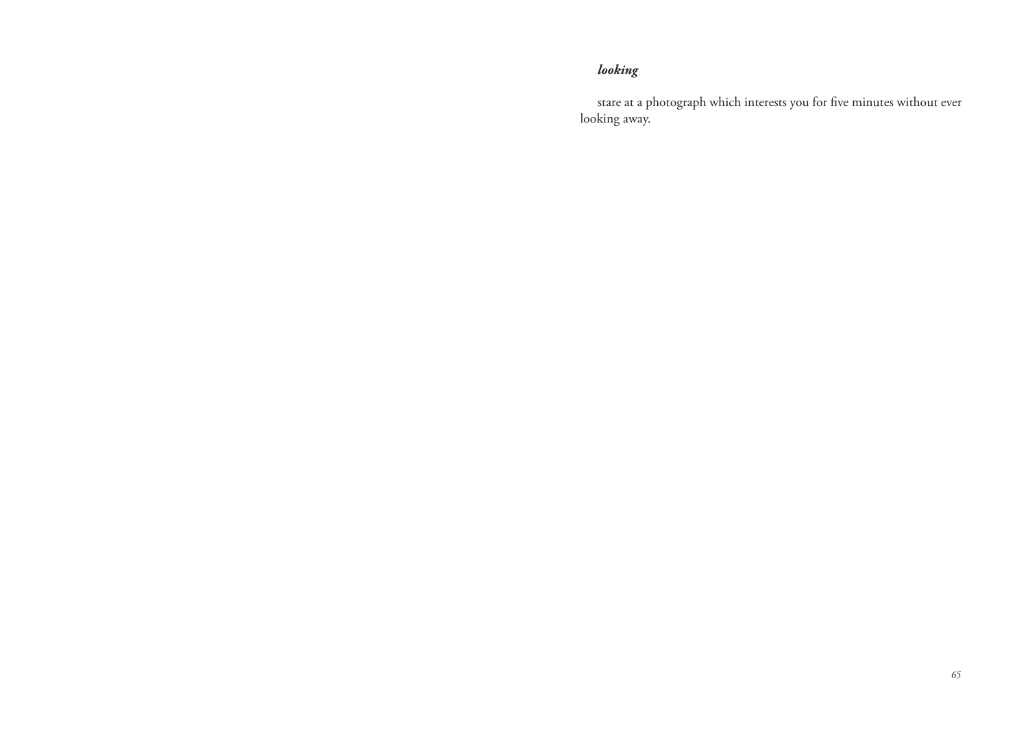### *looking*

stare at a photograph which interests you for five minutes without ever looking away.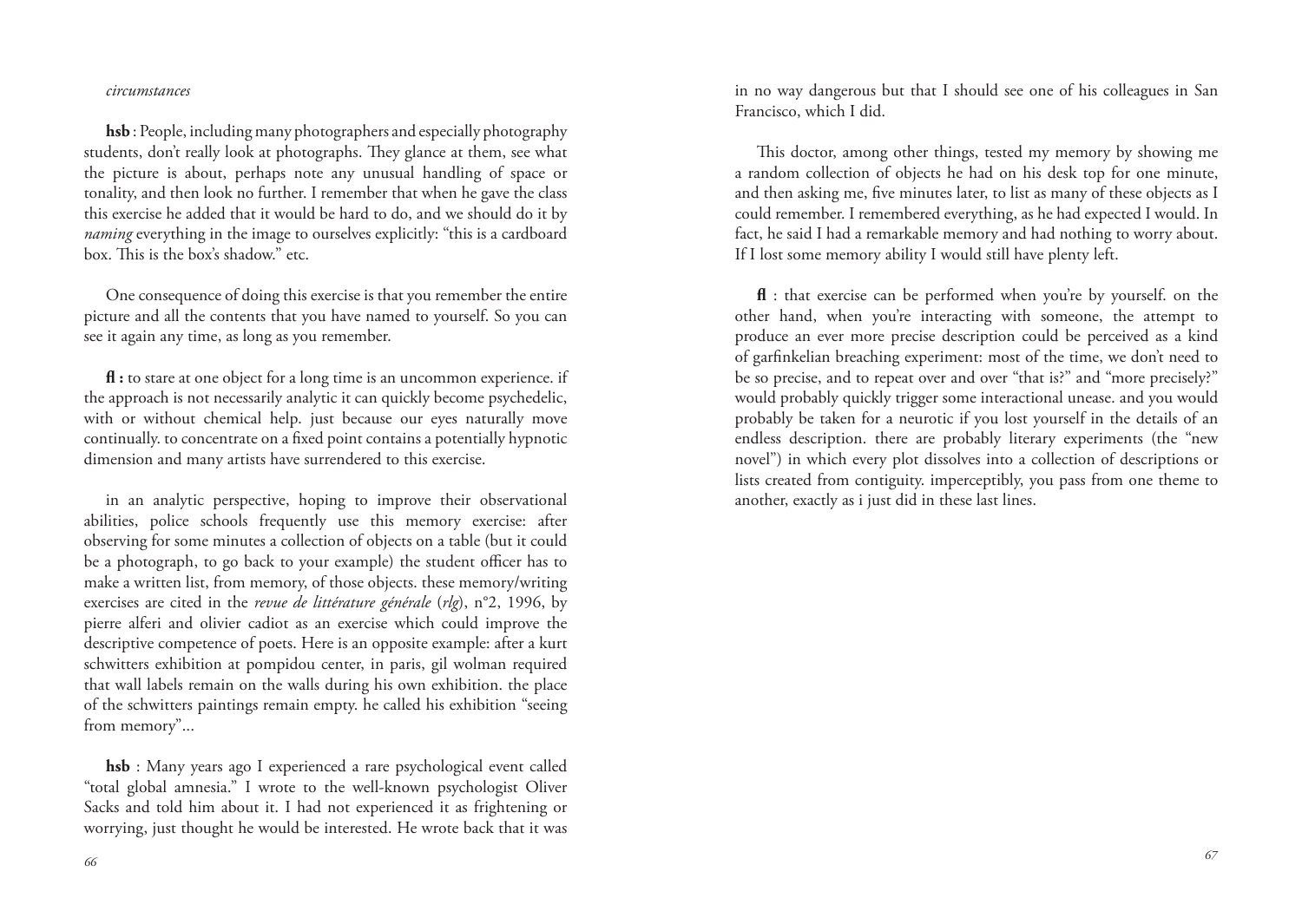*circumstances*

**hsb** : People, including many photographers and especially photography students, don't really look at photographs. They glance at them, see what the picture is about, perhaps note any unusual handling of space or tonality, and then look no further. I remember that when he gave the class this exercise he added that it would be hard to do, and we should do it by *naming* everything in the image to ourselves explicitly: "this is a cardboard box. This is the box's shadow." etc.

One consequence of doing this exercise is that you remember the entire picture and all the contents that you have named to yourself. So you can see it again any time, as long as you remember.

**fl :** to stare at one object for a long time is an uncommon experience. if the approach is not necessarily analytic it can quickly become psychedelic, with or without chemical help. just because our eyes naturally move continually. to concentrate on a fixed point contains a potentially hypnotic dimension and many artists have surrendered to this exercise.

in an analytic perspective, hoping to improve their observational abilities, police schools frequently use this memory exercise: after observing for some minutes a collection of objects on a table (but it could be a photograph, to go back to your example) the student officer has to make a written list, from memory, of those objects. these memory/writing exercises are cited in the *revue de littérature générale* (*rlg*), n°2, 1996, by pierre alferi and olivier cadiot as an exercise which could improve the descriptive competence of poets. Here is an opposite example: after a kurt schwitters exhibition at pompidou center, in paris, gil wolman required that wall labels remain on the walls during his own exhibition. the place of the schwitters paintings remain empty. he called his exhibition "seeing from memory"...

**hsb** : Many years ago I experienced a rare psychological event called "total global amnesia." I wrote to the well-known psychologist Oliver Sacks and told him about it. I had not experienced it as frightening or worrying, just thought he would be interested. He wrote back that it was in no way dangerous but that I should see one of his colleagues in San Francisco, which I did.

This doctor, among other things, tested my memory by showing me a random collection of objects he had on his desk top for one minute, and then asking me, five minutes later, to list as many of these objects as I could remember. I remembered everything, as he had expected I would. In fact, he said I had a remarkable memory and had nothing to worry about. If I lost some memory ability I would still have plenty left.

**fl** : that exercise can be performed when you're by yourself. on the other hand, when you're interacting with someone, the attempt to produce an ever more precise description could be perceived as a kind of garfinkelian breaching experiment: most of the time, we don't need to be so precise, and to repeat over and over "that is?" and "more precisely?" would probably quickly trigger some interactional unease. and you would probably be taken for a neurotic if you lost yourself in the details of an endless description. there are probably literary experiments (the "new novel") in which every plot dissolves into a collection of descriptions or lists created from contiguity. imperceptibly, you pass from one theme to another, exactly as i just did in these last lines.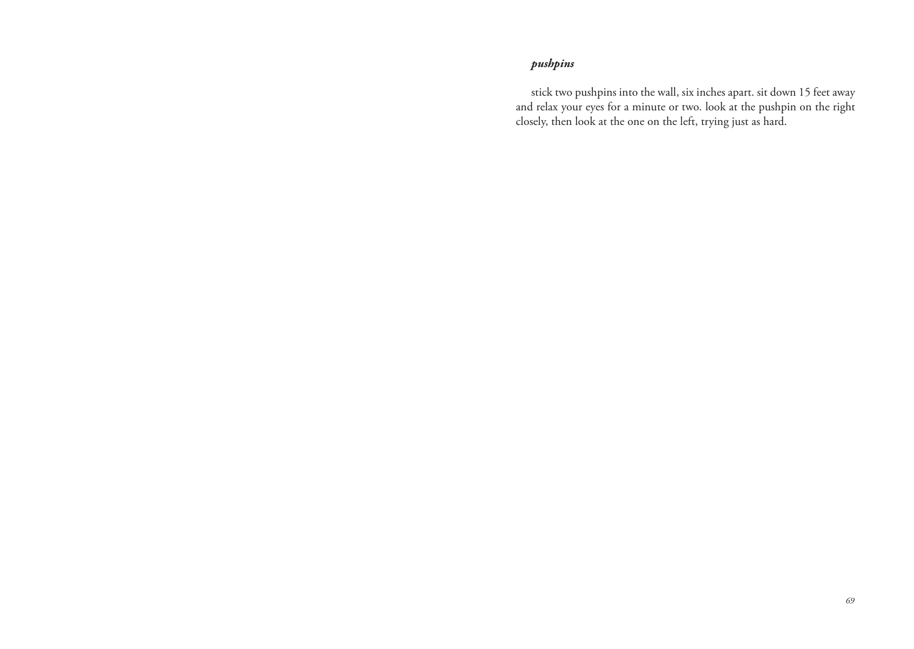***pushpins***

stick two pushpins into the wall, six inches apart. sit down 15 feet away and relax your eyes for a minute or two. look at the pushpin on the right closely, then look at the one on the left, trying just as hard.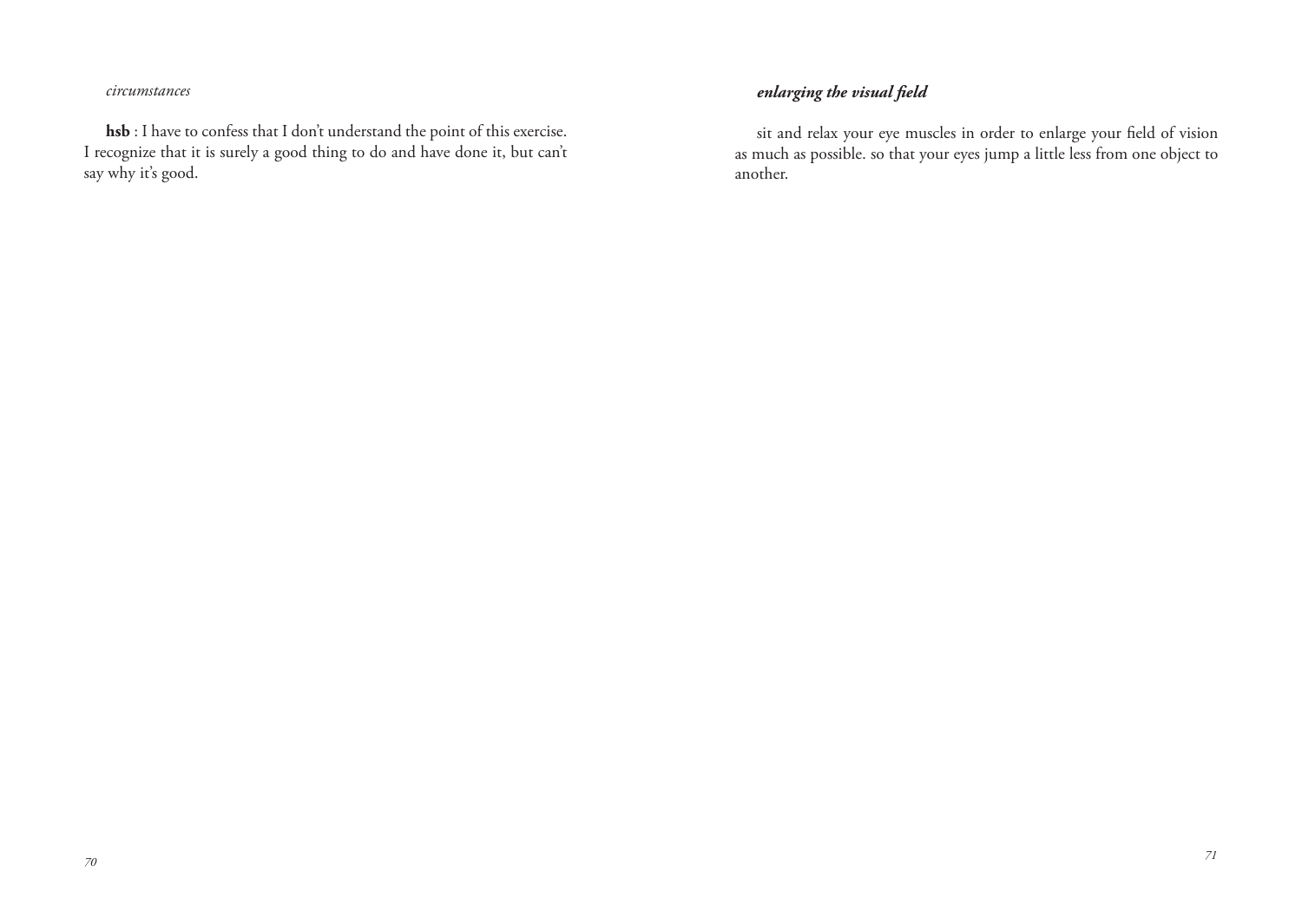**hsb** : I have to confess that I don't understand the point of this exercise. I recognize that it is surely a good thing to do and have done it, but can't say why it's good.

### ***enlarging the visual field***

sit and relax your eye muscles in order to enlarge your field of vision as much as possible. so that your eyes jump a little less from one object to another.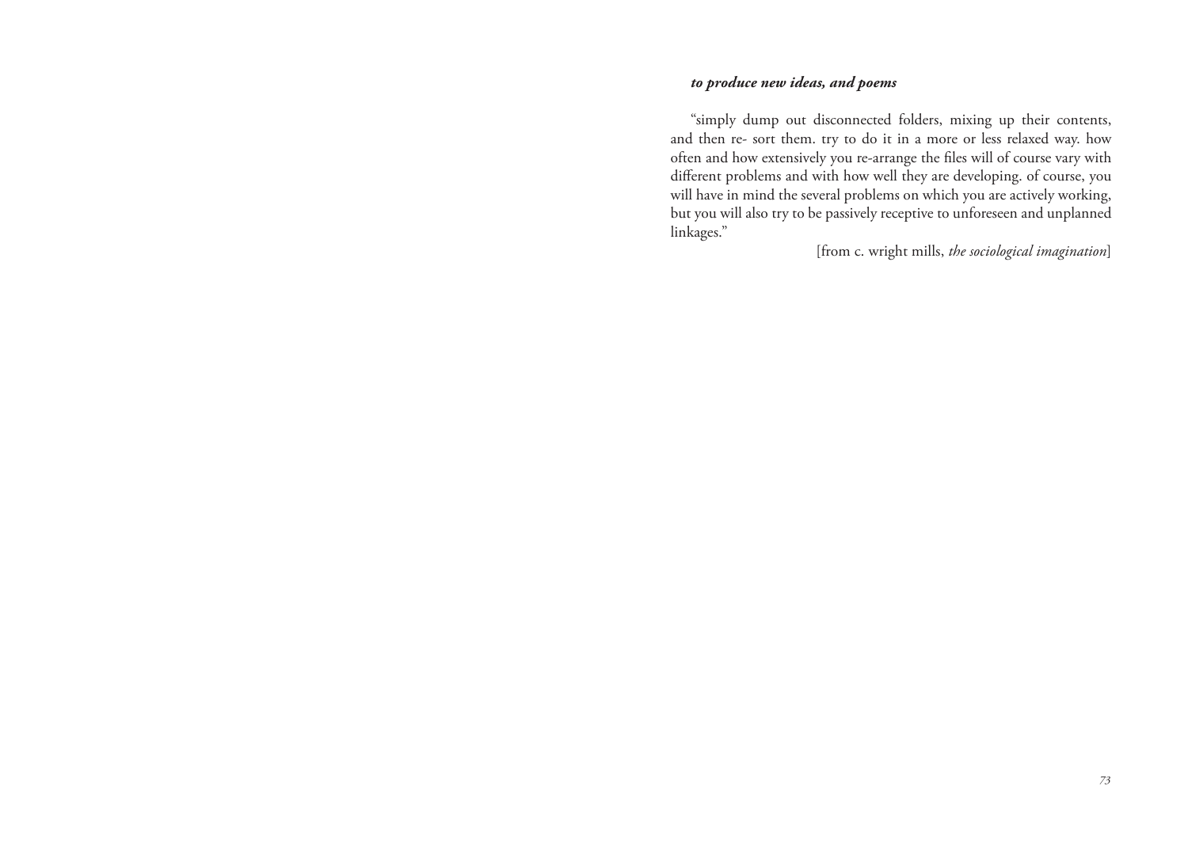***to produce new ideas, and poems***

"simply dump out disconnected folders, mixing up their contents, and then re- sort them. try to do it in a more or less relaxed way. how often and how extensively you re-arrange the files will of course vary with different problems and with how well they are developing. of course, you will have in mind the several problems on which you are actively working, but you will also try to be passively receptive to unforeseen and unplanned linkages."

[from c. wright mills, *the sociological imagination*]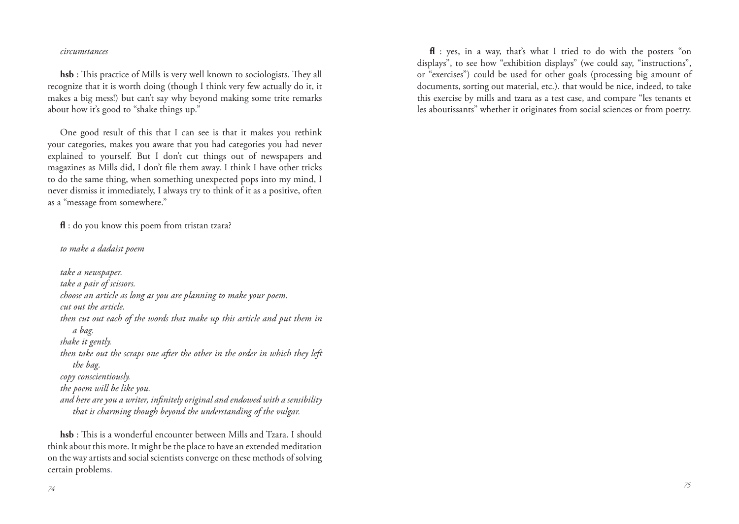*circumstances*

**hsb** : This practice of Mills is very well known to sociologists. They all recognize that it is worth doing (though I think very few actually do it, it makes a big mess!) but can't say why beyond making some trite remarks about how it's good to "shake things up."

One good result of this that I can see is that it makes you rethink your categories, makes you aware that you had categories you had never explained to yourself. But I don't cut things out of newspapers and magazines as Mills did, I don't file them away. I think I have other tricks to do the same thing, when something unexpected pops into my mind, I never dismiss it immediately, I always try to think of it as a positive, often as a "message from somewhere."

**fl** : do you know this poem from tristan tzara?

*to make a dadaist poem*

*take a newspaper.*
*take a pair of scissors.*
*choose an article as long as you are planning to make your poem.*
*cut out the article.*
*then cut out each of the words that make up this article and put them in a bag.*
*shake it gently.*
*then take out the scraps one after the other in the order in which they left the bag.*
*copy conscientiously.*
*the poem will be like you.*
*and here are you a writer, infinitely original and endowed with a sensibility that is charming though beyond the understanding of the vulgar.*

**hsb** : This is a wonderful encounter between Mills and Tzara. I should think about this more. It might be the place to have an extended meditation on the way artists and social scientists converge on these methods of solving certain problems.

**fl** : yes, in a way, that's what I tried to do with the posters "on displays", to see how "exhibition displays" (we could say, "instructions", or "exercises") could be used for other goals (processing big amount of documents, sorting out material, etc.). that would be nice, indeed, to take this exercise by mills and tzara as a test case, and compare "les tenants et les aboutissants" whether it originates from social sciences or from poetry.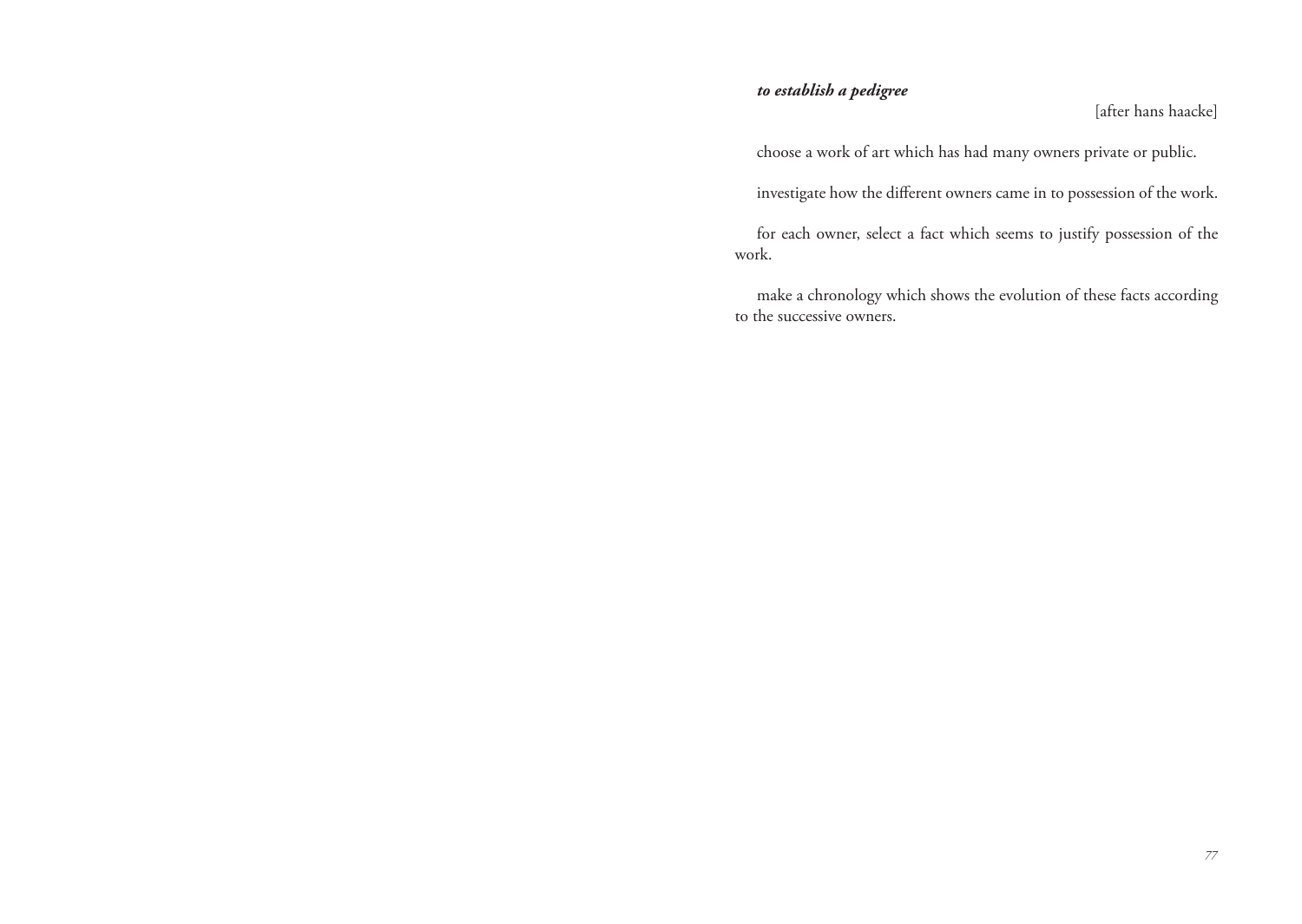***to establish a pedigree***

[after hans haacke]

choose a work of art which has had many owners private or public.

investigate how the different owners came in to possession of the work.

for each owner, select a fact which seems to justify possession of the work.

make a chronology which shows the evolution of these facts according to the successive owners.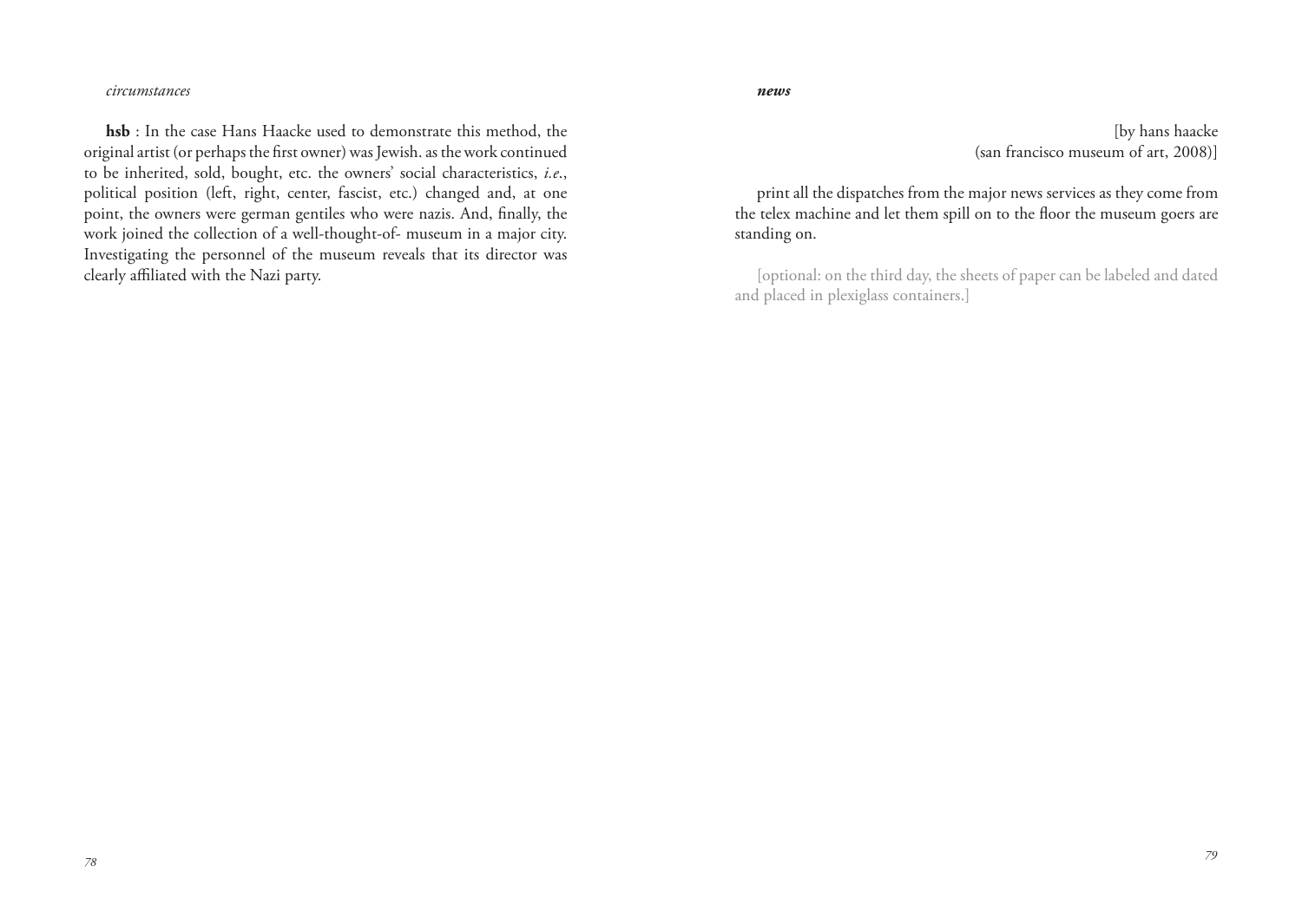*circumstances*

**hsb** : In the case Hans Haacke used to demonstrate this method, the original artist (or perhaps the first owner) was Jewish. as the work continued to be inherited, sold, bought, etc. the owners' social characteristics, *i.e.*, political position (left, right, center, fascist, etc.) changed and, at one point, the owners were german gentiles who were nazis. And, finally, the work joined the collection of a well-thought-of- museum in a major city. Investigating the personnel of the museum reveals that its director was clearly affiliated with the Nazi party.

***news***

[by hans haacke
(san francisco museum of art, 2008)]

print all the dispatches from the major news services as they come from the telex machine and let them spill on to the floor the museum goers are standing on.

[optional: on the third day, the sheets of paper can be labeled and dated and placed in plexiglass containers.]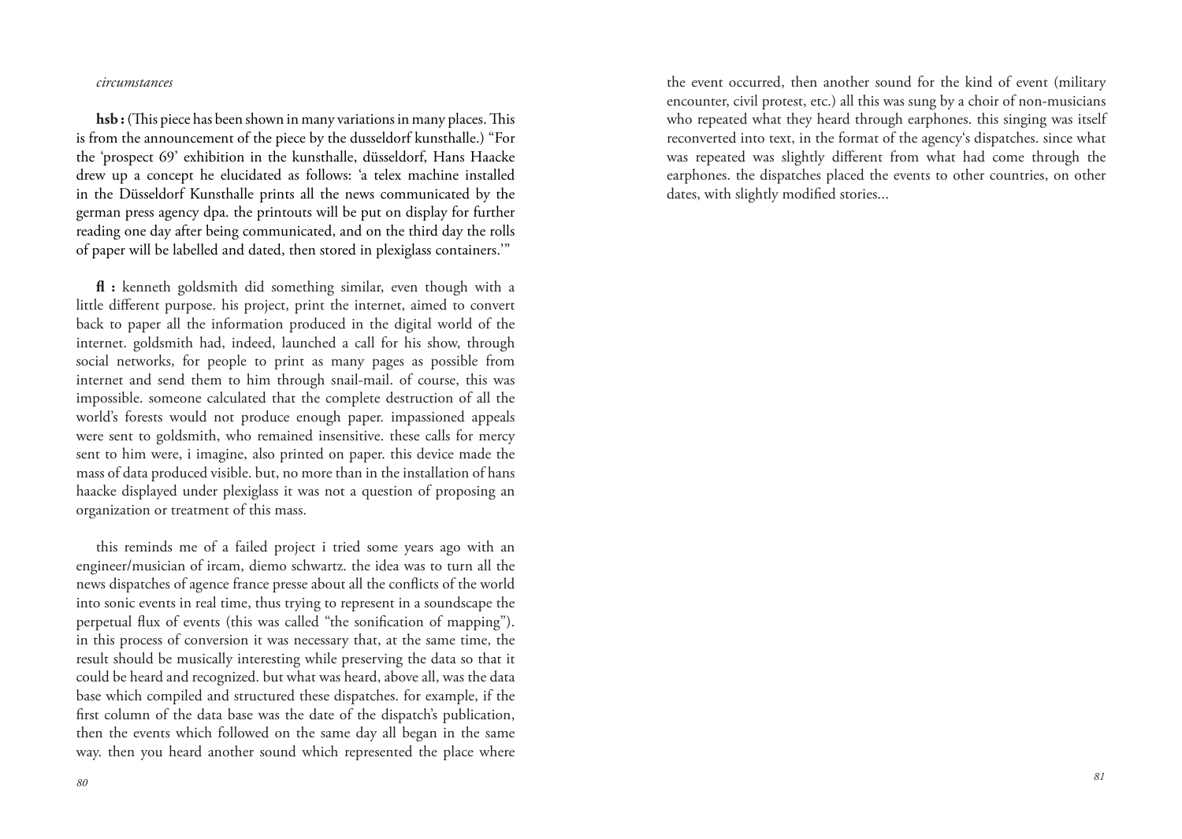*circumstances*

**hsb :** (This piece has been shown in many variations in many places. This is from the announcement of the piece by the dusseldorf kunsthalle.) "For the 'prospect 69' exhibition in the kunsthalle, düsseldorf, Hans Haacke drew up a concept he elucidated as follows: 'a telex machine installed in the Düsseldorf Kunsthalle prints all the news communicated by the german press agency dpa. the printouts will be put on display for further reading one day after being communicated, and on the third day the rolls of paper will be labelled and dated, then stored in plexiglass containers.'"

**fl :** kenneth goldsmith did something similar, even though with a little different purpose. his project, print the internet, aimed to convert back to paper all the information produced in the digital world of the internet. goldsmith had, indeed, launched a call for his show, through social networks, for people to print as many pages as possible from internet and send them to him through snail-mail. of course, this was impossible. someone calculated that the complete destruction of all the world's forests would not produce enough paper. impassioned appeals were sent to goldsmith, who remained insensitive. these calls for mercy sent to him were, i imagine, also printed on paper. this device made the mass of data produced visible. but, no more than in the installation of hans haacke displayed under plexiglass it was not a question of proposing an organization or treatment of this mass.

this reminds me of a failed project i tried some years ago with an engineer/musician of ircam, diemo schwartz. the idea was to turn all the news dispatches of agence france presse about all the conflicts of the world into sonic events in real time, thus trying to represent in a soundscape the perpetual flux of events (this was called "the sonification of mapping"). in this process of conversion it was necessary that, at the same time, the result should be musically interesting while preserving the data so that it could be heard and recognized. but what was heard, above all, was the data base which compiled and structured these dispatches. for example, if the first column of the data base was the date of the dispatch's publication, then the events which followed on the same day all began in the same way. then you heard another sound which represented the place where the event occurred, then another sound for the kind of event (military encounter, civil protest, etc.) all this was sung by a choir of non-musicians who repeated what they heard through earphones. this singing was itself reconverted into text, in the format of the agency's dispatches. since what was repeated was slightly different from what had come through the earphones. the dispatches placed the events to other countries, on other dates, with slightly modified stories...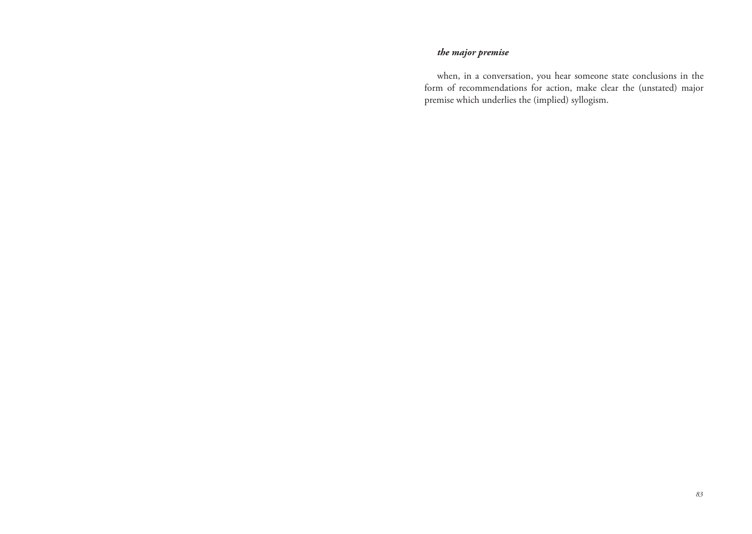### *the major premise*

when, in a conversation, you hear someone state conclusions in the form of recommendations for action, make clear the (unstated) major premise which underlies the (implied) syllogism.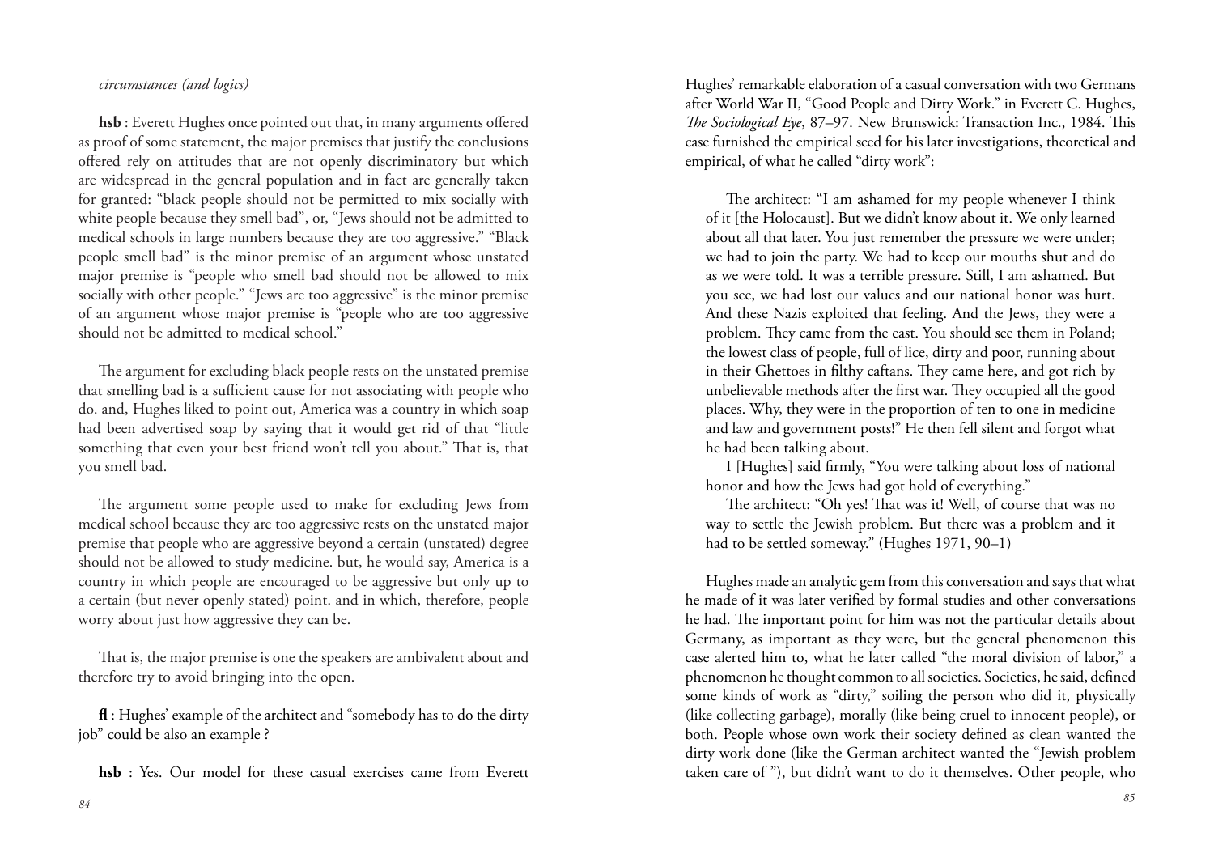*circumstances (and logics)*

**hsb** : Everett Hughes once pointed out that, in many arguments offered as proof of some statement, the major premises that justify the conclusions offered rely on attitudes that are not openly discriminatory but which are widespread in the general population and in fact are generally taken for granted: "black people should not be permitted to mix socially with white people because they smell bad", or, "Jews should not be admitted to medical schools in large numbers because they are too aggressive." "Black people smell bad" is the minor premise of an argument whose unstated major premise is "people who smell bad should not be allowed to mix socially with other people." "Jews are too aggressive" is the minor premise of an argument whose major premise is "people who are too aggressive should not be admitted to medical school."

The argument for excluding black people rests on the unstated premise that smelling bad is a sufficient cause for not associating with people who do. and, Hughes liked to point out, America was a country in which soap had been advertised soap by saying that it would get rid of that "little something that even your best friend won't tell you about." That is, that you smell bad.

The argument some people used to make for excluding Jews from medical school because they are too aggressive rests on the unstated major premise that people who are aggressive beyond a certain (unstated) degree should not be allowed to study medicine. but, he would say, America is a country in which people are encouraged to be aggressive but only up to a certain (but never openly stated) point. and in which, therefore, people worry about just how aggressive they can be.

That is, the major premise is one the speakers are ambivalent about and therefore try to avoid bringing into the open.

**fl** : Hughes' example of the architect and "somebody has to do the dirty job" could be also an example ?

**hsb** : Yes. Our model for these casual exercises came from Everett Hughes' remarkable elaboration of a casual conversation with two Germans after World War II, "Good People and Dirty Work." in Everett C. Hughes, *The Sociological Eye*, 87–97. New Brunswick: Transaction Inc., 1984. This case furnished the empirical seed for his later investigations, theoretical and empirical, of what he called "dirty work":

> The architect: "I am ashamed for my people whenever I think of it [the Holocaust]. But we didn't know about it. We only learned about all that later. You just remember the pressure we were under; we had to join the party. We had to keep our mouths shut and do as we were told. It was a terrible pressure. Still, I am ashamed. But you see, we had lost our values and our national honor was hurt. And these Nazis exploited that feeling. And the Jews, they were a problem. They came from the east. You should see them in Poland; the lowest class of people, full of lice, dirty and poor, running about in their Ghettoes in filthy caftans. They came here, and got rich by unbelievable methods after the first war. They occupied all the good places. Why, they were in the proportion of ten to one in medicine and law and government posts!" He then fell silent and forgot what he had been talking about.
>
> I [Hughes] said firmly, "You were talking about loss of national honor and how the Jews had got hold of everything."
>
> The architect: "Oh yes! That was it! Well, of course that was no way to settle the Jewish problem. But there was a problem and it had to be settled someway." (Hughes 1971, 90–1)

Hughes made an analytic gem from this conversation and says that what he made of it was later verified by formal studies and other conversations he had. The important point for him was not the particular details about Germany, as important as they were, but the general phenomenon this case alerted him to, what he later called "the moral division of labor," a phenomenon he thought common to all societies. Societies, he said, defined some kinds of work as "dirty," soiling the person who did it, physically (like collecting garbage), morally (like being cruel to innocent people), or both. People whose own work their society defined as clean wanted the dirty work done (like the German architect wanted the "Jewish problem taken care of "), but didn't want to do it themselves. Other people, who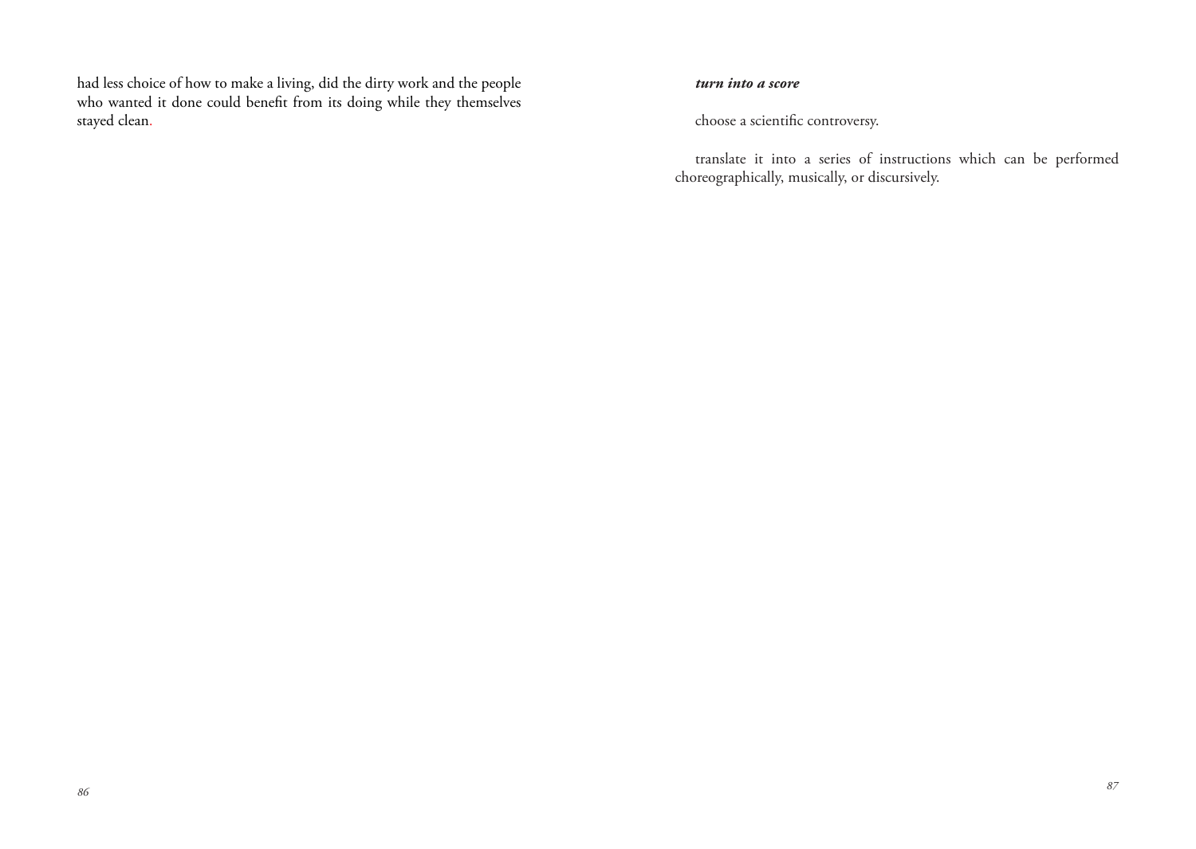had less choice of how to make a living, did the dirty work and the people who wanted it done could benefit from its doing while they themselves stayed clean.

***turn into a score***

choose a scientific controversy.

translate it into a series of instructions which can be performed choreographically, musically, or discursively.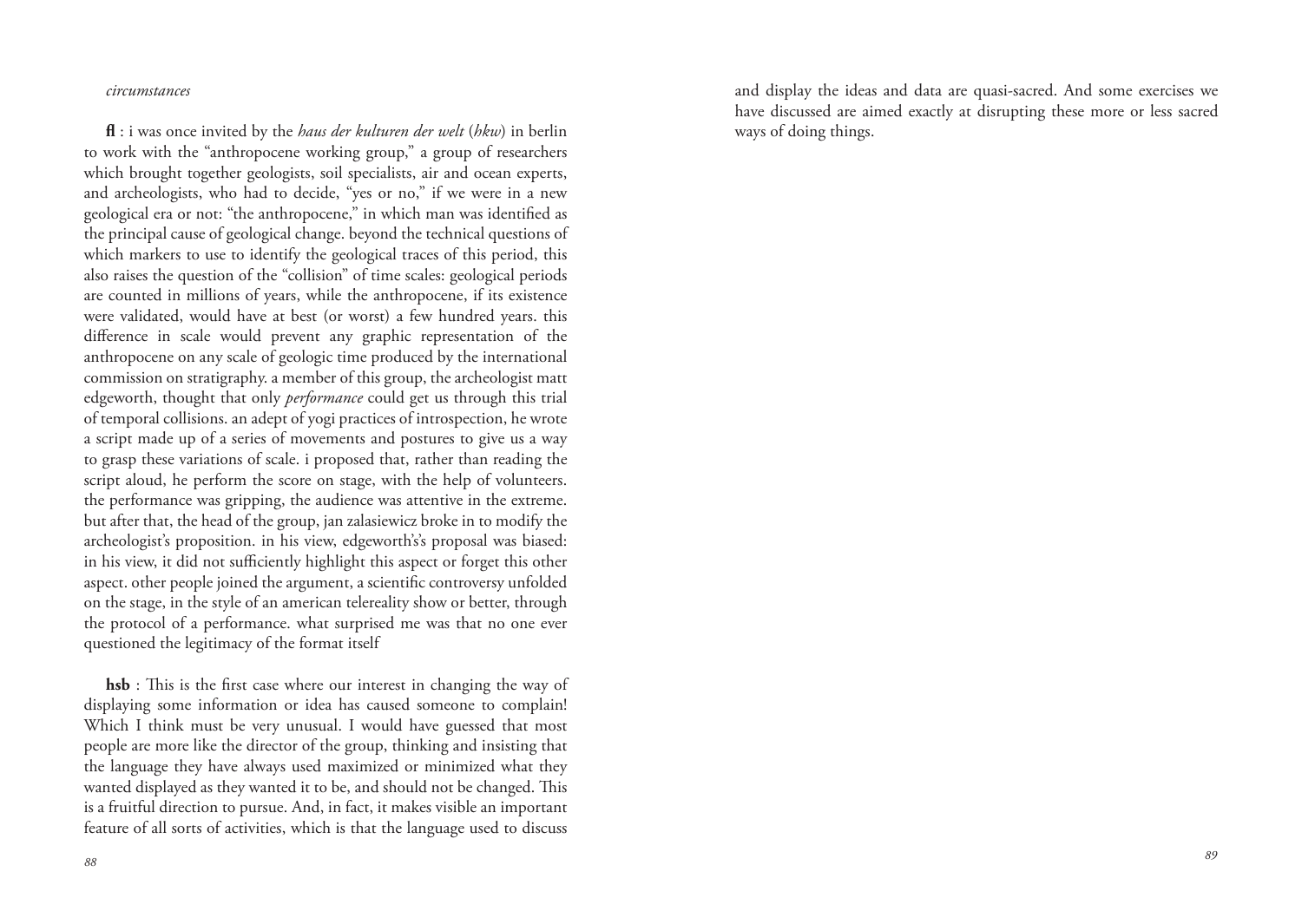*circumstances*

**fl** : i was once invited by the *haus der kulturen der welt* (*hkw*) in berlin to work with the "anthropocene working group," a group of researchers which brought together geologists, soil specialists, air and ocean experts, and archeologists, who had to decide, "yes or no," if we were in a new geological era or not: "the anthropocene," in which man was identified as the principal cause of geological change. beyond the technical questions of which markers to use to identify the geological traces of this period, this also raises the question of the "collision" of time scales: geological periods are counted in millions of years, while the anthropocene, if its existence were validated, would have at best (or worst) a few hundred years. this difference in scale would prevent any graphic representation of the anthropocene on any scale of geologic time produced by the international commission on stratigraphy. a member of this group, the archeologist matt edgeworth, thought that only *performance* could get us through this trial of temporal collisions. an adept of yogi practices of introspection, he wrote a script made up of a series of movements and postures to give us a way to grasp these variations of scale. i proposed that, rather than reading the script aloud, he perform the score on stage, with the help of volunteers. the performance was gripping, the audience was attentive in the extreme. but after that, the head of the group, jan zalasiewicz broke in to modify the archeologist's proposition. in his view, edgeworth's's proposal was biased: in his view, it did not sufficiently highlight this aspect or forget this other aspect. other people joined the argument, a scientific controversy unfolded on the stage, in the style of an american telereality show or better, through the protocol of a performance. what surprised me was that no one ever questioned the legitimacy of the format itself

**hsb** : This is the first case where our interest in changing the way of displaying some information or idea has caused someone to complain! Which I think must be very unusual. I would have guessed that most people are more like the director of the group, thinking and insisting that the language they have always used maximized or minimized what they wanted displayed as they wanted it to be, and should not be changed. This is a fruitful direction to pursue. And, in fact, it makes visible an important feature of all sorts of activities, which is that the language used to discuss and display the ideas and data are quasi-sacred. And some exercises we have discussed are aimed exactly at disrupting these more or less sacred ways of doing things.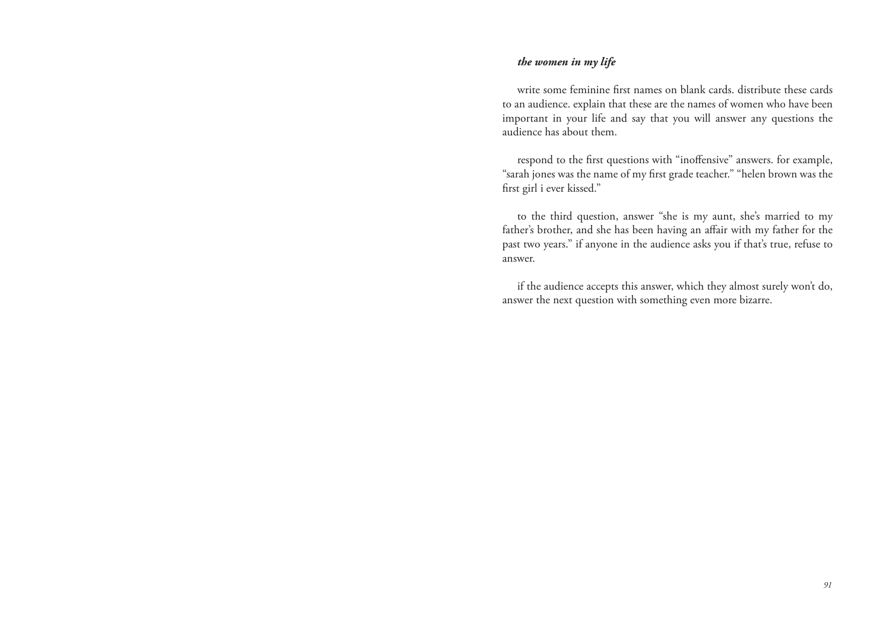***the women in my life***

write some feminine first names on blank cards. distribute these cards to an audience. explain that these are the names of women who have been important in your life and say that you will answer any questions the audience has about them.

respond to the first questions with "inoffensive" answers. for example, "sarah jones was the name of my first grade teacher." "helen brown was the first girl i ever kissed."

to the third question, answer "she is my aunt, she's married to my father's brother, and she has been having an affair with my father for the past two years." if anyone in the audience asks you if that's true, refuse to answer.

if the audience accepts this answer, which they almost surely won't do, answer the next question with something even more bizarre.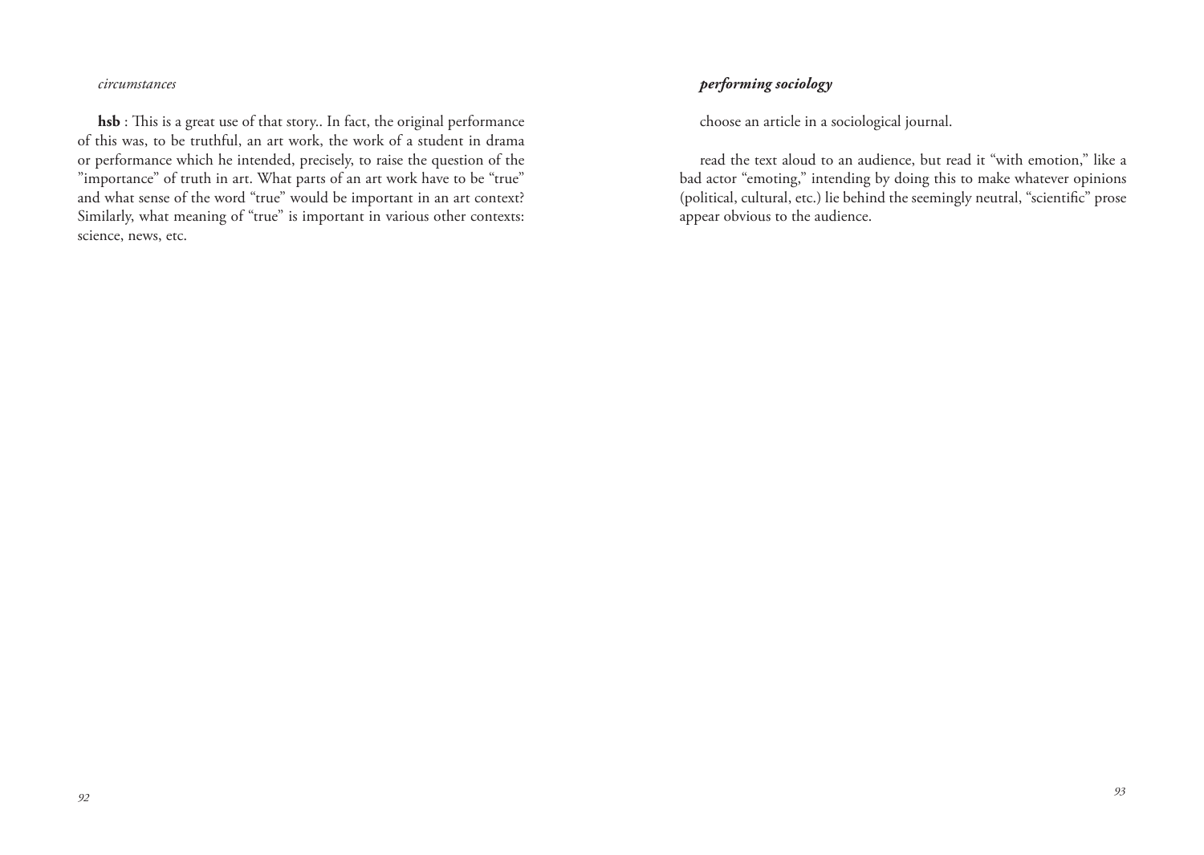**hsb** : This is a great use of that story.. In fact, the original performance of this was, to be truthful, an art work, the work of a student in drama or performance which he intended, precisely, to raise the question of the ”importance” of truth in art. What parts of an art work have to be “true” and what sense of the word “true” would be important in an art context? Similarly, what meaning of “true” is important in various other contexts: science, news, etc.

## *performing sociology*

choose an article in a sociological journal.

read the text aloud to an audience, but read it “with emotion,” like a bad actor “emoting,” intending by doing this to make whatever opinions (political, cultural, etc.) lie behind the seemingly neutral, “scientific” prose appear obvious to the audience.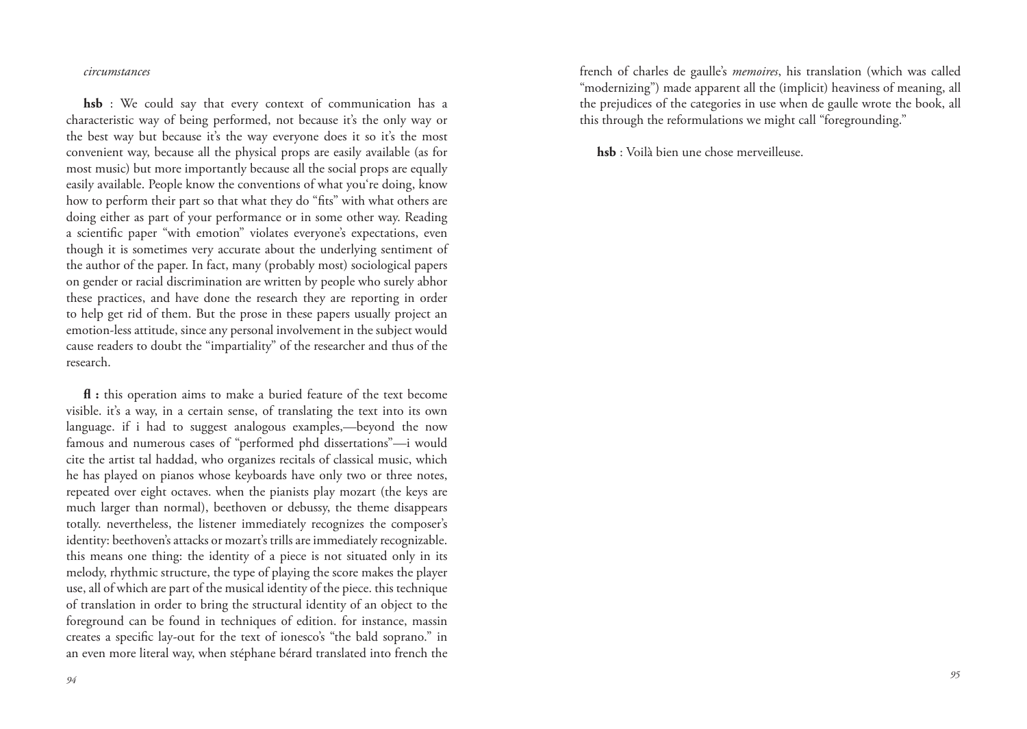**hsb** : We could say that every context of communication has a characteristic way of being performed, not because it's the only way or the best way but because it's the way everyone does it so it's the most convenient way, because all the physical props are easily available (as for most music) but more importantly because all the social props are equally easily available. People know the conventions of what you're doing, know how to perform their part so that what they do "fits" with what others are doing either as part of your performance or in some other way. Reading a scientific paper "with emotion" violates everyone's expectations, even though it is sometimes very accurate about the underlying sentiment of the author of the paper. In fact, many (probably most) sociological papers on gender or racial discrimination are written by people who surely abhor these practices, and have done the research they are reporting in order to help get rid of them. But the prose in these papers usually project an emotion-less attitude, since any personal involvement in the subject would cause readers to doubt the "impartiality" of the researcher and thus of the research.

**fl :** this operation aims to make a buried feature of the text become visible. it's a way, in a certain sense, of translating the text into its own language. if i had to suggest analogous examples,—beyond the now famous and numerous cases of "performed phd dissertations"—i would cite the artist tal haddad, who organizes recitals of classical music, which he has played on pianos whose keyboards have only two or three notes, repeated over eight octaves. when the pianists play mozart (the keys are much larger than normal), beethoven or debussy, the theme disappears totally. nevertheless, the listener immediately recognizes the composer's identity: beethoven's attacks or mozart's trills are immediately recognizable. this means one thing: the identity of a piece is not situated only in its melody, rhythmic structure, the type of playing the score makes the player use, all of which are part of the musical identity of the piece. this technique of translation in order to bring the structural identity of an object to the foreground can be found in techniques of edition. for instance, massin creates a specific lay-out for the text of ionesco's "the bald soprano." in an even more literal way, when stéphane bérard translated into french the french of charles de gaulle's *memoires*, his translation (which was called "modernizing") made apparent all the (implicit) heaviness of meaning, all the prejudices of the categories in use when de gaulle wrote the book, all this through the reformulations we might call "foregrounding."

**hsb** : Voilà bien une chose merveilleuse.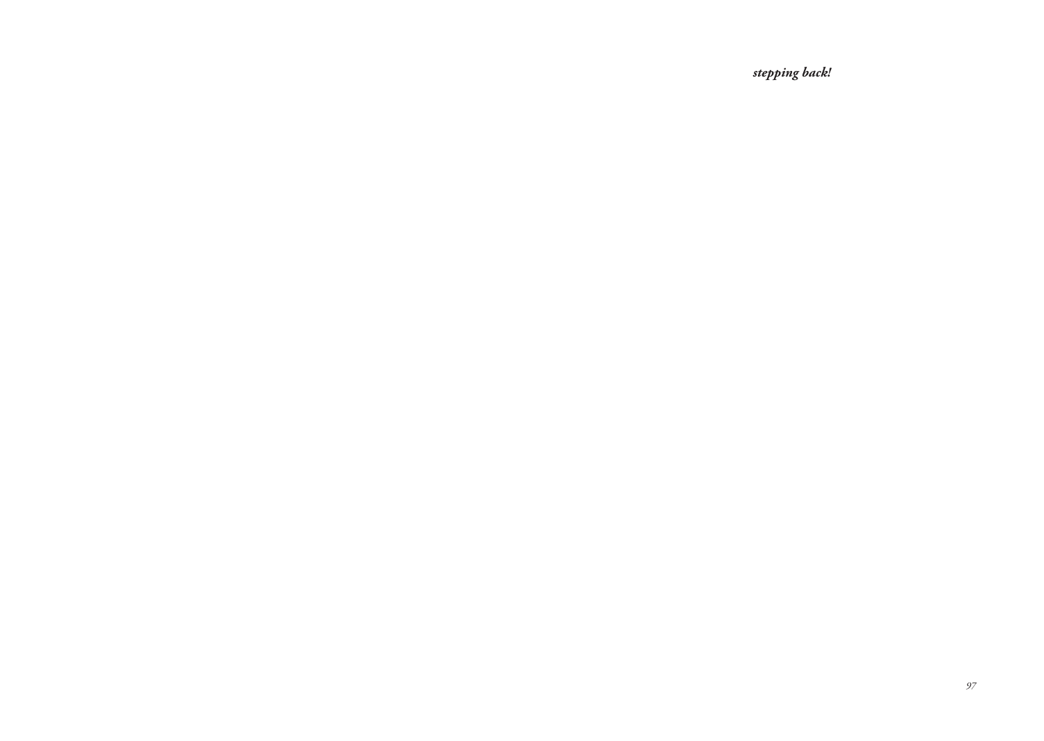***stepping back!***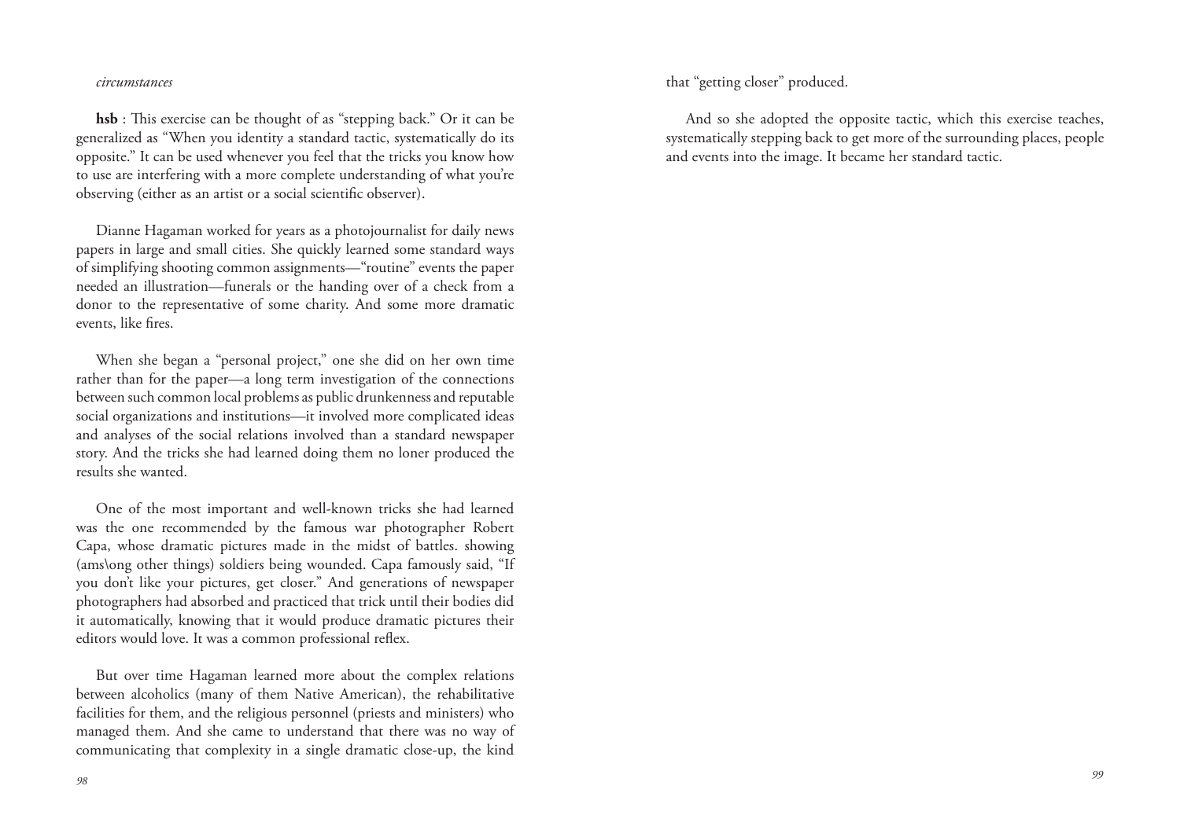*circumstances*

**hsb** : This exercise can be thought of as "stepping back." Or it can be generalized as "When you identity a standard tactic, systematically do its opposite." It can be used whenever you feel that the tricks you know how to use are interfering with a more complete understanding of what you're observing (either as an artist or a social scientific observer).

Dianne Hagaman worked for years as a photojournalist for daily news papers in large and small cities. She quickly learned some standard ways of simplifying shooting common assignments—"routine" events the paper needed an illustration—funerals or the handing over of a check from a donor to the representative of some charity. And some more dramatic events, like fires.

When she began a "personal project," one she did on her own time rather than for the paper—a long term investigation of the connections between such common local problems as public drunkenness and reputable social organizations and institutions—it involved more complicated ideas and analyses of the social relations involved than a standard newspaper story. And the tricks she had learned doing them no loner produced the results she wanted.

One of the most important and well-known tricks she had learned was the one recommended by the famous war photographer Robert Capa, whose dramatic pictures made in the midst of battles. showing (ams\ong other things) soldiers being wounded. Capa famously said, "If you don't like your pictures, get closer." And generations of newspaper photographers had absorbed and practiced that trick until their bodies did it automatically, knowing that it would produce dramatic pictures their editors would love. It was a common professional reflex.

But over time Hagaman learned more about the complex relations between alcoholics (many of them Native American), the rehabilitative facilities for them, and the religious personnel (priests and ministers) who managed them. And she came to understand that there was no way of communicating that complexity in a single dramatic close-up, the kind that "getting closer" produced.

And so she adopted the opposite tactic, which this exercise teaches, systematically stepping back to get more of the surrounding places, people and events into the image. It became her standard tactic.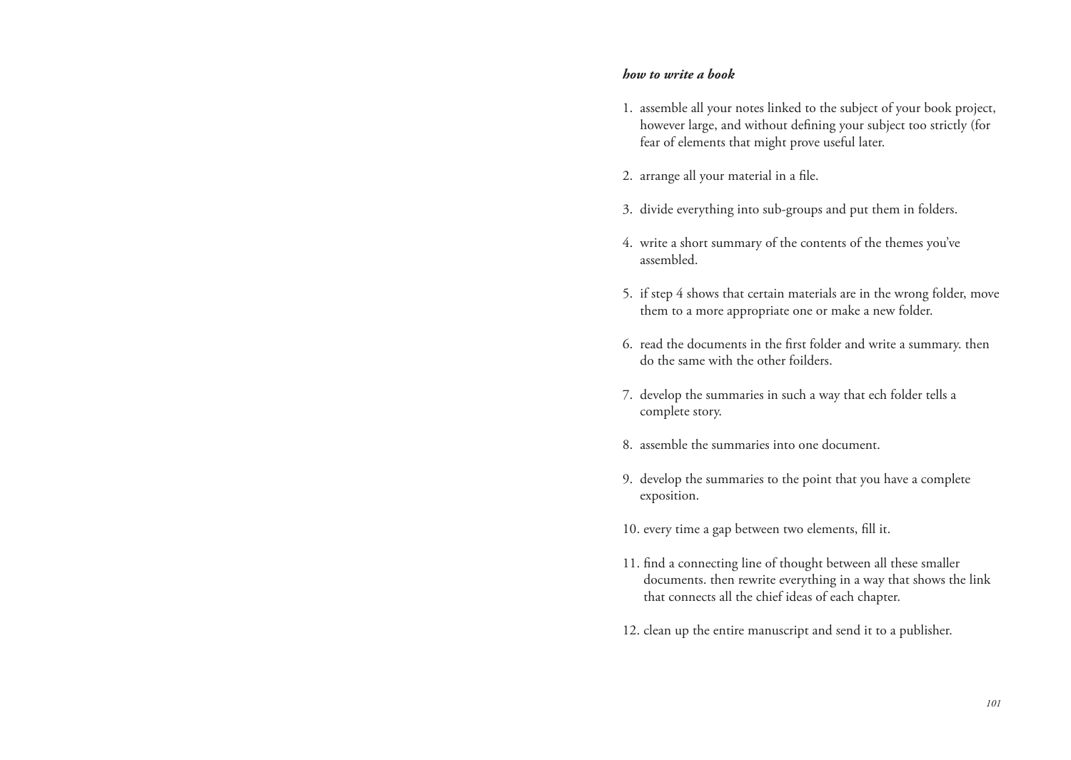***how to write a book***

1. assemble all your notes linked to the subject of your book project, however large, and without defining your subject too strictly (for fear of elements that might prove useful later.

2. arrange all your material in a file.

3. divide everything into sub-groups and put them in folders.

4. write a short summary of the contents of the themes you've assembled.

5. if step 4 shows that certain materials are in the wrong folder, move them to a more appropriate one or make a new folder.

6. read the documents in the first folder and write a summary. then do the same with the other foilders.

7. develop the summaries in such a way that ech folder tells a complete story.

8. assemble the summaries into one document.

9. develop the summaries to the point that you have a complete exposition.

10. every time a gap between two elements, fill it.

11. find a connecting line of thought between all these smaller documents. then rewrite everything in a way that shows the link that connects all the chief ideas of each chapter.

12. clean up the entire manuscript and send it to a publisher.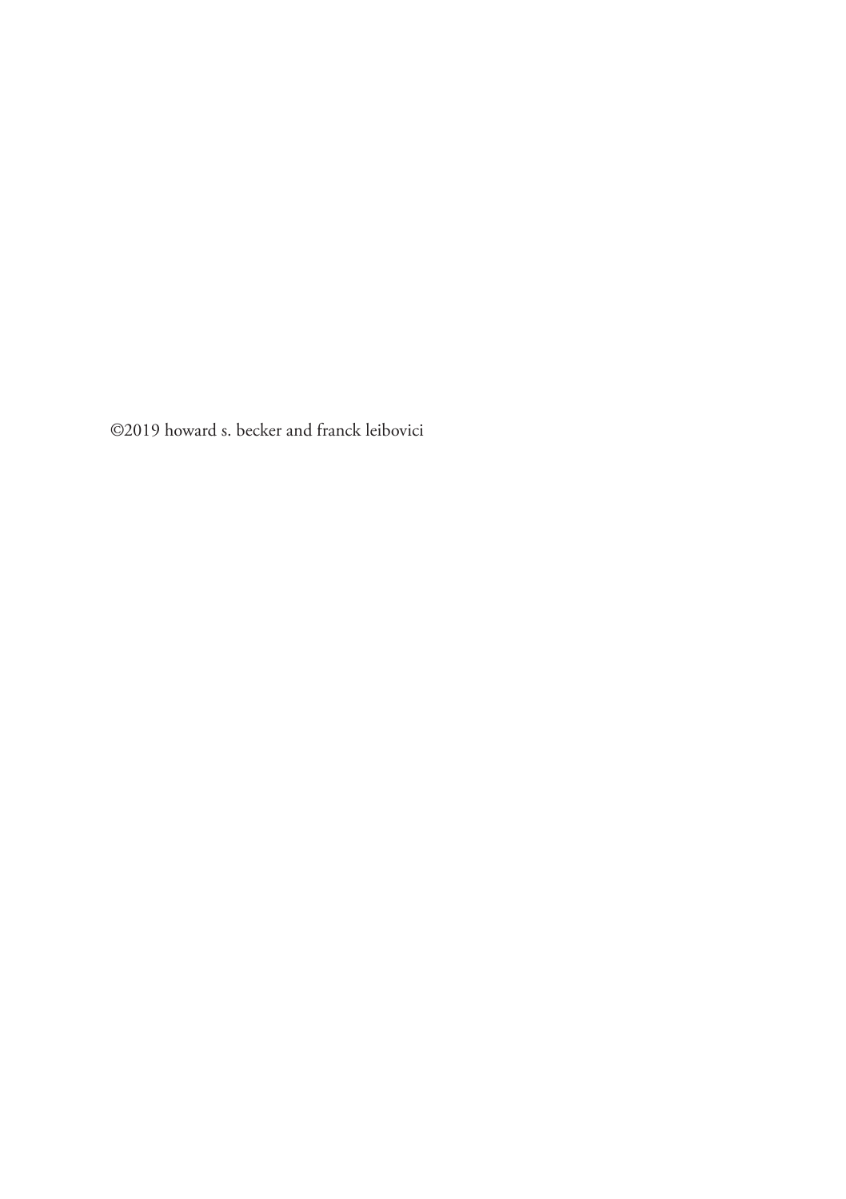©2019 howard s. becker and franck leibovici